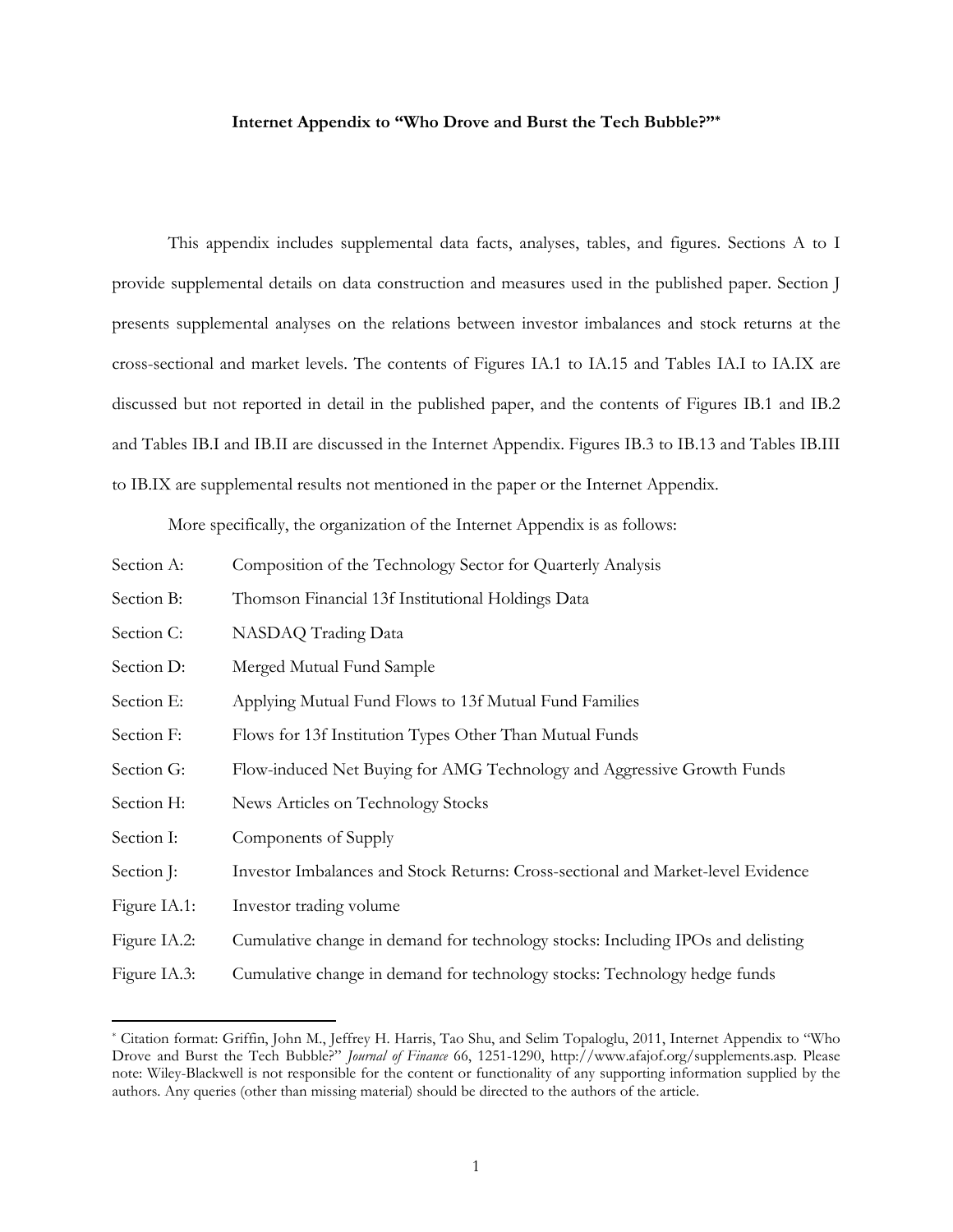**Internet Appendix to "Who Drove and Burst the Tech Bubble?"***

This appendix includes supplemental data facts, analyses, tables, and figures. Sections A to I provide supplemental details on data construction and measures used in the published paper. Section J presents supplemental analyses on the relations between investor imbalances and stock returns at the cross-sectional and market levels. The contents of Figures IA.1 to IA.15 and Tables IA.I to IA.IX are discussed but not reported in detail in the published paper, and the contents of Figures IB.1 and IB.2 and Tables IB.I and IB.II are discussed in the Internet Appendix. Figures IB.3 to IB.13 and Tables IB.III to IB.IX are supplemental results not mentioned in the paper or the Internet Appendix.

More specifically, the organization of the Internet Appendix is as follows:

| | |
|---|---|
| Section A: | Composition of the Technology Sector for Quarterly Analysis |
| Section B: | Thomson Financial 13f Institutional Holdings Data |
| Section C: | NASDAQ Trading Data |
| Section D: | Merged Mutual Fund Sample |
| Section E: | Applying Mutual Fund Flows to 13f Mutual Fund Families |
| Section F: | Flows for 13f Institution Types Other Than Mutual Funds |
| Section G: | Flow-induced Net Buying for AMG Technology and Aggressive Growth Funds |
| Section H: | News Articles on Technology Stocks |
| Section I: | Components of Supply |
| Section J: | Investor Imbalances and Stock Returns: Cross-sectional and Market-level Evidence |
| Figure IA.1: | Investor trading volume |
| Figure IA.2: | Cumulative change in demand for technology stocks: Including IPOs and delisting |
| Figure IA.3: | Cumulative change in demand for technology stocks: Technology hedge funds |

* Citation format: Griffin, John M., Jeffrey H. Harris, Tao Shu, and Selim Topaloglu, 2011, Internet Appendix to "Who Drove and Burst the Tech Bubble?" *Journal of Finance* 66, 1251-1290, http://www.afajof.org/supplements.asp. Please note: Wiley-Blackwell is not responsible for the content or functionality of any supporting information supplied by the authors. Any queries (other than missing material) should be directed to the authors of the article.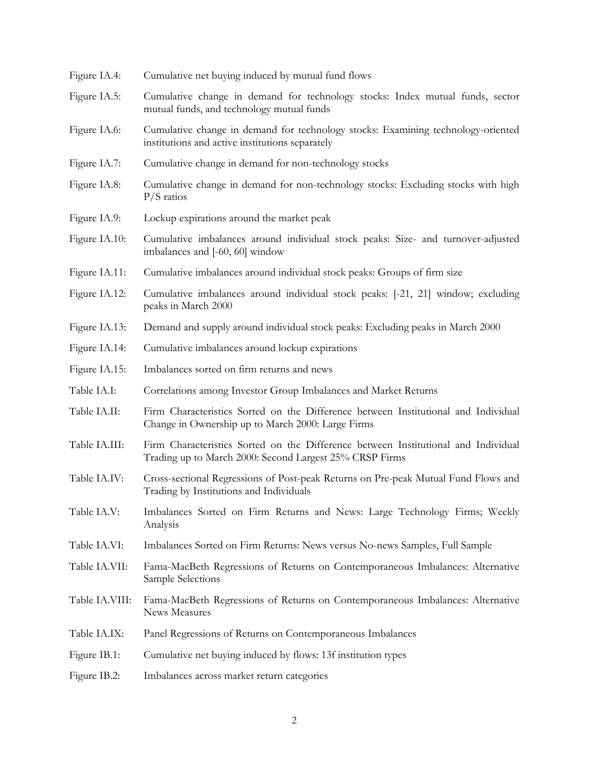| | |
|---|---|
| Figure IA.4: | Cumulative net buying induced by mutual fund flows |
| Figure IA.5: | Cumulative change in demand for technology stocks: Index mutual funds, sector mutual funds, and technology mutual funds |
| Figure IA.6: | Cumulative change in demand for technology stocks: Examining technology-oriented institutions and active institutions separately |
| Figure IA.7: | Cumulative change in demand for non-technology stocks |
| Figure IA.8: | Cumulative change in demand for non-technology stocks: Excluding stocks with high P/S ratios |
| Figure IA.9: | Lockup expirations around the market peak |
| Figure IA.10: | Cumulative imbalances around individual stock peaks: Size- and turnover-adjusted imbalances and [-60, 60] window |
| Figure IA.11: | Cumulative imbalances around individual stock peaks: Groups of firm size |
| Figure IA.12: | Cumulative imbalances around individual stock peaks: [-21, 21] window; excluding peaks in March 2000 |
| Figure IA.13: | Demand and supply around individual stock peaks: Excluding peaks in March 2000 |
| Figure IA.14: | Cumulative imbalances around lockup expirations |
| Figure IA.15: | Imbalances sorted on firm returns and news |
| Table IA.I: | Correlations among Investor Group Imbalances and Market Returns |
| Table IA.II: | Firm Characteristics Sorted on the Difference between Institutional and Individual Change in Ownership up to March 2000: Large Firms |
| Table IA.III: | Firm Characteristics Sorted on the Difference between Institutional and Individual Trading up to March 2000: Second Largest 25% CRSP Firms |
| Table IA.IV: | Cross-sectional Regressions of Post-peak Returns on Pre-peak Mutual Fund Flows and Trading by Institutions and Individuals |
| Table IA.V: | Imbalances Sorted on Firm Returns and News: Large Technology Firms; Weekly Analysis |
| Table IA.VI: | Imbalances Sorted on Firm Returns: News versus No-news Samples, Full Sample |
| Table IA.VII: | Fama-MacBeth Regressions of Returns on Contemporaneous Imbalances: Alternative Sample Selections |
| Table IA.VIII: | Fama-MacBeth Regressions of Returns on Contemporaneous Imbalances: Alternative News Measures |
| Table IA.IX: | Panel Regressions of Returns on Contemporaneous Imbalances |
| Figure IB.1: | Cumulative net buying induced by flows: 13f institution types |
| Figure IB.2: | Imbalances across market return categories |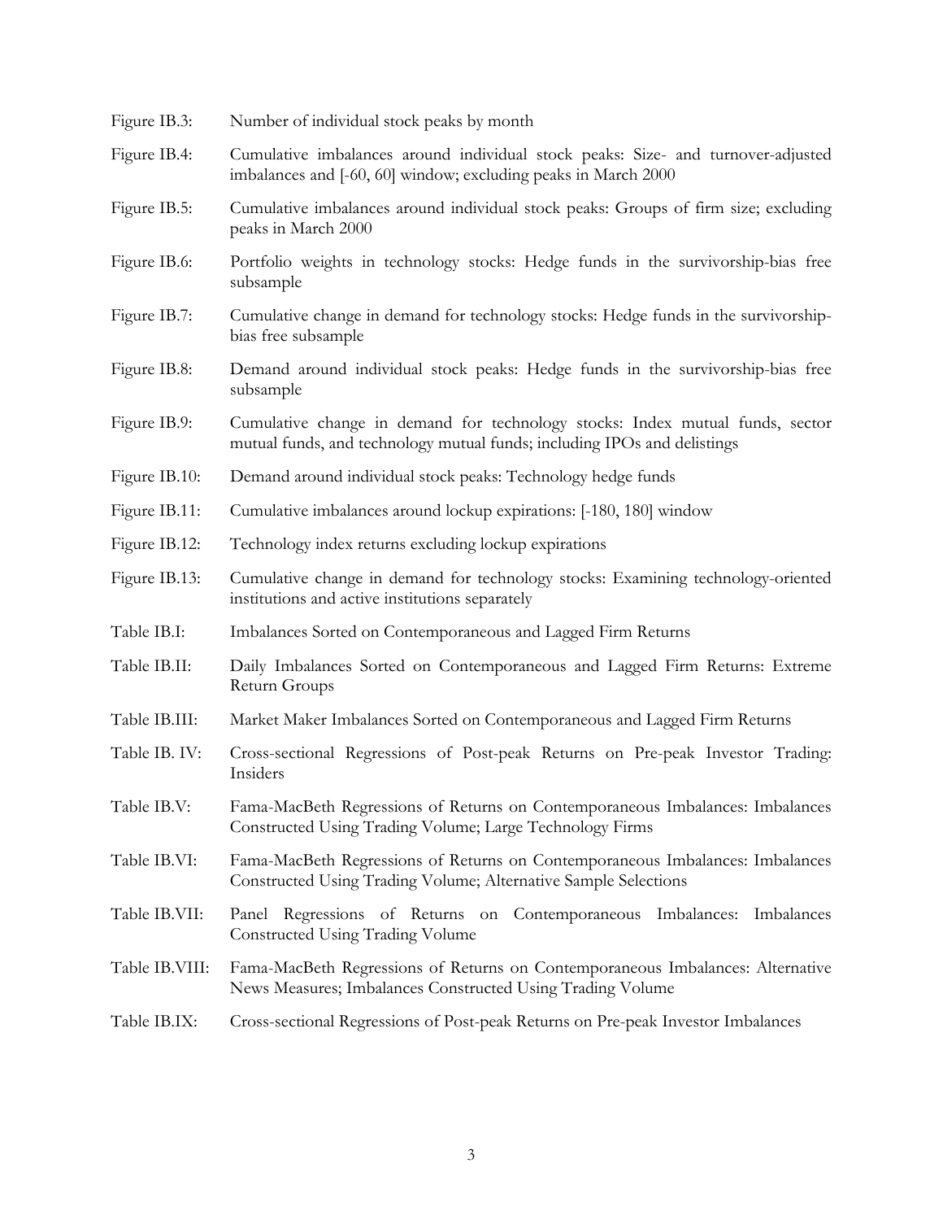| | |
|---|---|
| Figure IB.3: | Number of individual stock peaks by month |
| Figure IB.4: | Cumulative imbalances around individual stock peaks: Size- and turnover-adjusted imbalances and [-60, 60] window; excluding peaks in March 2000 |
| Figure IB.5: | Cumulative imbalances around individual stock peaks: Groups of firm size; excluding peaks in March 2000 |
| Figure IB.6: | Portfolio weights in technology stocks: Hedge funds in the survivorship-bias free subsample |
| Figure IB.7: | Cumulative change in demand for technology stocks: Hedge funds in the survivorship-bias free subsample |
| Figure IB.8: | Demand around individual stock peaks: Hedge funds in the survivorship-bias free subsample |
| Figure IB.9: | Cumulative change in demand for technology stocks: Index mutual funds, sector mutual funds, and technology mutual funds; including IPOs and delistings |
| Figure IB.10: | Demand around individual stock peaks: Technology hedge funds |
| Figure IB.11: | Cumulative imbalances around lockup expirations: [-180, 180] window |
| Figure IB.12: | Technology index returns excluding lockup expirations |
| Figure IB.13: | Cumulative change in demand for technology stocks: Examining technology-oriented institutions and active institutions separately |
| Table IB.I: | Imbalances Sorted on Contemporaneous and Lagged Firm Returns |
| Table IB.II: | Daily Imbalances Sorted on Contemporaneous and Lagged Firm Returns: Extreme Return Groups |
| Table IB.III: | Market Maker Imbalances Sorted on Contemporaneous and Lagged Firm Returns |
| Table IB. IV: | Cross-sectional Regressions of Post-peak Returns on Pre-peak Investor Trading: Insiders |
| Table IB.V: | Fama-MacBeth Regressions of Returns on Contemporaneous Imbalances: Imbalances Constructed Using Trading Volume; Large Technology Firms |
| Table IB.VI: | Fama-MacBeth Regressions of Returns on Contemporaneous Imbalances: Imbalances Constructed Using Trading Volume; Alternative Sample Selections |
| Table IB.VII: | Panel Regressions of Returns on Contemporaneous Imbalances: Imbalances Constructed Using Trading Volume |
| Table IB.VIII: | Fama-MacBeth Regressions of Returns on Contemporaneous Imbalances: Alternative News Measures; Imbalances Constructed Using Trading Volume |
| Table IB.IX: | Cross-sectional Regressions of Post-peak Returns on Pre-peak Investor Imbalances |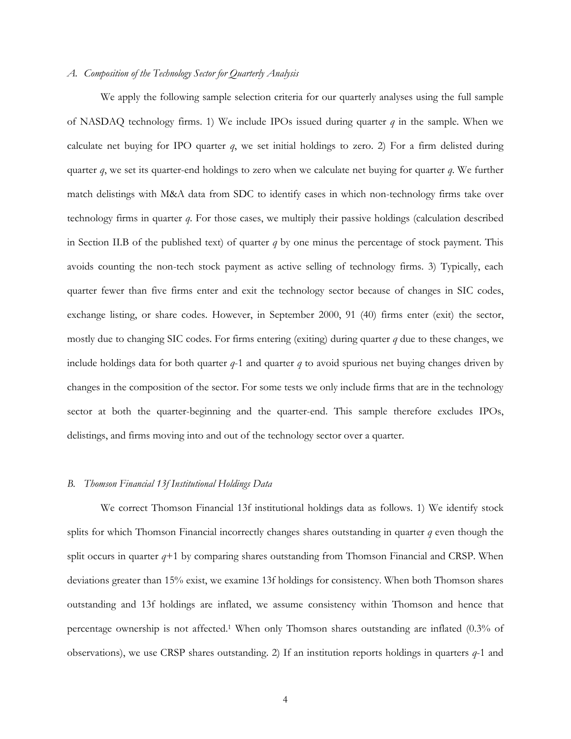### A. *Composition of the Technology Sector for Quarterly Analysis*

We apply the following sample selection criteria for our quarterly analyses using the full sample of NASDAQ technology firms. 1) We include IPOs issued during quarter *q* in the sample. When we calculate net buying for IPO quarter *q*, we set initial holdings to zero. 2) For a firm delisted during quarter *q*, we set its quarter-end holdings to zero when we calculate net buying for quarter *q*. We further match delistings with M&A data from SDC to identify cases in which non-technology firms take over technology firms in quarter *q*. For those cases, we multiply their passive holdings (calculation described in Section II.B of the published text) of quarter *q* by one minus the percentage of stock payment. This avoids counting the non-tech stock payment as active selling of technology firms. 3) Typically, each quarter fewer than five firms enter and exit the technology sector because of changes in SIC codes, exchange listing, or share codes. However, in September 2000, 91 (40) firms enter (exit) the sector, mostly due to changing SIC codes. For firms entering (exiting) during quarter *q* due to these changes, we include holdings data for both quarter *q*-1 and quarter *q* to avoid spurious net buying changes driven by changes in the composition of the sector. For some tests we only include firms that are in the technology sector at both the quarter-beginning and the quarter-end. This sample therefore excludes IPOs, delistings, and firms moving into and out of the technology sector over a quarter.

### B. *Thomson Financial 13f Institutional Holdings Data*

We correct Thomson Financial 13f institutional holdings data as follows. 1) We identify stock splits for which Thomson Financial incorrectly changes shares outstanding in quarter *q* even though the split occurs in quarter *q*+1 by comparing shares outstanding from Thomson Financial and CRSP. When deviations greater than 15% exist, we examine 13f holdings for consistency. When both Thomson shares outstanding and 13f holdings are inflated, we assume consistency within Thomson and hence that percentage ownership is not affected.[1] When only Thomson shares outstanding are inflated (0.3% of observations), we use CRSP shares outstanding. 2) If an institution reports holdings in quarters *q*-1 and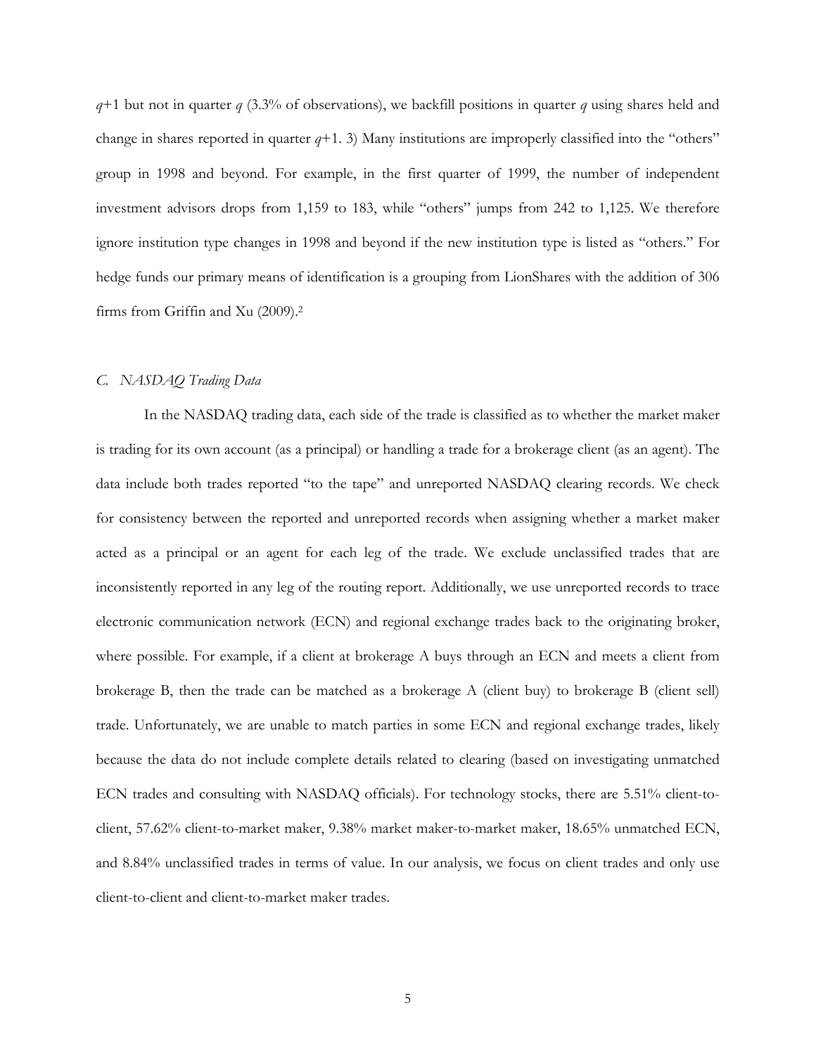$q$+1 but not in quarter $q$ (3.3% of observations), we backfill positions in quarter $q$ using shares held and change in shares reported in quarter $q$+1. 3) Many institutions are improperly classified into the "others" group in 1998 and beyond. For example, in the first quarter of 1999, the number of independent investment advisors drops from 1,159 to 183, while "others" jumps from 242 to 1,125. We therefore ignore institution type changes in 1998 and beyond if the new institution type is listed as "others." For hedge funds our primary means of identification is a grouping from LionShares with the addition of 306 firms from Griffin and Xu (2009).[2]

### *C. NASDAQ Trading Data*

In the NASDAQ trading data, each side of the trade is classified as to whether the market maker is trading for its own account (as a principal) or handling a trade for a brokerage client (as an agent). The data include both trades reported "to the tape" and unreported NASDAQ clearing records. We check for consistency between the reported and unreported records when assigning whether a market maker acted as a principal or an agent for each leg of the trade. We exclude unclassified trades that are inconsistently reported in any leg of the routing report. Additionally, we use unreported records to trace electronic communication network (ECN) and regional exchange trades back to the originating broker, where possible. For example, if a client at brokerage A buys through an ECN and meets a client from brokerage B, then the trade can be matched as a brokerage A (client buy) to brokerage B (client sell) trade. Unfortunately, we are unable to match parties in some ECN and regional exchange trades, likely because the data do not include complete details related to clearing (based on investigating unmatched ECN trades and consulting with NASDAQ officials). For technology stocks, there are 5.51% client-to-client, 57.62% client-to-market maker, 9.38% market maker-to-market maker, 18.65% unmatched ECN, and 8.84% unclassified trades in terms of value. In our analysis, we focus on client trades and only use client-to-client and client-to-market maker trades.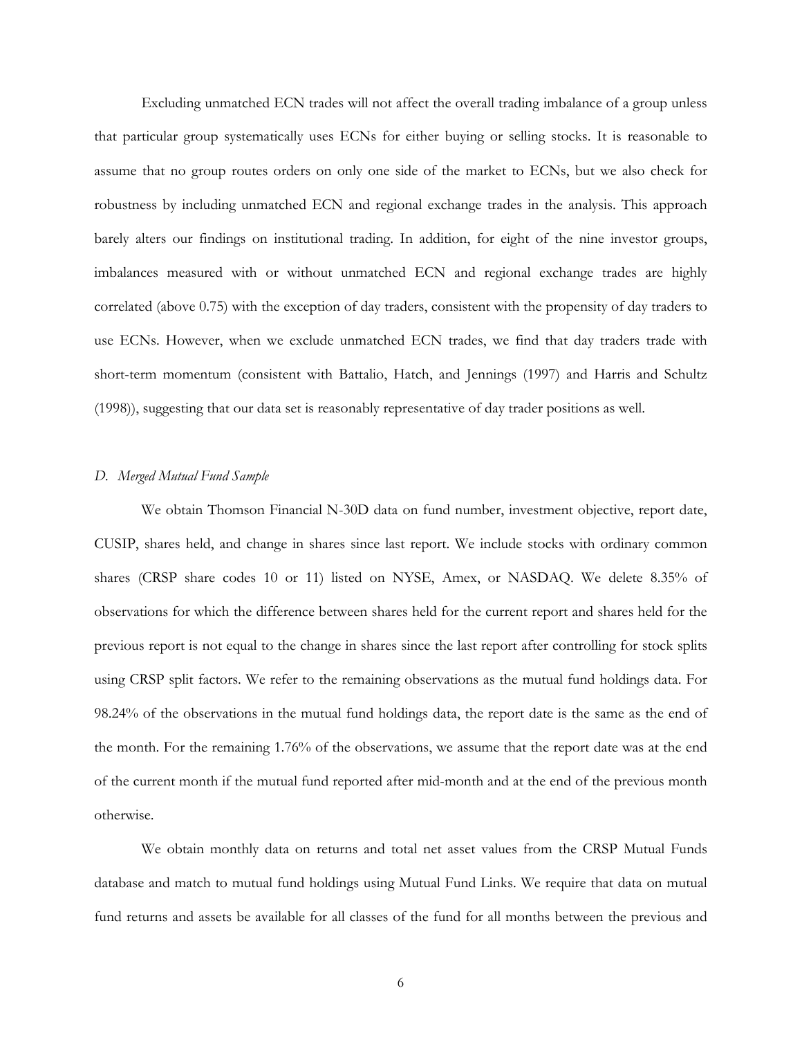Excluding unmatched ECN trades will not affect the overall trading imbalance of a group unless that particular group systematically uses ECNs for either buying or selling stocks. It is reasonable to assume that no group routes orders on only one side of the market to ECNs, but we also check for robustness by including unmatched ECN and regional exchange trades in the analysis. This approach barely alters our findings on institutional trading. In addition, for eight of the nine investor groups, imbalances measured with or without unmatched ECN and regional exchange trades are highly correlated (above 0.75) with the exception of day traders, consistent with the propensity of day traders to use ECNs. However, when we exclude unmatched ECN trades, we find that day traders trade with short-term momentum (consistent with Battalio, Hatch, and Jennings (1997) and Harris and Schultz (1998)), suggesting that our data set is reasonably representative of day trader positions as well.

### *D. Merged Mutual Fund Sample*

We obtain Thomson Financial N-30D data on fund number, investment objective, report date, CUSIP, shares held, and change in shares since last report. We include stocks with ordinary common shares (CRSP share codes 10 or 11) listed on NYSE, Amex, or NASDAQ. We delete 8.35% of observations for which the difference between shares held for the current report and shares held for the previous report is not equal to the change in shares since the last report after controlling for stock splits using CRSP split factors. We refer to the remaining observations as the mutual fund holdings data. For 98.24% of the observations in the mutual fund holdings data, the report date is the same as the end of the month. For the remaining 1.76% of the observations, we assume that the report date was at the end of the current month if the mutual fund reported after mid-month and at the end of the previous month otherwise.

We obtain monthly data on returns and total net asset values from the CRSP Mutual Funds database and match to mutual fund holdings using Mutual Fund Links. We require that data on mutual fund returns and assets be available for all classes of the fund for all months between the previous and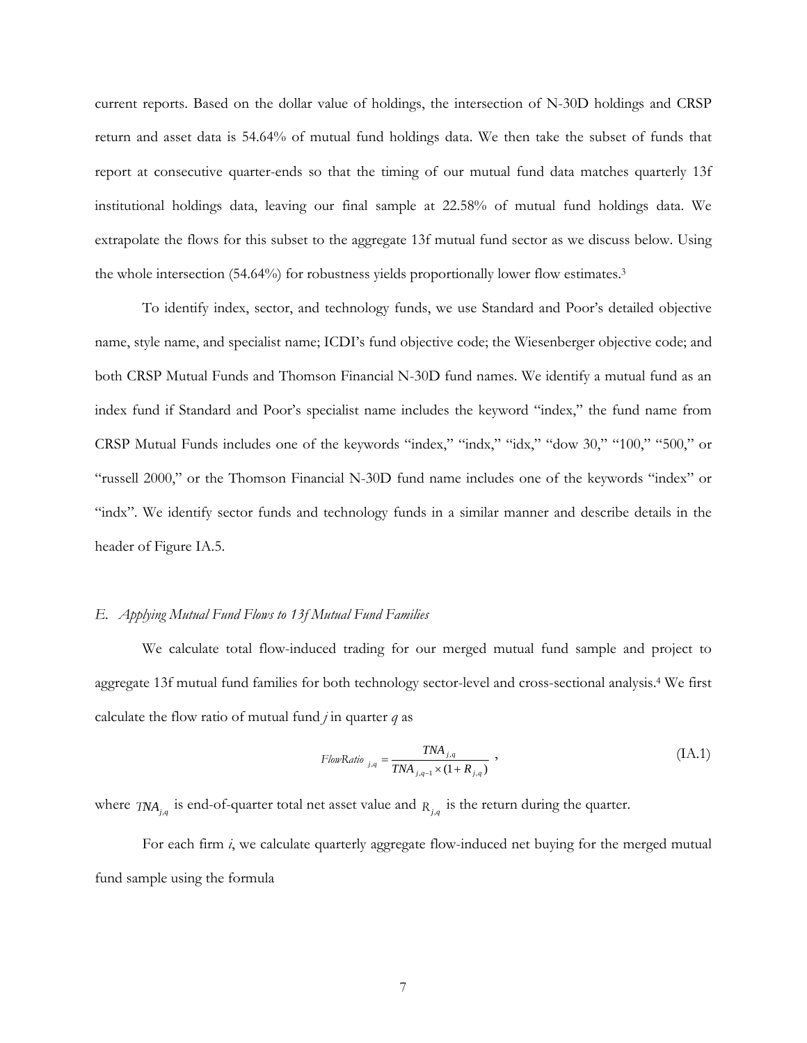current reports. Based on the dollar value of holdings, the intersection of N-30D holdings and CRSP return and asset data is 54.64% of mutual fund holdings data. We then take the subset of funds that report at consecutive quarter-ends so that the timing of our mutual fund data matches quarterly 13f institutional holdings data, leaving our final sample at 22.58% of mutual fund holdings data. We extrapolate the flows for this subset to the aggregate 13f mutual fund sector as we discuss below. Using the whole intersection (54.64%) for robustness yields proportionally lower flow estimates.[3]

To identify index, sector, and technology funds, we use Standard and Poor's detailed objective name, style name, and specialist name; ICDI's fund objective code; the Wiesenberger objective code; and both CRSP Mutual Funds and Thomson Financial N-30D fund names. We identify a mutual fund as an index fund if Standard and Poor's specialist name includes the keyword "index," the fund name from CRSP Mutual Funds includes one of the keywords "index," "indx," "idx," "dow 30," "100," "500," or "russell 2000," or the Thomson Financial N-30D fund name includes one of the keywords "index" or "indx". We identify sector funds and technology funds in a similar manner and describe details in the header of Figure IA.5.

### *E. Applying Mutual Fund Flows to 13f Mutual Fund Families*

We calculate total flow-induced trading for our merged mutual fund sample and project to aggregate 13f mutual fund families for both technology sector-level and cross-sectional analysis.[4] We first calculate the flow ratio of mutual fund *j* in quarter *q* as

$$FlowRatio_{j,q} = \frac{TNA_{j,q}}{TNA_{j,q-1} \times (1 + R_{j,q})}, \tag{IA.1}$$

where $TNA_{j,q}$ is end-of-quarter total net asset value and $R_{j,q}$ is the return during the quarter.

For each firm *i*, we calculate quarterly aggregate flow-induced net buying for the merged mutual fund sample using the formula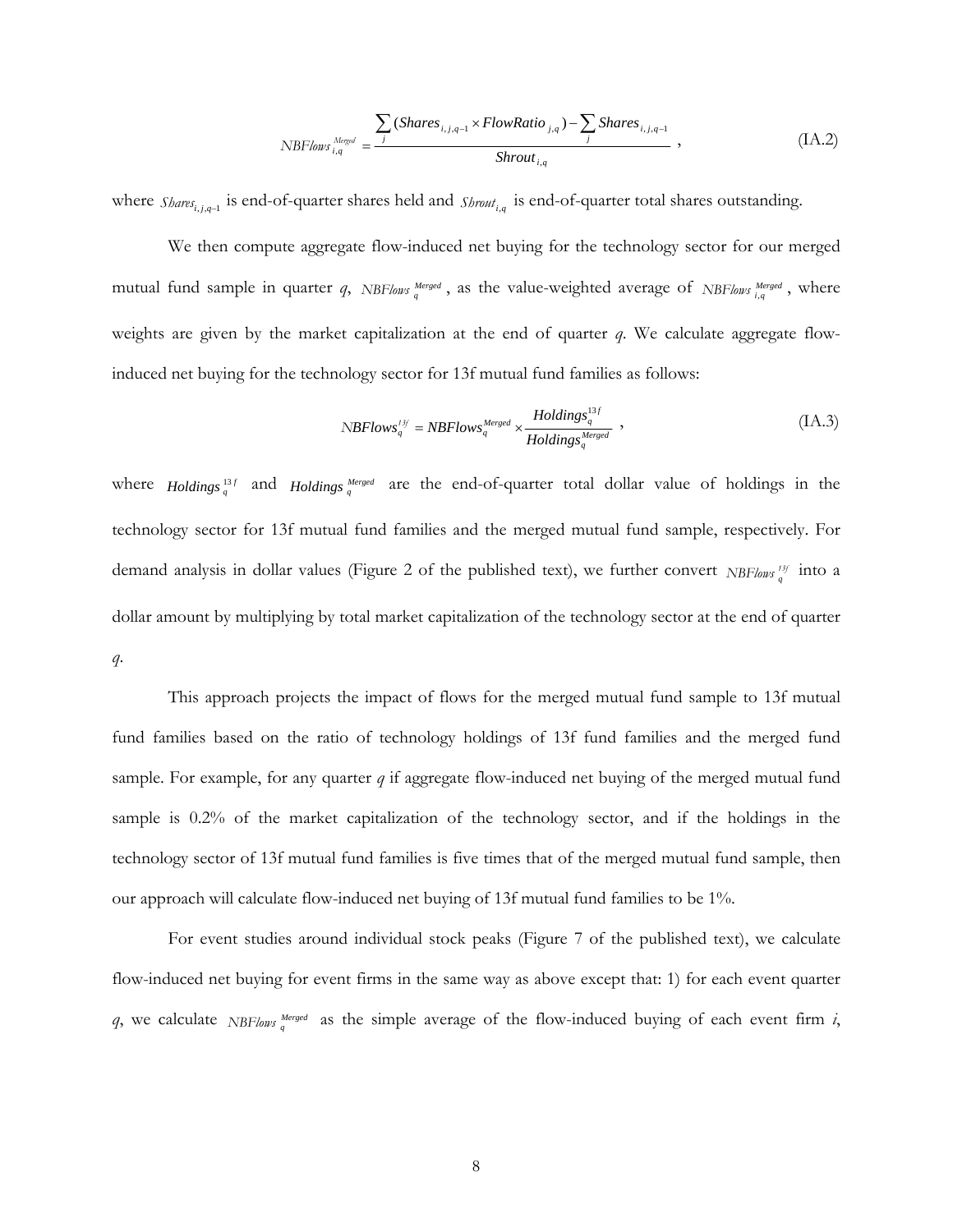$$NBFlows_{i,q}^{Merged} = \frac{\sum_{j}(Shares_{i,j,q-1} \times FlowRatio_{j,q}) - \sum_{j} Shares_{i,j,q-1}}{Shrout_{i,q}}, \tag{IA.2}$$

where $Shares_{i,j,q-1}$ is end-of-quarter shares held and $Shrout_{i,q}$ is end-of-quarter total shares outstanding.

We then compute aggregate flow-induced net buying for the technology sector for our merged mutual fund sample in quarter *q*, $NBFlows_{q}^{Merged}$, as the value-weighted average of $NBFlows_{i,q}^{Merged}$, where weights are given by the market capitalization at the end of quarter *q*. We calculate aggregate flow-induced net buying for the technology sector for 13f mutual fund families as follows:

$$NBFlows_{q}^{13f} = NBFlows_{q}^{Merged} \times \frac{Holdings_{q}^{13f}}{Holdings_{q}^{Merged}}, \tag{IA.3}$$

where $Holdings_{q}^{13f}$ and $Holdings_{q}^{Merged}$ are the end-of-quarter total dollar value of holdings in the technology sector for 13f mutual fund families and the merged mutual fund sample, respectively. For demand analysis in dollar values (Figure 2 of the published text), we further convert $NBFlows_{q}^{13f}$ into a dollar amount by multiplying by total market capitalization of the technology sector at the end of quarter *q*.

This approach projects the impact of flows for the merged mutual fund sample to 13f mutual fund families based on the ratio of technology holdings of 13f fund families and the merged fund sample. For example, for any quarter *q* if aggregate flow-induced net buying of the merged mutual fund sample is 0.2% of the market capitalization of the technology sector, and if the holdings in the technology sector of 13f mutual fund families is five times that of the merged mutual fund sample, then our approach will calculate flow-induced net buying of 13f mutual fund families to be 1%.

For event studies around individual stock peaks (Figure 7 of the published text), we calculate flow-induced net buying for event firms in the same way as above except that: 1) for each event quarter *q*, we calculate $NBFlows_{q}^{Merged}$ as the simple average of the flow-induced buying of each event firm *i*,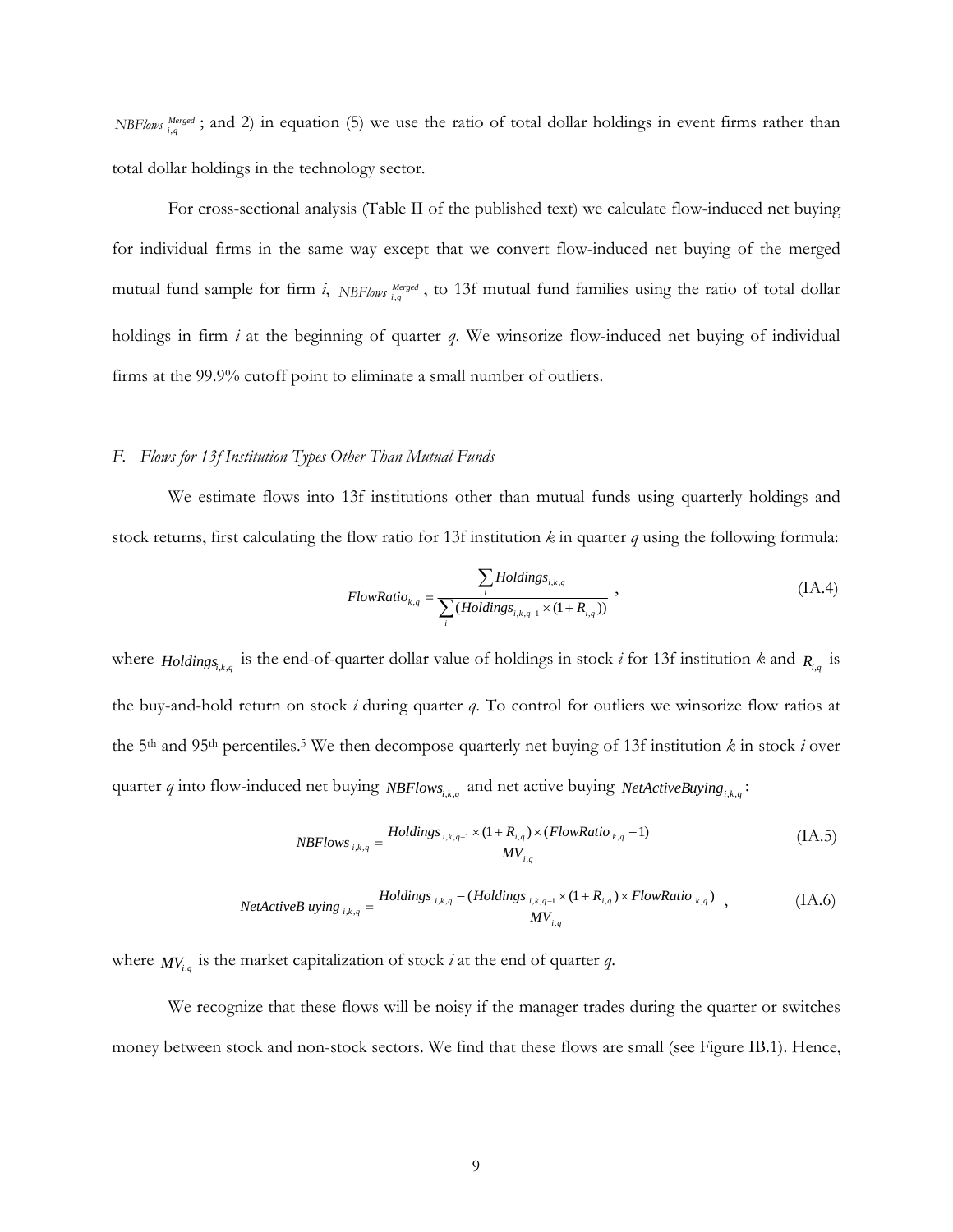$NBFlows_{i,q}^{Merged}$; and 2) in equation (5) we use the ratio of total dollar holdings in event firms rather than total dollar holdings in the technology sector.

For cross-sectional analysis (Table II of the published text) we calculate flow-induced net buying for individual firms in the same way except that we convert flow-induced net buying of the merged mutual fund sample for firm *i*, $NBFlows_{i,q}^{Merged}$, to 13f mutual fund families using the ratio of total dollar holdings in firm *i* at the beginning of quarter *q*. We winsorize flow-induced net buying of individual firms at the 99.9% cutoff point to eliminate a small number of outliers.

### *F. Flows for 13f Institution Types Other Than Mutual Funds*

We estimate flows into 13f institutions other than mutual funds using quarterly holdings and stock returns, first calculating the flow ratio for 13f institution *k* in quarter *q* using the following formula:

$$FlowRatio_{k,q} = \frac{\sum_i Holdings_{i,k,q}}{\sum_i (Holdings_{i,k,q-1} \times (1 + R_{i,q}))}, \tag{IA.4}$$

where $Holdings_{i,k,q}$ is the end-of-quarter dollar value of holdings in stock *i* for 13f institution *k* and $R_{i,q}$ is the buy-and-hold return on stock *i* during quarter *q*. To control for outliers we winsorize flow ratios at the 5th and 95th percentiles.[5] We then decompose quarterly net buying of 13f institution *k* in stock *i* over quarter *q* into flow-induced net buying $NBFlows_{i,k,q}$ and net active buying $NetActiveBuying_{i,k,q}$:

$$NBFlows_{i,k,q} = \frac{Holdings_{i,k,q-1} \times (1 + R_{i,q}) \times (FlowRatio_{k,q} - 1)}{MV_{i,q}} \tag{IA.5}$$

$$NetActiveBuying_{i,k,q} = \frac{Holdings_{i,k,q} - (Holdings_{i,k,q-1} \times (1 + R_{i,q}) \times FlowRatio_{k,q})}{MV_{i,q}}, \tag{IA.6}$$

where $MV_{i,q}$ is the market capitalization of stock *i* at the end of quarter *q*.

We recognize that these flows will be noisy if the manager trades during the quarter or switches money between stock and non-stock sectors. We find that these flows are small (see Figure IB.1). Hence,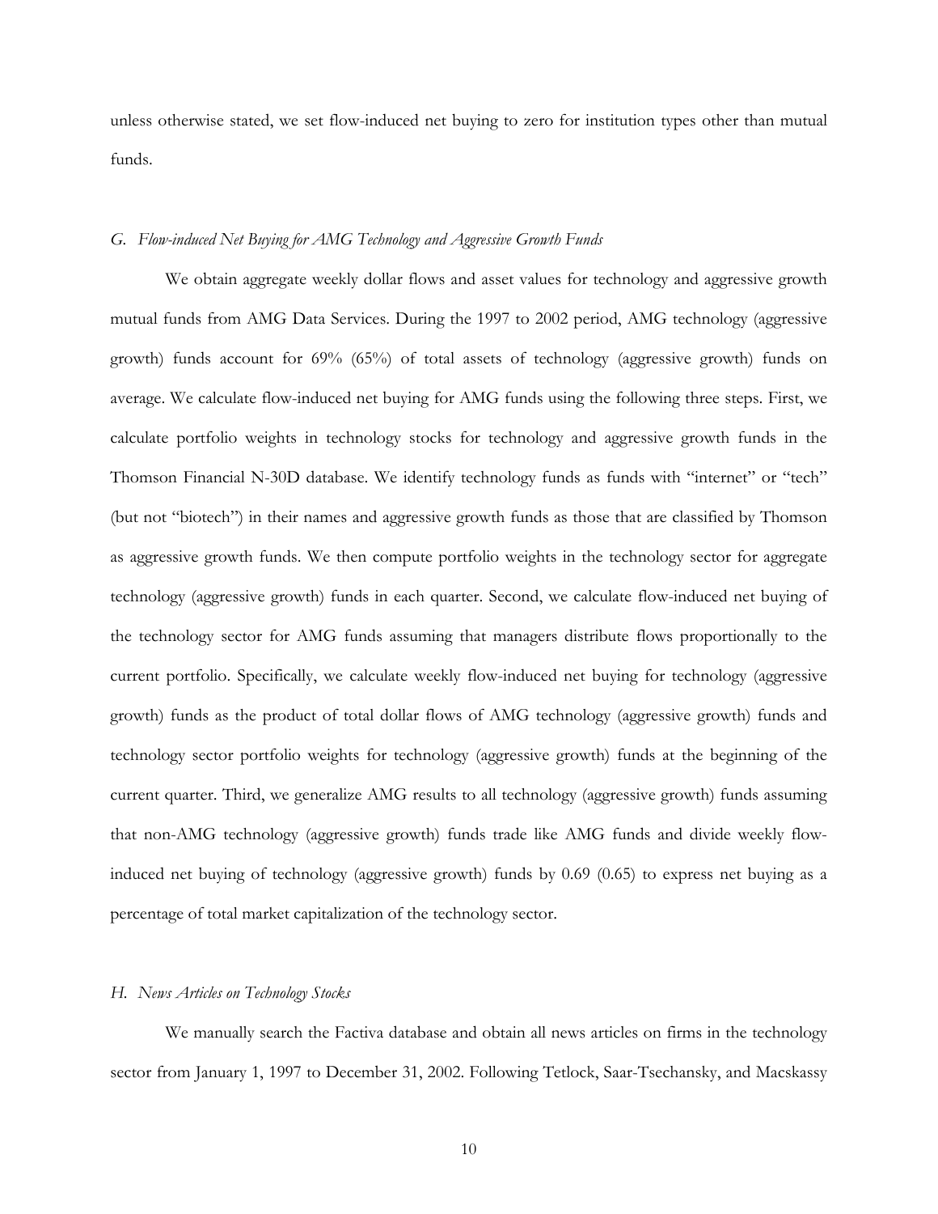unless otherwise stated, we set flow-induced net buying to zero for institution types other than mutual funds.

### *G. Flow-induced Net Buying for AMG Technology and Aggressive Growth Funds*

We obtain aggregate weekly dollar flows and asset values for technology and aggressive growth mutual funds from AMG Data Services. During the 1997 to 2002 period, AMG technology (aggressive growth) funds account for 69% (65%) of total assets of technology (aggressive growth) funds on average. We calculate flow-induced net buying for AMG funds using the following three steps. First, we calculate portfolio weights in technology stocks for technology and aggressive growth funds in the Thomson Financial N-30D database. We identify technology funds as funds with "internet" or "tech" (but not "biotech") in their names and aggressive growth funds as those that are classified by Thomson as aggressive growth funds. We then compute portfolio weights in the technology sector for aggregate technology (aggressive growth) funds in each quarter. Second, we calculate flow-induced net buying of the technology sector for AMG funds assuming that managers distribute flows proportionally to the current portfolio. Specifically, we calculate weekly flow-induced net buying for technology (aggressive growth) funds as the product of total dollar flows of AMG technology (aggressive growth) funds and technology sector portfolio weights for technology (aggressive growth) funds at the beginning of the current quarter. Third, we generalize AMG results to all technology (aggressive growth) funds assuming that non-AMG technology (aggressive growth) funds trade like AMG funds and divide weekly flow-induced net buying of technology (aggressive growth) funds by 0.69 (0.65) to express net buying as a percentage of total market capitalization of the technology sector.

### *H. News Articles on Technology Stocks*

We manually search the Factiva database and obtain all news articles on firms in the technology sector from January 1, 1997 to December 31, 2002. Following Tetlock, Saar-Tsechansky, and Macskassy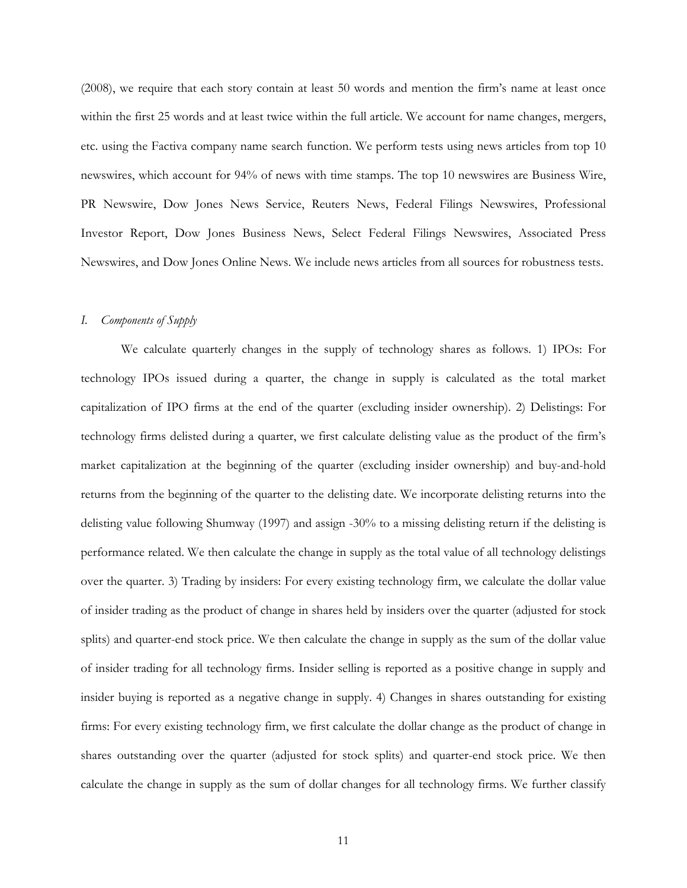(2008), we require that each story contain at least 50 words and mention the firm's name at least once within the first 25 words and at least twice within the full article. We account for name changes, mergers, etc. using the Factiva company name search function. We perform tests using news articles from top 10 newswires, which account for 94% of news with time stamps. The top 10 newswires are Business Wire, PR Newswire, Dow Jones News Service, Reuters News, Federal Filings Newswires, Professional Investor Report, Dow Jones Business News, Select Federal Filings Newswires, Associated Press Newswires, and Dow Jones Online News. We include news articles from all sources for robustness tests.

### *I. Components of Supply*

We calculate quarterly changes in the supply of technology shares as follows. 1) IPOs: For technology IPOs issued during a quarter, the change in supply is calculated as the total market capitalization of IPO firms at the end of the quarter (excluding insider ownership). 2) Delistings: For technology firms delisted during a quarter, we first calculate delisting value as the product of the firm's market capitalization at the beginning of the quarter (excluding insider ownership) and buy-and-hold returns from the beginning of the quarter to the delisting date. We incorporate delisting returns into the delisting value following Shumway (1997) and assign -30% to a missing delisting return if the delisting is performance related. We then calculate the change in supply as the total value of all technology delistings over the quarter. 3) Trading by insiders: For every existing technology firm, we calculate the dollar value of insider trading as the product of change in shares held by insiders over the quarter (adjusted for stock splits) and quarter-end stock price. We then calculate the change in supply as the sum of the dollar value of insider trading for all technology firms. Insider selling is reported as a positive change in supply and insider buying is reported as a negative change in supply. 4) Changes in shares outstanding for existing firms: For every existing technology firm, we first calculate the dollar change as the product of change in shares outstanding over the quarter (adjusted for stock splits) and quarter-end stock price. We then calculate the change in supply as the sum of dollar changes for all technology firms. We further classify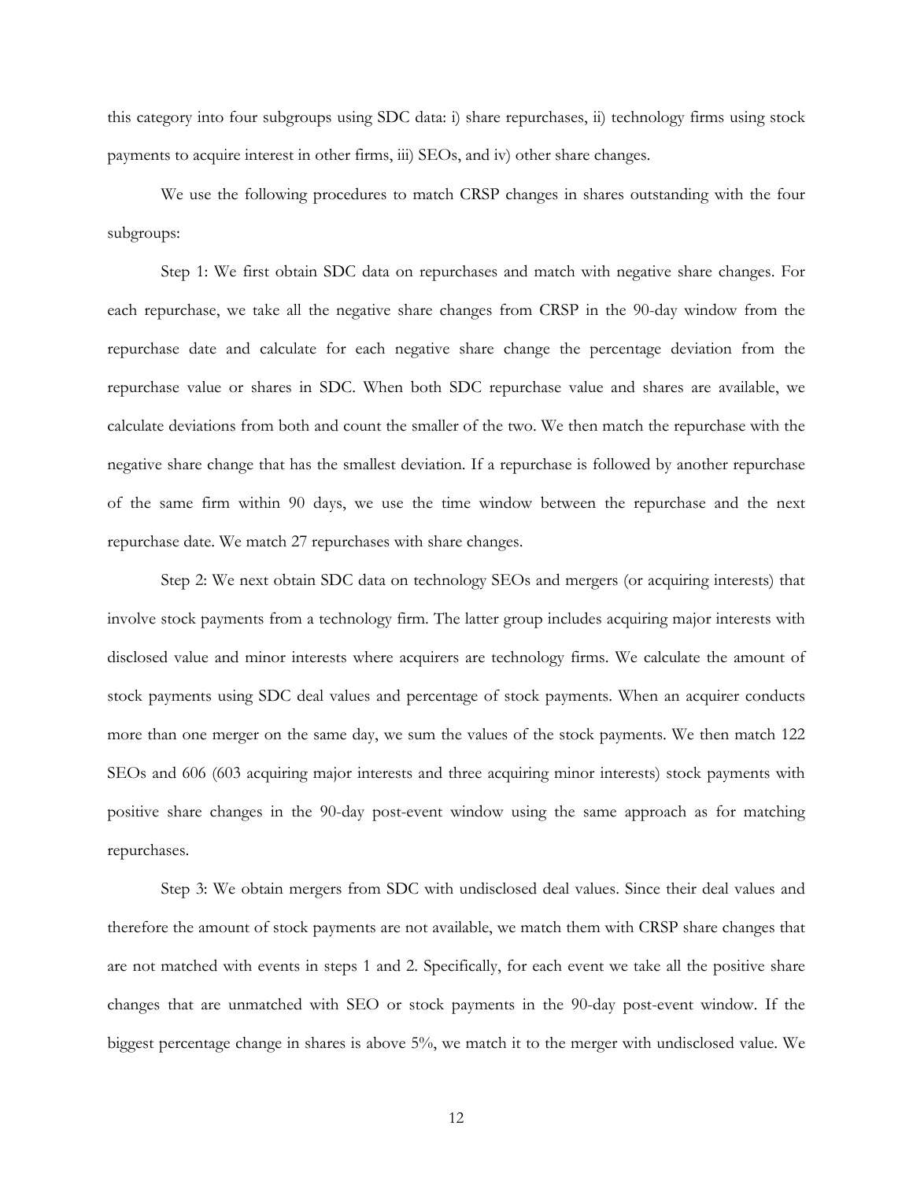this category into four subgroups using SDC data: i) share repurchases, ii) technology firms using stock payments to acquire interest in other firms, iii) SEOs, and iv) other share changes.

We use the following procedures to match CRSP changes in shares outstanding with the four subgroups:

Step 1: We first obtain SDC data on repurchases and match with negative share changes. For each repurchase, we take all the negative share changes from CRSP in the 90-day window from the repurchase date and calculate for each negative share change the percentage deviation from the repurchase value or shares in SDC. When both SDC repurchase value and shares are available, we calculate deviations from both and count the smaller of the two. We then match the repurchase with the negative share change that has the smallest deviation. If a repurchase is followed by another repurchase of the same firm within 90 days, we use the time window between the repurchase and the next repurchase date. We match 27 repurchases with share changes.

Step 2: We next obtain SDC data on technology SEOs and mergers (or acquiring interests) that involve stock payments from a technology firm. The latter group includes acquiring major interests with disclosed value and minor interests where acquirers are technology firms. We calculate the amount of stock payments using SDC deal values and percentage of stock payments. When an acquirer conducts more than one merger on the same day, we sum the values of the stock payments. We then match 122 SEOs and 606 (603 acquiring major interests and three acquiring minor interests) stock payments with positive share changes in the 90-day post-event window using the same approach as for matching repurchases.

Step 3: We obtain mergers from SDC with undisclosed deal values. Since their deal values and therefore the amount of stock payments are not available, we match them with CRSP share changes that are not matched with events in steps 1 and 2. Specifically, for each event we take all the positive share changes that are unmatched with SEO or stock payments in the 90-day post-event window. If the biggest percentage change in shares is above 5%, we match it to the merger with undisclosed value. We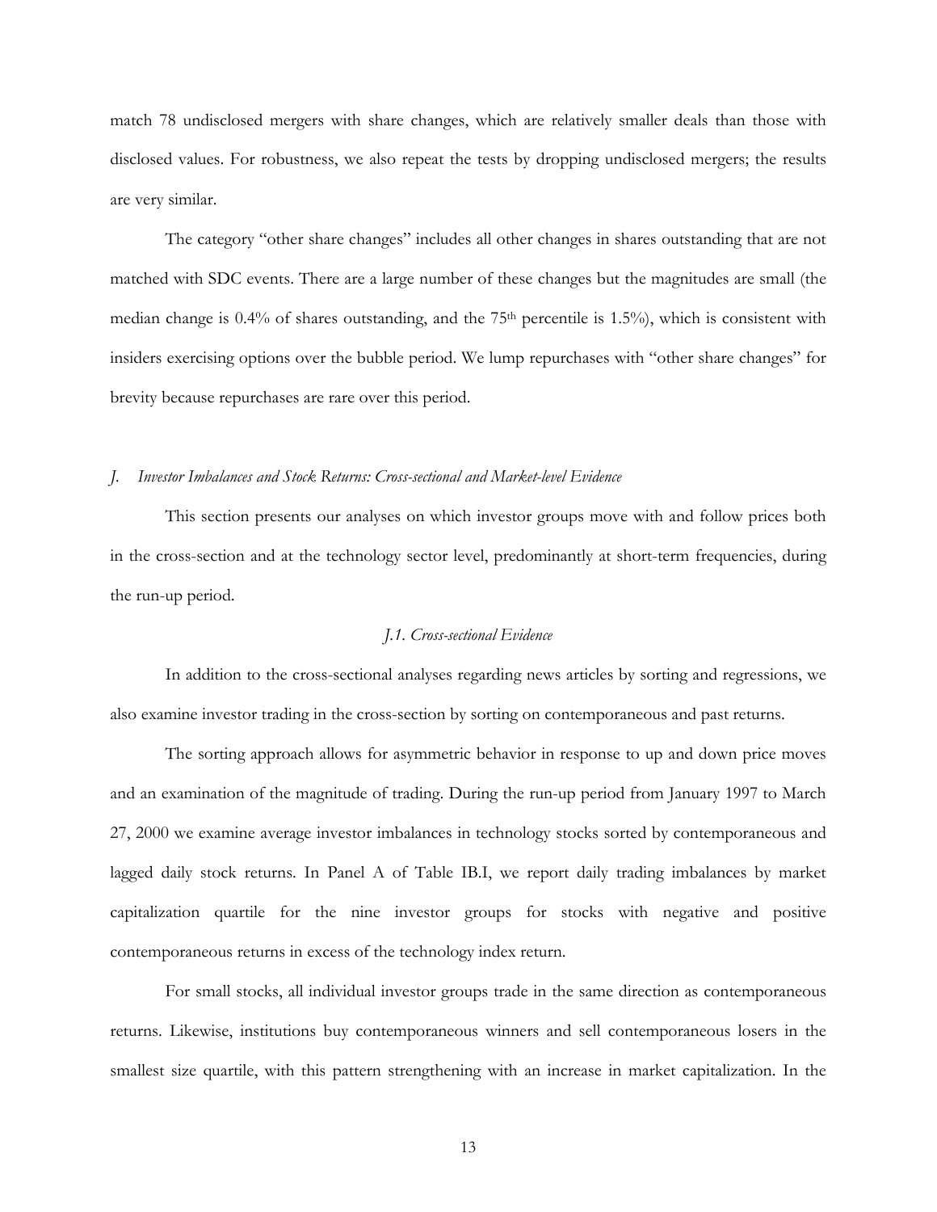match 78 undisclosed mergers with share changes, which are relatively smaller deals than those with disclosed values. For robustness, we also repeat the tests by dropping undisclosed mergers; the results are very similar.

The category "other share changes" includes all other changes in shares outstanding that are not matched with SDC events. There are a large number of these changes but the magnitudes are small (the median change is 0.4% of shares outstanding, and the 75th percentile is 1.5%), which is consistent with insiders exercising options over the bubble period. We lump repurchases with "other share changes" for brevity because repurchases are rare over this period.

### *J. Investor Imbalances and Stock Returns: Cross-sectional and Market-level Evidence*

This section presents our analyses on which investor groups move with and follow prices both in the cross-section and at the technology sector level, predominantly at short-term frequencies, during the run-up period.

#### *J.1. Cross-sectional Evidence*

In addition to the cross-sectional analyses regarding news articles by sorting and regressions, we also examine investor trading in the cross-section by sorting on contemporaneous and past returns.

The sorting approach allows for asymmetric behavior in response to up and down price moves and an examination of the magnitude of trading. During the run-up period from January 1997 to March 27, 2000 we examine average investor imbalances in technology stocks sorted by contemporaneous and lagged daily stock returns. In Panel A of Table IB.I, we report daily trading imbalances by market capitalization quartile for the nine investor groups for stocks with negative and positive contemporaneous returns in excess of the technology index return.

For small stocks, all individual investor groups trade in the same direction as contemporaneous returns. Likewise, institutions buy contemporaneous winners and sell contemporaneous losers in the smallest size quartile, with this pattern strengthening with an increase in market capitalization. In the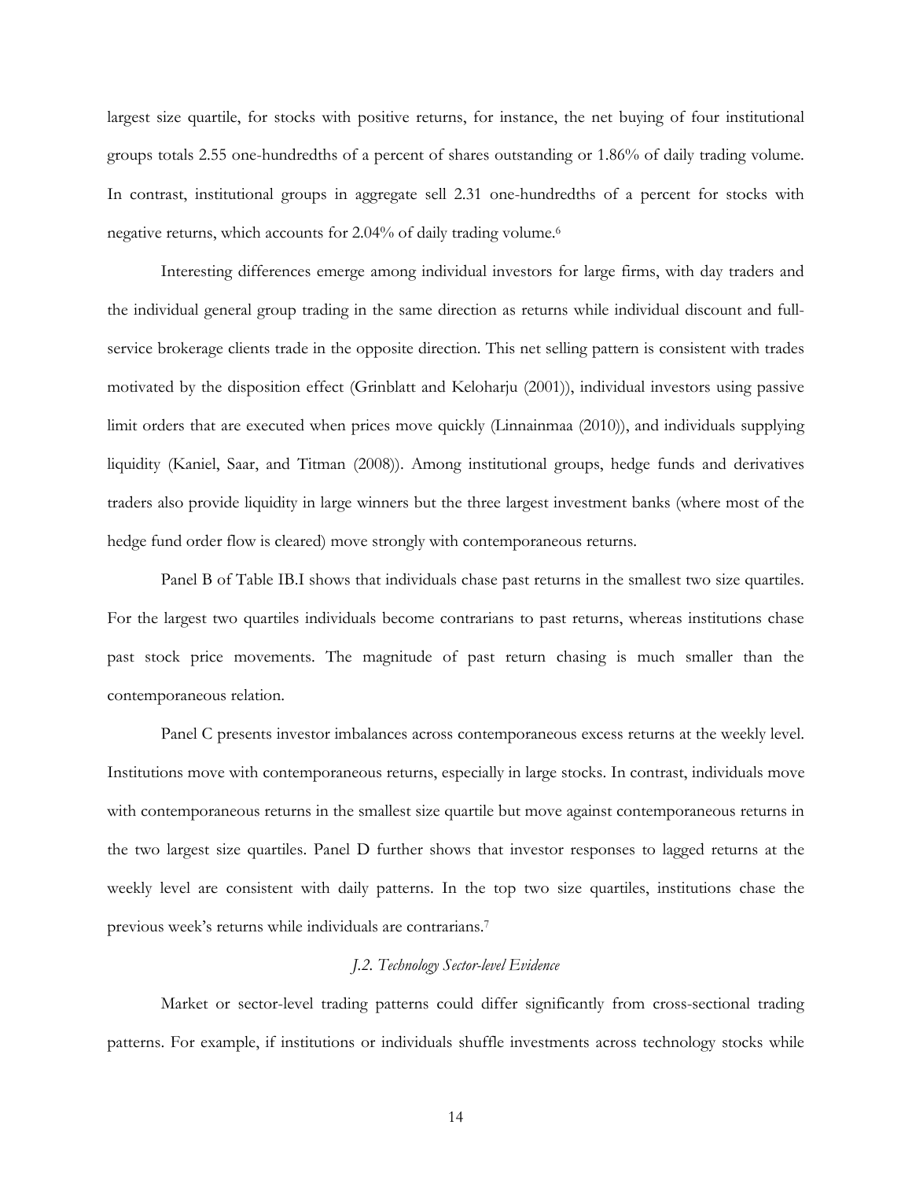largest size quartile, for stocks with positive returns, for instance, the net buying of four institutional groups totals 2.55 one-hundredths of a percent of shares outstanding or 1.86% of daily trading volume. In contrast, institutional groups in aggregate sell 2.31 one-hundredths of a percent for stocks with negative returns, which accounts for 2.04% of daily trading volume.[6]

Interesting differences emerge among individual investors for large firms, with day traders and the individual general group trading in the same direction as returns while individual discount and full-service brokerage clients trade in the opposite direction. This net selling pattern is consistent with trades motivated by the disposition effect (Grinblatt and Keloharju (2001)), individual investors using passive limit orders that are executed when prices move quickly (Linnainmaa (2010)), and individuals supplying liquidity (Kaniel, Saar, and Titman (2008)). Among institutional groups, hedge funds and derivatives traders also provide liquidity in large winners but the three largest investment banks (where most of the hedge fund order flow is cleared) move strongly with contemporaneous returns.

Panel B of Table IB.I shows that individuals chase past returns in the smallest two size quartiles. For the largest two quartiles individuals become contrarians to past returns, whereas institutions chase past stock price movements. The magnitude of past return chasing is much smaller than the contemporaneous relation.

Panel C presents investor imbalances across contemporaneous excess returns at the weekly level. Institutions move with contemporaneous returns, especially in large stocks. In contrast, individuals move with contemporaneous returns in the smallest size quartile but move against contemporaneous returns in the two largest size quartiles. Panel D further shows that investor responses to lagged returns at the weekly level are consistent with daily patterns. In the top two size quartiles, institutions chase the previous week's returns while individuals are contrarians.[7]

### *J.2. Technology Sector-level Evidence*

Market or sector-level trading patterns could differ significantly from cross-sectional trading patterns. For example, if institutions or individuals shuffle investments across technology stocks while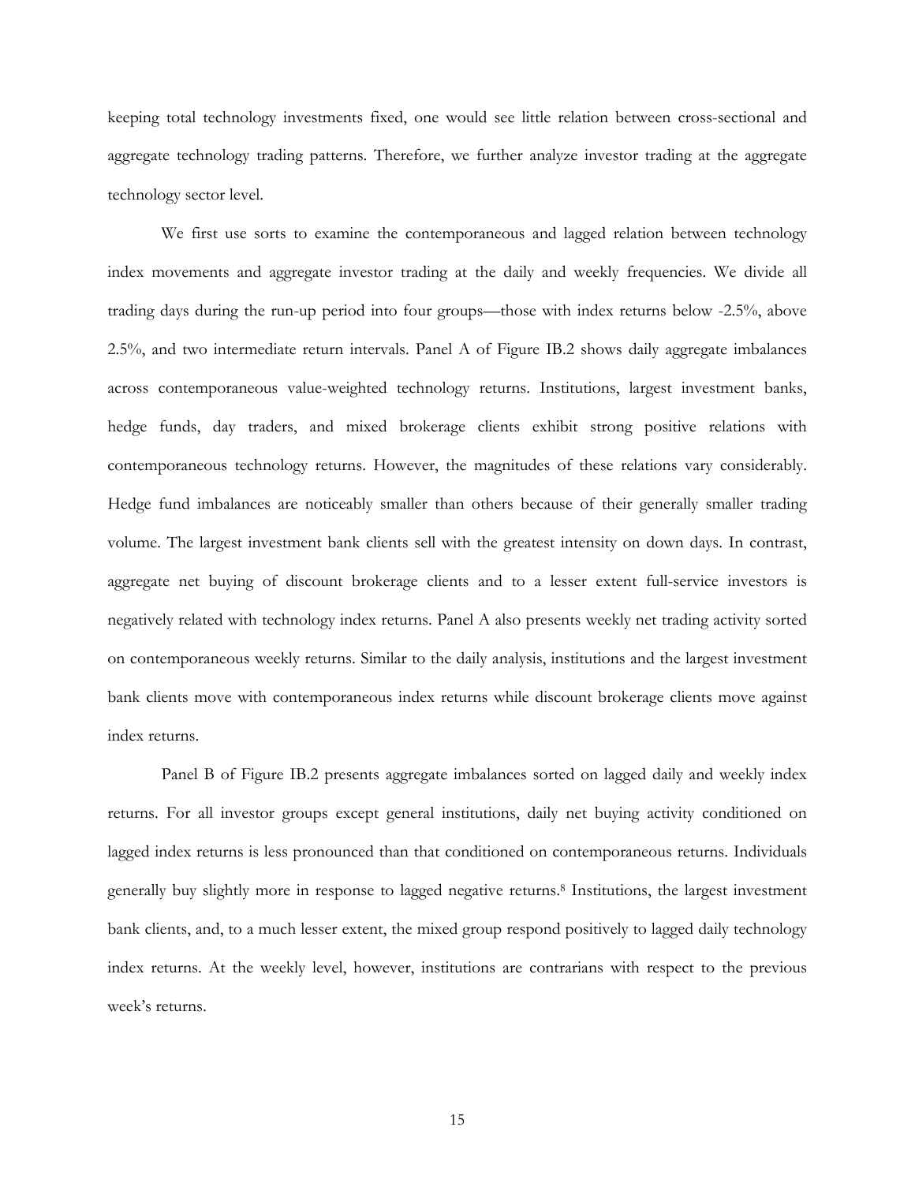keeping total technology investments fixed, one would see little relation between cross-sectional and aggregate technology trading patterns. Therefore, we further analyze investor trading at the aggregate technology sector level.

We first use sorts to examine the contemporaneous and lagged relation between technology index movements and aggregate investor trading at the daily and weekly frequencies. We divide all trading days during the run-up period into four groups—those with index returns below -2.5%, above 2.5%, and two intermediate return intervals. Panel A of Figure IB.2 shows daily aggregate imbalances across contemporaneous value-weighted technology returns. Institutions, largest investment banks, hedge funds, day traders, and mixed brokerage clients exhibit strong positive relations with contemporaneous technology returns. However, the magnitudes of these relations vary considerably. Hedge fund imbalances are noticeably smaller than others because of their generally smaller trading volume. The largest investment bank clients sell with the greatest intensity on down days. In contrast, aggregate net buying of discount brokerage clients and to a lesser extent full-service investors is negatively related with technology index returns. Panel A also presents weekly net trading activity sorted on contemporaneous weekly returns. Similar to the daily analysis, institutions and the largest investment bank clients move with contemporaneous index returns while discount brokerage clients move against index returns.

Panel B of Figure IB.2 presents aggregate imbalances sorted on lagged daily and weekly index returns. For all investor groups except general institutions, daily net buying activity conditioned on lagged index returns is less pronounced than that conditioned on contemporaneous returns. Individuals generally buy slightly more in response to lagged negative returns.[8] Institutions, the largest investment bank clients, and, to a much lesser extent, the mixed group respond positively to lagged daily technology index returns. At the weekly level, however, institutions are contrarians with respect to the previous week's returns.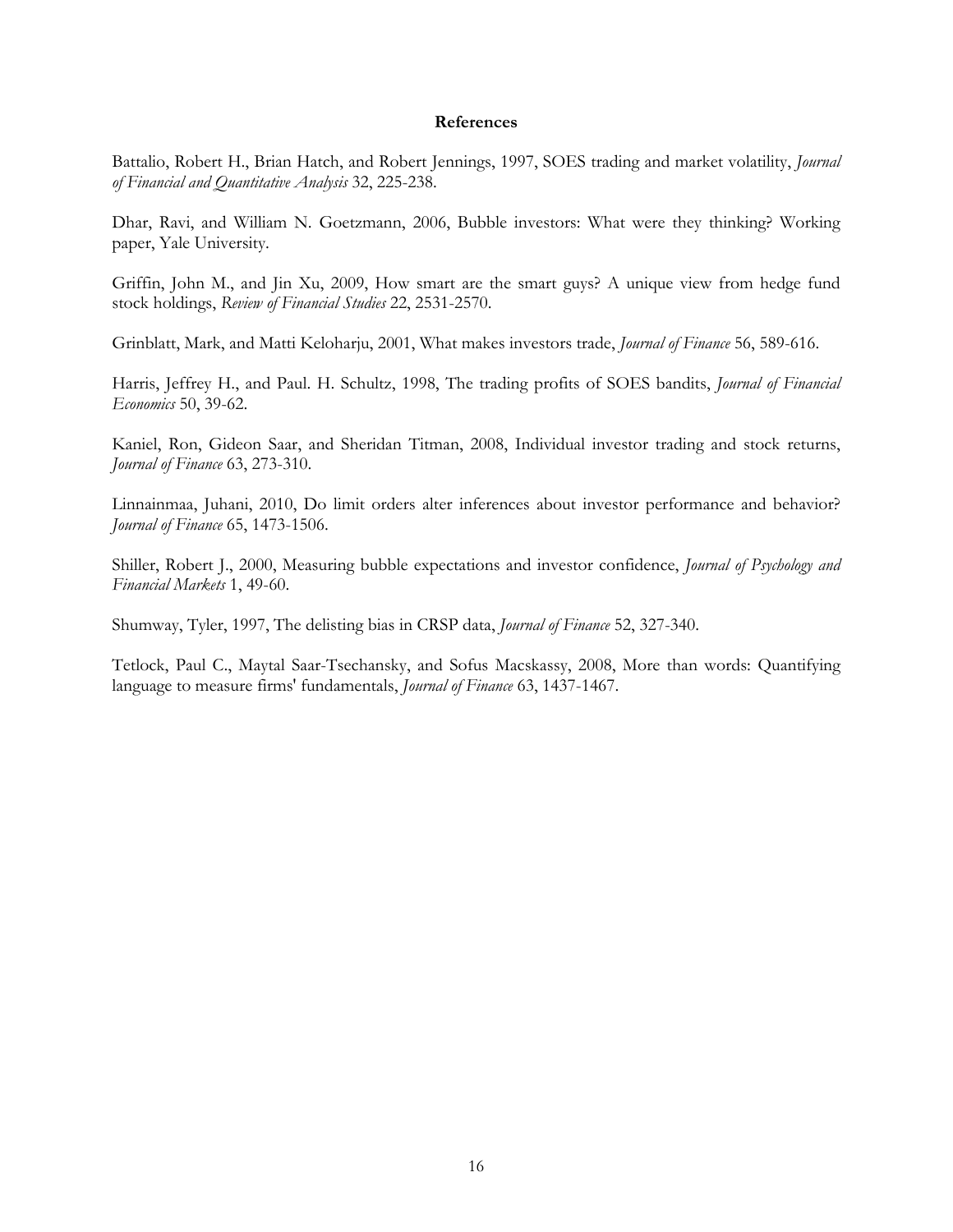## References

Battalio, Robert H., Brian Hatch, and Robert Jennings, 1997, SOES trading and market volatility, *Journal of Financial and Quantitative Analysis* 32, 225-238.

Dhar, Ravi, and William N. Goetzmann, 2006, Bubble investors: What were they thinking? Working paper, Yale University.

Griffin, John M., and Jin Xu, 2009, How smart are the smart guys? A unique view from hedge fund stock holdings, *Review of Financial Studies* 22, 2531-2570.

Grinblatt, Mark, and Matti Keloharju, 2001, What makes investors trade, *Journal of Finance* 56, 589-616.

Harris, Jeffrey H., and Paul. H. Schultz, 1998, The trading profits of SOES bandits, *Journal of Financial Economics* 50, 39-62.

Kaniel, Ron, Gideon Saar, and Sheridan Titman, 2008, Individual investor trading and stock returns, *Journal of Finance* 63, 273-310.

Linnainmaa, Juhani, 2010, Do limit orders alter inferences about investor performance and behavior? *Journal of Finance* 65, 1473-1506.

Shiller, Robert J., 2000, Measuring bubble expectations and investor confidence, *Journal of Psychology and Financial Markets* 1, 49-60.

Shumway, Tyler, 1997, The delisting bias in CRSP data, *Journal of Finance* 52, 327-340.

Tetlock, Paul C., Maytal Saar-Tsechansky, and Sofus Macskassy, 2008, More than words: Quantifying language to measure firms' fundamentals, *Journal of Finance* 63, 1437-1467.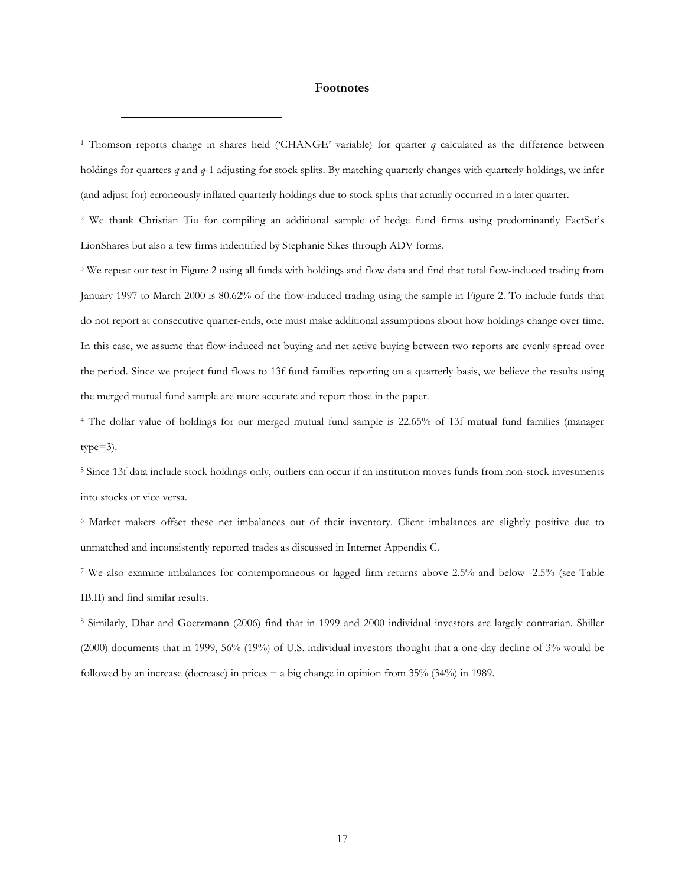## Footnotes

[1] Thomson reports change in shares held ('CHANGE' variable) for quarter *q* calculated as the difference between holdings for quarters *q* and *q*-1 adjusting for stock splits. By matching quarterly changes with quarterly holdings, we infer (and adjust for) erroneously inflated quarterly holdings due to stock splits that actually occurred in a later quarter.

[2] We thank Christian Tiu for compiling an additional sample of hedge fund firms using predominantly FactSet's LionShares but also a few firms indentified by Stephanie Sikes through ADV forms.

[3] We repeat our test in Figure 2 using all funds with holdings and flow data and find that total flow-induced trading from January 1997 to March 2000 is 80.62% of the flow-induced trading using the sample in Figure 2. To include funds that do not report at consecutive quarter-ends, one must make additional assumptions about how holdings change over time. In this case, we assume that flow-induced net buying and net active buying between two reports are evenly spread over the period. Since we project fund flows to 13f fund families reporting on a quarterly basis, we believe the results using the merged mutual fund sample are more accurate and report those in the paper.

[4] The dollar value of holdings for our merged mutual fund sample is 22.65% of 13f mutual fund families (manager type=3).

[5] Since 13f data include stock holdings only, outliers can occur if an institution moves funds from non-stock investments into stocks or vice versa.

[6] Market makers offset these net imbalances out of their inventory. Client imbalances are slightly positive due to unmatched and inconsistently reported trades as discussed in Internet Appendix C.

[7] We also examine imbalances for contemporaneous or lagged firm returns above 2.5% and below -2.5% (see Table IB.II) and find similar results.

[8] Similarly, Dhar and Goetzmann (2006) find that in 1999 and 2000 individual investors are largely contrarian. Shiller (2000) documents that in 1999, 56% (19%) of U.S. individual investors thought that a one-day decline of 3% would be followed by an increase (decrease) in prices − a big change in opinion from 35% (34%) in 1989.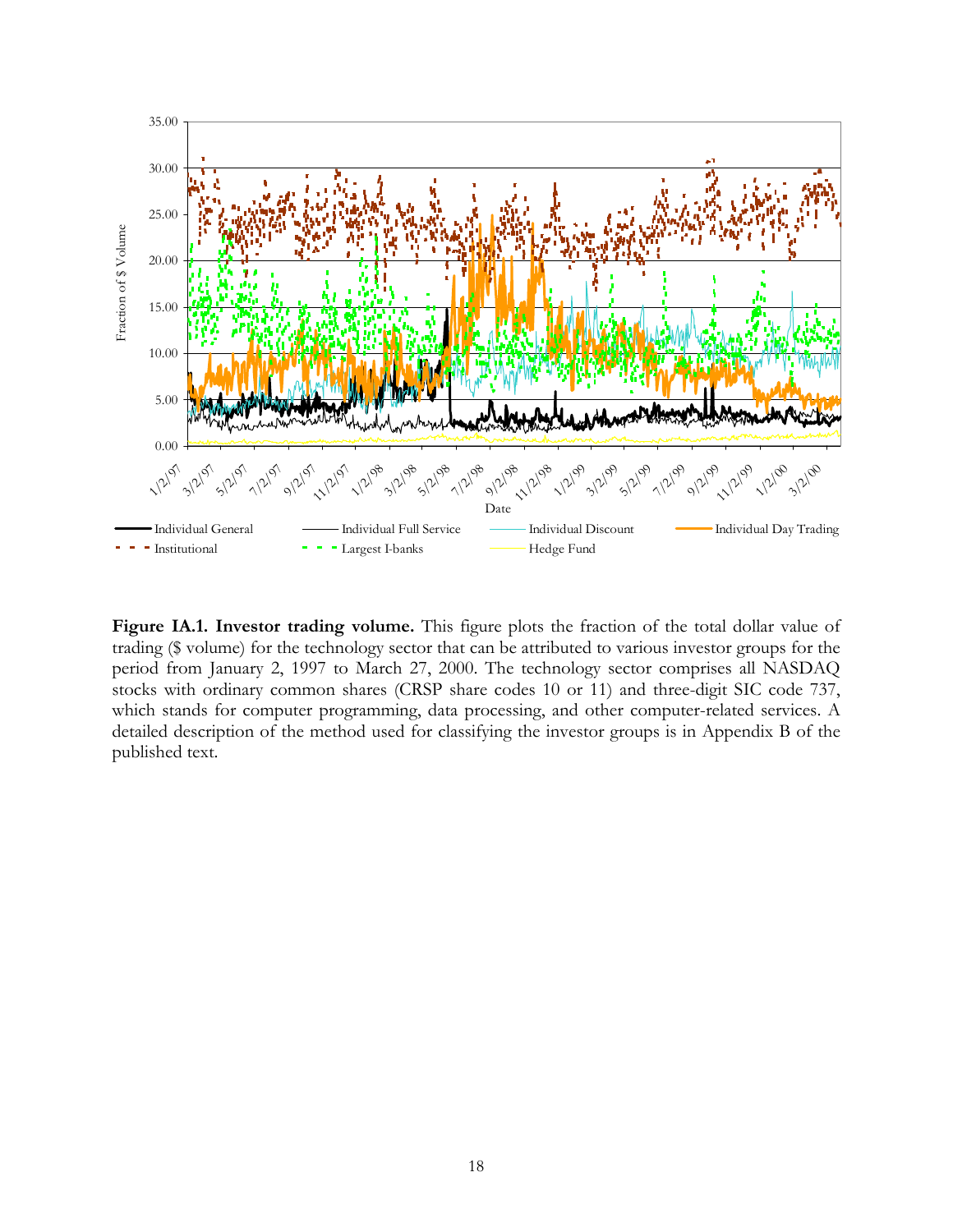**Figure IA.1. Investor trading volume.** This figure plots the fraction of the total dollar value of trading ($ volume) for the technology sector that can be attributed to various investor groups for the period from January 2, 1997 to March 27, 2000. The technology sector comprises all NASDAQ stocks with ordinary common shares (CRSP share codes 10 or 11) and three-digit SIC code 737, which stands for computer programming, data processing, and other computer-related services. A detailed description of the method used for classifying the investor groups is in Appendix B of the published text.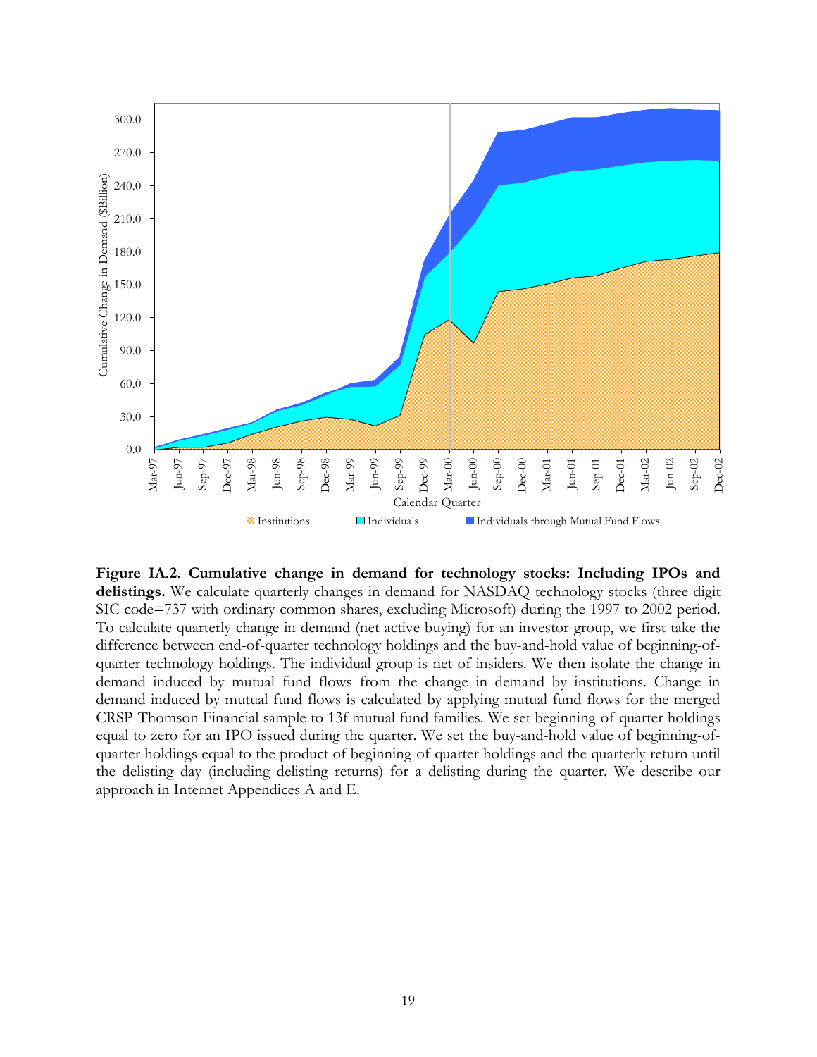**Figure IA.2. Cumulative change in demand for technology stocks: Including IPOs and delistings.** We calculate quarterly changes in demand for NASDAQ technology stocks (three-digit SIC code=737 with ordinary common shares, excluding Microsoft) during the 1997 to 2002 period. To calculate quarterly change in demand (net active buying) for an investor group, we first take the difference between end-of-quarter technology holdings and the buy-and-hold value of beginning-of-quarter technology holdings. The individual group is net of insiders. We then isolate the change in demand induced by mutual fund flows from the change in demand by institutions. Change in demand induced by mutual fund flows is calculated by applying mutual fund flows for the merged CRSP-Thomson Financial sample to 13f mutual fund families. We set beginning-of-quarter holdings equal to zero for an IPO issued during the quarter. We set the buy-and-hold value of beginning-of-quarter holdings equal to the product of beginning-of-quarter holdings and the quarterly return until the delisting day (including delisting returns) for a delisting during the quarter. We describe our approach in Internet Appendices A and E.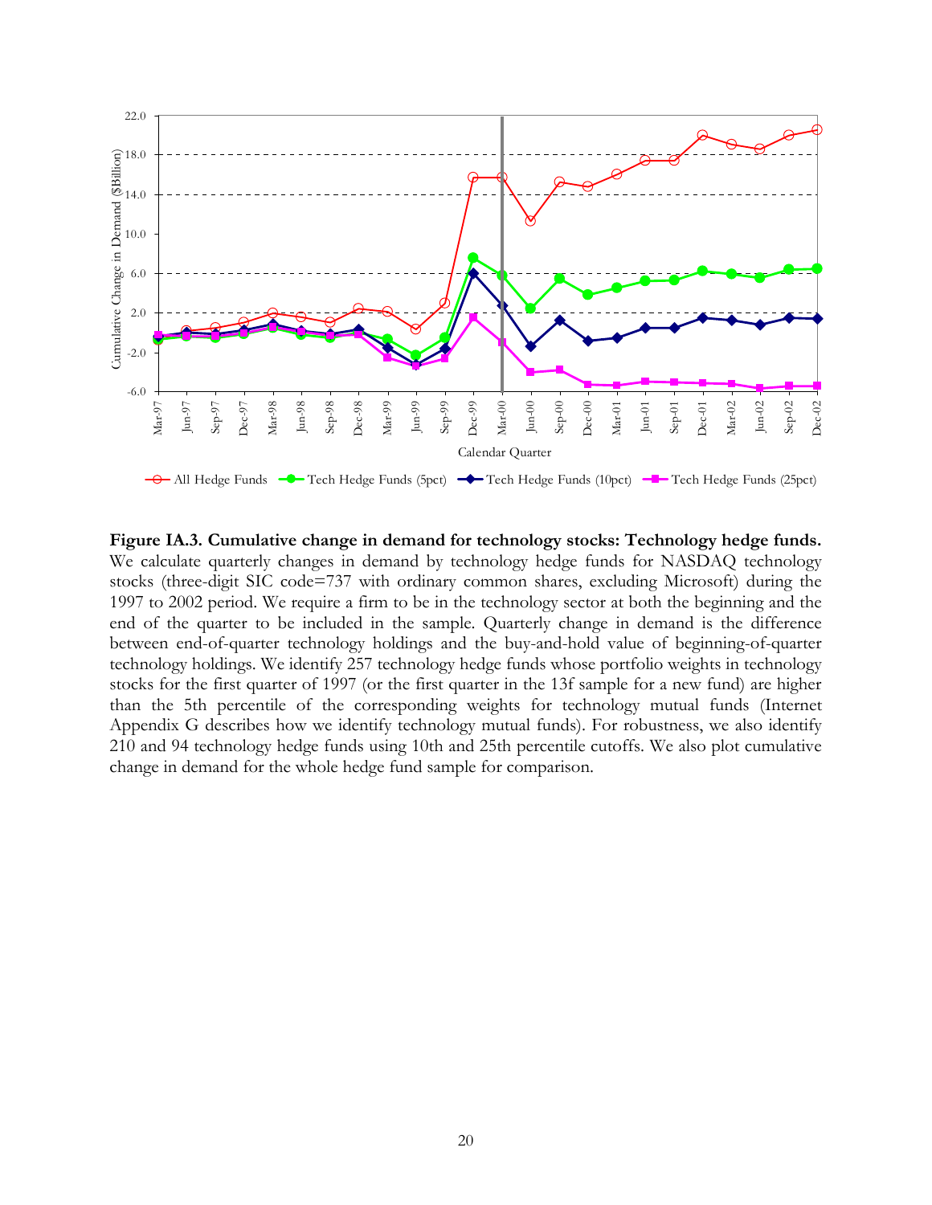**Figure IA.3. Cumulative change in demand for technology stocks: Technology hedge funds.** We calculate quarterly changes in demand by technology hedge funds for NASDAQ technology stocks (three-digit SIC code=737 with ordinary common shares, excluding Microsoft) during the 1997 to 2002 period. We require a firm to be in the technology sector at both the beginning and the end of the quarter to be included in the sample. Quarterly change in demand is the difference between end-of-quarter technology holdings and the buy-and-hold value of beginning-of-quarter technology holdings. We identify 257 technology hedge funds whose portfolio weights in technology stocks for the first quarter of 1997 (or the first quarter in the 13f sample for a new fund) are higher than the 5th percentile of the corresponding weights for technology mutual funds (Internet Appendix G describes how we identify technology mutual funds). For robustness, we also identify 210 and 94 technology hedge funds using 10th and 25th percentile cutoffs. We also plot cumulative change in demand for the whole hedge fund sample for comparison.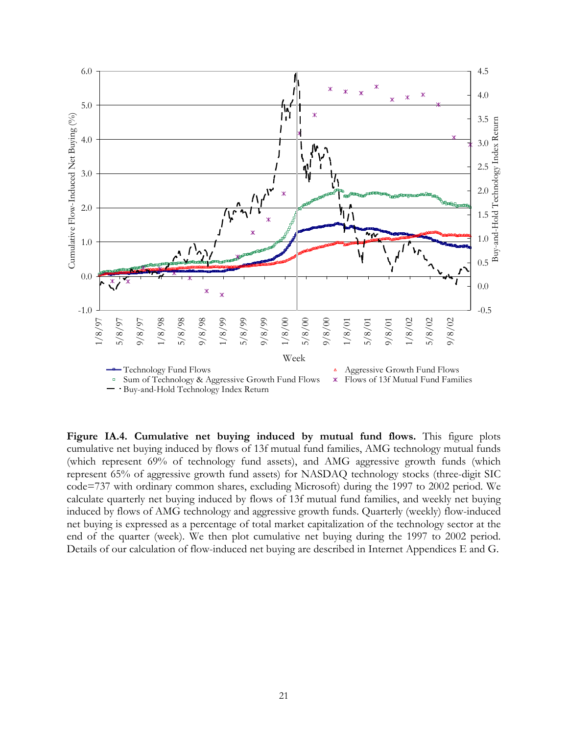**Figure IA.4. Cumulative net buying induced by mutual fund flows.** This figure plots cumulative net buying induced by flows of 13f mutual fund families, AMG technology mutual funds (which represent 69% of technology fund assets), and AMG aggressive growth funds (which represent 65% of aggressive growth fund assets) for NASDAQ technology stocks (three-digit SIC code=737 with ordinary common shares, excluding Microsoft) during the 1997 to 2002 period. We calculate quarterly net buying induced by flows of 13f mutual fund families, and weekly net buying induced by flows of AMG technology and aggressive growth funds. Quarterly (weekly) flow-induced net buying is expressed as a percentage of total market capitalization of the technology sector at the end of the quarter (week). We then plot cumulative net buying during the 1997 to 2002 period. Details of our calculation of flow-induced net buying are described in Internet Appendices E and G.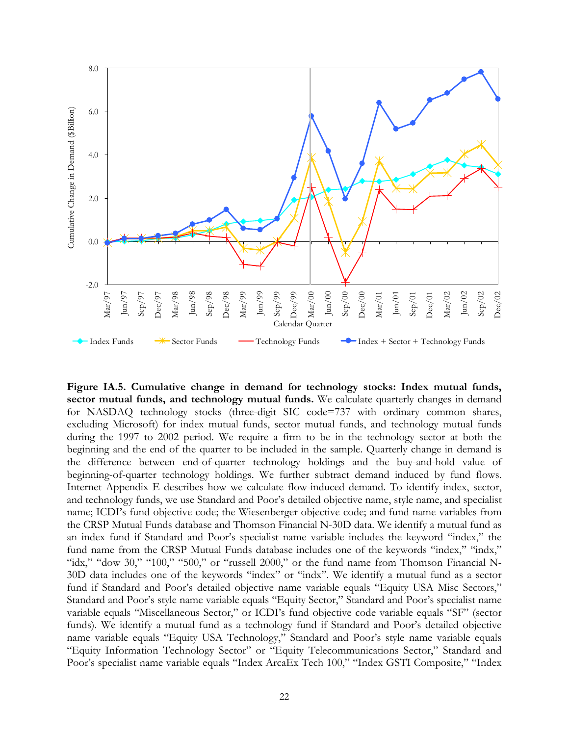**Figure IA.5. Cumulative change in demand for technology stocks: Index mutual funds, sector mutual funds, and technology mutual funds.** We calculate quarterly changes in demand for NASDAQ technology stocks (three-digit SIC code=737 with ordinary common shares, excluding Microsoft) for index mutual funds, sector mutual funds, and technology mutual funds during the 1997 to 2002 period. We require a firm to be in the technology sector at both the beginning and the end of the quarter to be included in the sample. Quarterly change in demand is the difference between end-of-quarter technology holdings and the buy-and-hold value of beginning-of-quarter technology holdings. We further subtract demand induced by fund flows. Internet Appendix E describes how we calculate flow-induced demand. To identify index, sector, and technology funds, we use Standard and Poor's detailed objective name, style name, and specialist name; ICDI's fund objective code; the Wiesenberger objective code; and fund name variables from the CRSP Mutual Funds database and Thomson Financial N-30D data. We identify a mutual fund as an index fund if Standard and Poor's specialist name variable includes the keyword "index," the fund name from the CRSP Mutual Funds database includes one of the keywords "index," "indx," "idx," "dow 30," "100," "500," or "russell 2000," or the fund name from Thomson Financial N-30D data includes one of the keywords "index" or "indx". We identify a mutual fund as a sector fund if Standard and Poor's detailed objective name variable equals "Equity USA Misc Sectors," Standard and Poor's style name variable equals "Equity Sector," Standard and Poor's specialist name variable equals "Miscellaneous Sector," or ICDI's fund objective code variable equals "SF" (sector funds). We identify a mutual fund as a technology fund if Standard and Poor's detailed objective name variable equals "Equity USA Technology," Standard and Poor's style name variable equals "Equity Information Technology Sector" or "Equity Telecommunications Sector," Standard and Poor's specialist name variable equals "Index ArcaEx Tech 100," "Index GSTI Composite," "Index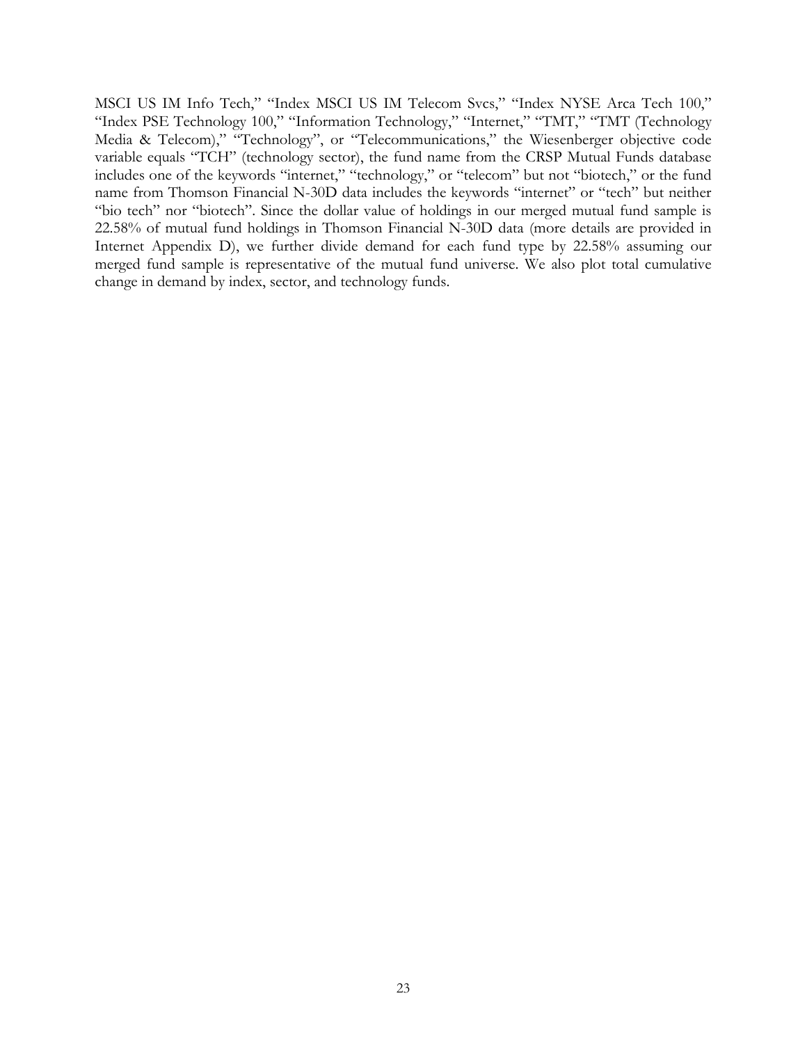MSCI US IM Info Tech," "Index MSCI US IM Telecom Svcs," "Index NYSE Arca Tech 100," "Index PSE Technology 100," "Information Technology," "Internet," "TMT," "TMT (Technology Media & Telecom)," "Technology", or "Telecommunications," the Wiesenberger objective code variable equals "TCH" (technology sector), the fund name from the CRSP Mutual Funds database includes one of the keywords "internet," "technology," or "telecom" but not "biotech," or the fund name from Thomson Financial N-30D data includes the keywords "internet" or "tech" but neither "bio tech" nor "biotech". Since the dollar value of holdings in our merged mutual fund sample is 22.58% of mutual fund holdings in Thomson Financial N-30D data (more details are provided in Internet Appendix D), we further divide demand for each fund type by 22.58% assuming our merged fund sample is representative of the mutual fund universe. We also plot total cumulative change in demand by index, sector, and technology funds.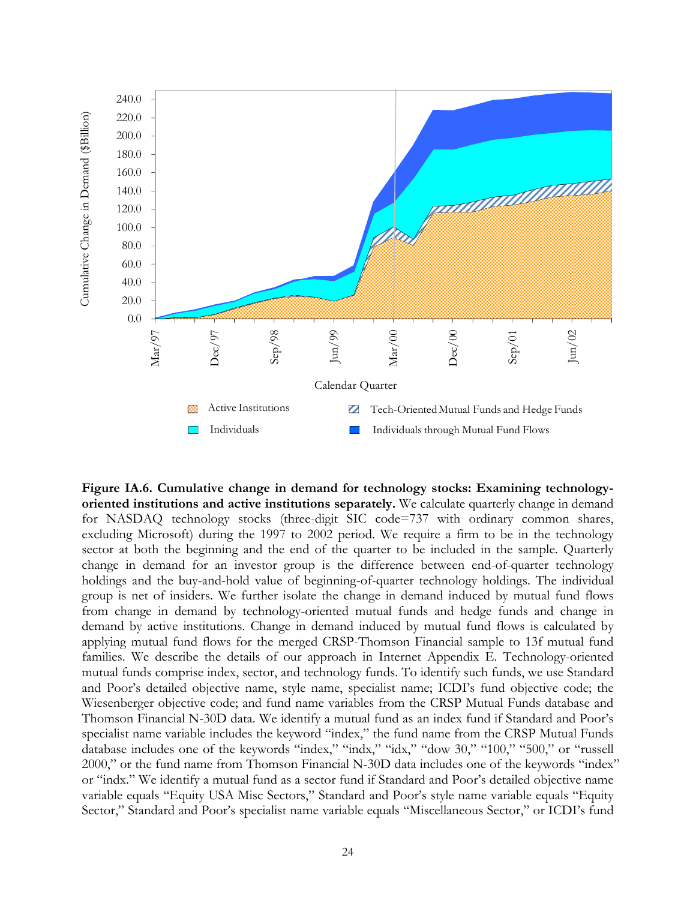**Figure IA.6. Cumulative change in demand for technology stocks: Examining technology-oriented institutions and active institutions separately.** We calculate quarterly change in demand for NASDAQ technology stocks (three-digit SIC code=737 with ordinary common shares, excluding Microsoft) during the 1997 to 2002 period. We require a firm to be in the technology sector at both the beginning and the end of the quarter to be included in the sample. Quarterly change in demand for an investor group is the difference between end-of-quarter technology holdings and the buy-and-hold value of beginning-of-quarter technology holdings. The individual group is net of insiders. We further isolate the change in demand induced by mutual fund flows from change in demand by technology-oriented mutual funds and hedge funds and change in demand by active institutions. Change in demand induced by mutual fund flows is calculated by applying mutual fund flows for the merged CRSP-Thomson Financial sample to 13f mutual fund families. We describe the details of our approach in Internet Appendix E. Technology-oriented mutual funds comprise index, sector, and technology funds. To identify such funds, we use Standard and Poor's detailed objective name, style name, specialist name; ICDI's fund objective code; the Wiesenberger objective code; and fund name variables from the CRSP Mutual Funds database and Thomson Financial N-30D data. We identify a mutual fund as an index fund if Standard and Poor's specialist name variable includes the keyword "index," the fund name from the CRSP Mutual Funds database includes one of the keywords "index," "indx," "idx," "dow 30," "100," "500," or "russell 2000," or the fund name from Thomson Financial N-30D data includes one of the keywords "index" or "indx." We identify a mutual fund as a sector fund if Standard and Poor's detailed objective name variable equals "Equity USA Misc Sectors," Standard and Poor's style name variable equals "Equity Sector," Standard and Poor's specialist name variable equals "Miscellaneous Sector," or ICDI's fund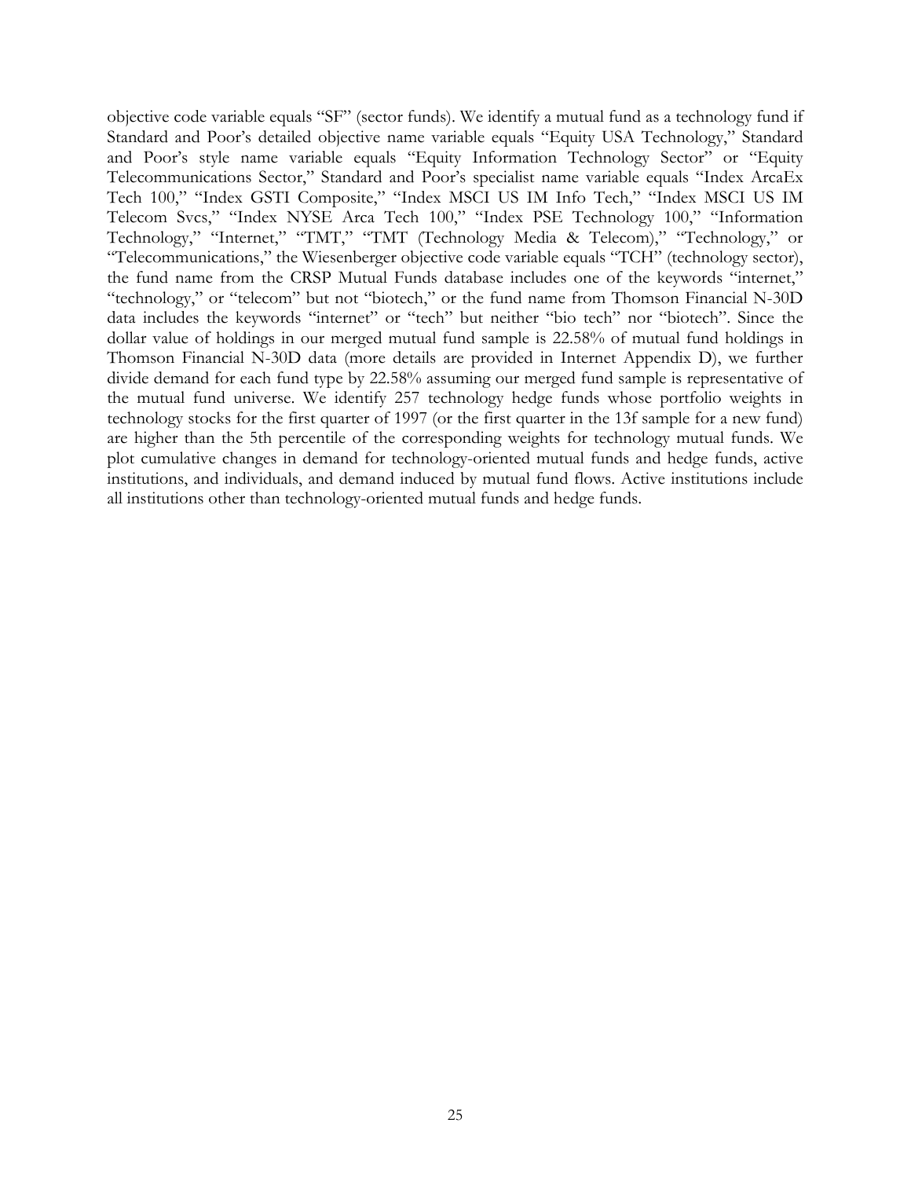objective code variable equals "SF" (sector funds). We identify a mutual fund as a technology fund if Standard and Poor's detailed objective name variable equals "Equity USA Technology," Standard and Poor's style name variable equals "Equity Information Technology Sector" or "Equity Telecommunications Sector," Standard and Poor's specialist name variable equals "Index ArcaEx Tech 100," "Index GSTI Composite," "Index MSCI US IM Info Tech," "Index MSCI US IM Telecom Svcs," "Index NYSE Arca Tech 100," "Index PSE Technology 100," "Information Technology," "Internet," "TMT," "TMT (Technology Media & Telecom)," "Technology," or "Telecommunications," the Wiesenberger objective code variable equals "TCH" (technology sector), the fund name from the CRSP Mutual Funds database includes one of the keywords "internet," "technology," or "telecom" but not "biotech," or the fund name from Thomson Financial N-30D data includes the keywords "internet" or "tech" but neither "bio tech" nor "biotech". Since the dollar value of holdings in our merged mutual fund sample is 22.58% of mutual fund holdings in Thomson Financial N-30D data (more details are provided in Internet Appendix D), we further divide demand for each fund type by 22.58% assuming our merged fund sample is representative of the mutual fund universe. We identify 257 technology hedge funds whose portfolio weights in technology stocks for the first quarter of 1997 (or the first quarter in the 13f sample for a new fund) are higher than the 5th percentile of the corresponding weights for technology mutual funds. We plot cumulative changes in demand for technology-oriented mutual funds and hedge funds, active institutions, and individuals, and demand induced by mutual fund flows. Active institutions include all institutions other than technology-oriented mutual funds and hedge funds.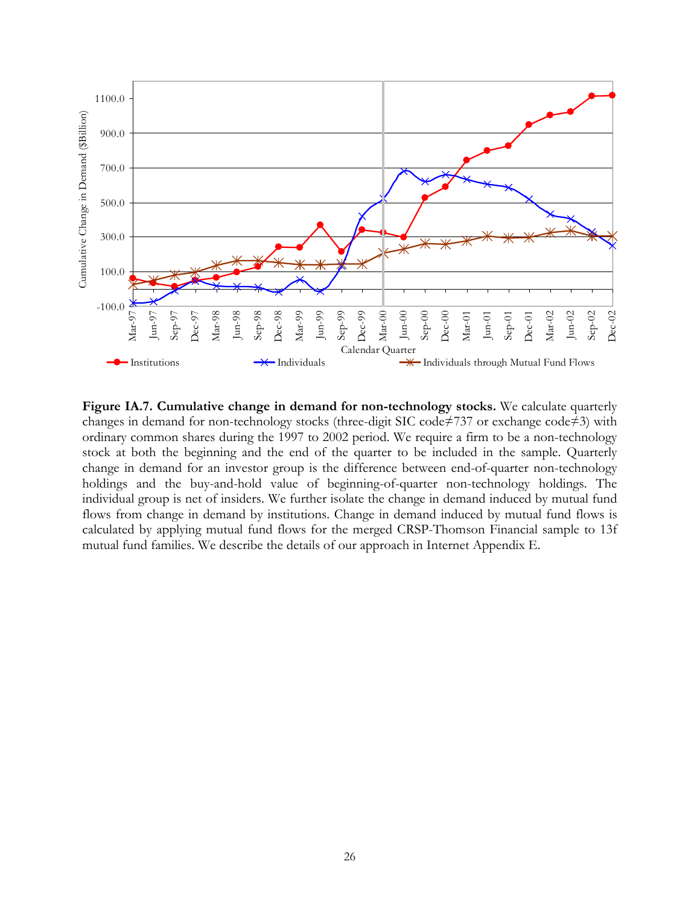**Figure IA.7. Cumulative change in demand for non-technology stocks.** We calculate quarterly changes in demand for non-technology stocks (three-digit SIC code≠737 or exchange code≠3) with ordinary common shares during the 1997 to 2002 period. We require a firm to be a non-technology stock at both the beginning and the end of the quarter to be included in the sample. Quarterly change in demand for an investor group is the difference between end-of-quarter non-technology holdings and the buy-and-hold value of beginning-of-quarter non-technology holdings. The individual group is net of insiders. We further isolate the change in demand induced by mutual fund flows from change in demand by institutions. Change in demand induced by mutual fund flows is calculated by applying mutual fund flows for the merged CRSP-Thomson Financial sample to 13f mutual fund families. We describe the details of our approach in Internet Appendix E.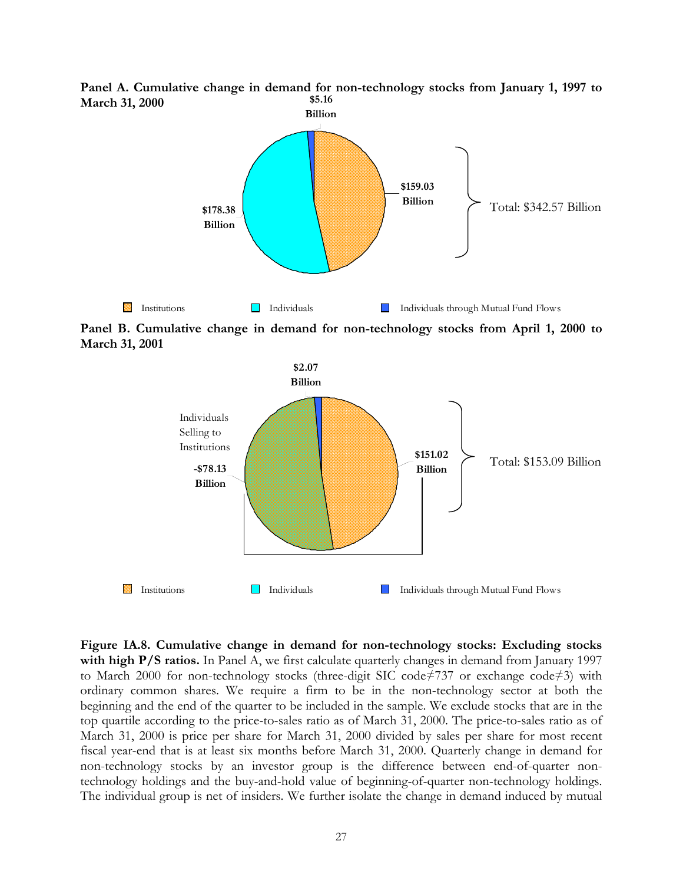**Panel A. Cumulative change in demand for non-technology stocks from January 1, 1997 to March 31, 2000**

$5.16 Billion

$159.03 Billion

$178.38 Billion

Total: $342.57 Billion

Institutions    Individuals    Individuals through Mutual Fund Flows

**Panel B. Cumulative change in demand for non-technology stocks from April 1, 2000 to March 31, 2001**

$2.07 Billion

Individuals Selling to Institutions

-$78.13 Billion

$151.02 Billion

Total: $153.09 Billion

Institutions    Individuals    Individuals through Mutual Fund Flows

**Figure IA.8. Cumulative change in demand for non-technology stocks: Excluding stocks with high P/S ratios.** In Panel A, we first calculate quarterly changes in demand from January 1997 to March 2000 for non-technology stocks (three-digit SIC code≠737 or exchange code≠3) with ordinary common shares. We require a firm to be in the non-technology sector at both the beginning and the end of the quarter to be included in the sample. We exclude stocks that are in the top quartile according to the price-to-sales ratio as of March 31, 2000. The price-to-sales ratio as of March 31, 2000 is price per share for March 31, 2000 divided by sales per share for most recent fiscal year-end that is at least six months before March 31, 2000. Quarterly change in demand for non-technology stocks by an investor group is the difference between end-of-quarter non-technology holdings and the buy-and-hold value of beginning-of-quarter non-technology holdings. The individual group is net of insiders. We further isolate the change in demand induced by mutual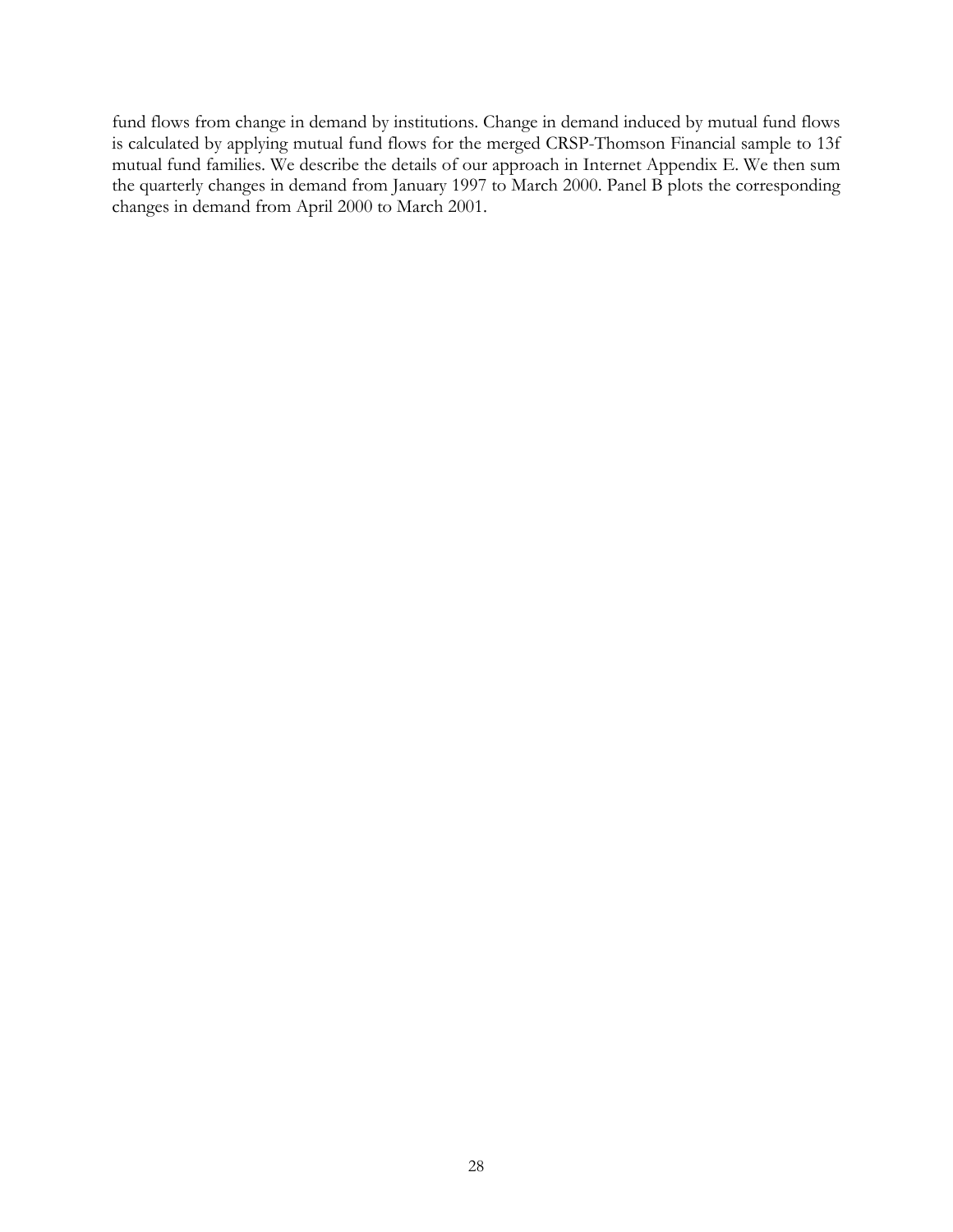fund flows from change in demand by institutions. Change in demand induced by mutual fund flows is calculated by applying mutual fund flows for the merged CRSP-Thomson Financial sample to 13f mutual fund families. We describe the details of our approach in Internet Appendix E. We then sum the quarterly changes in demand from January 1997 to March 2000. Panel B plots the corresponding changes in demand from April 2000 to March 2001.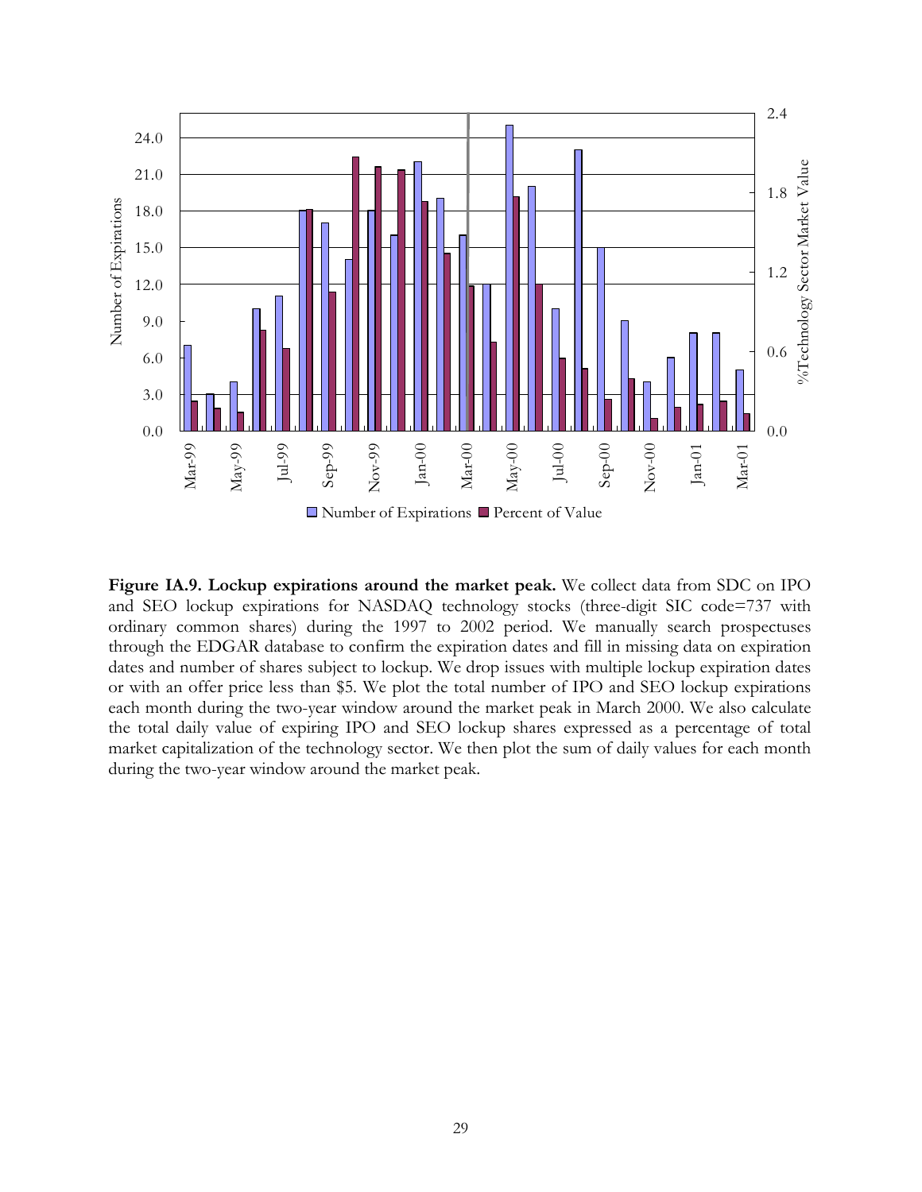**Figure IA.9. Lockup expirations around the market peak.** We collect data from SDC on IPO and SEO lockup expirations for NASDAQ technology stocks (three-digit SIC code=737 with ordinary common shares) during the 1997 to 2002 period. We manually search prospectuses through the EDGAR database to confirm the expiration dates and fill in missing data on expiration dates and number of shares subject to lockup. We drop issues with multiple lockup expiration dates or with an offer price less than $5. We plot the total number of IPO and SEO lockup expirations each month during the two-year window around the market peak in March 2000. We also calculate the total daily value of expiring IPO and SEO lockup shares expressed as a percentage of total market capitalization of the technology sector. We then plot the sum of daily values for each month during the two-year window around the market peak.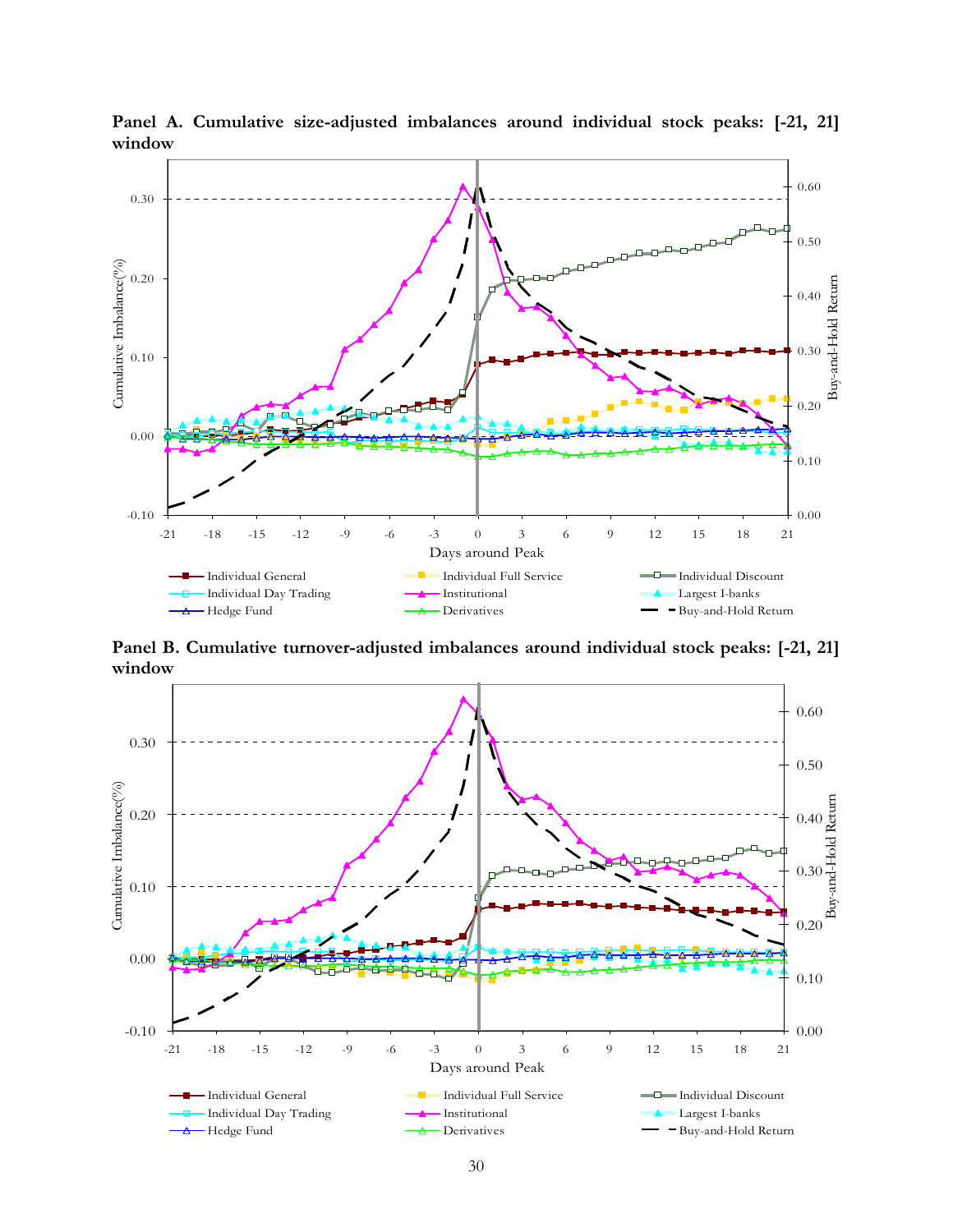**Panel A. Cumulative size-adjusted imbalances around individual stock peaks: [-21, 21] window**

**Panel B. Cumulative turnover-adjusted imbalances around individual stock peaks: [-21, 21] window**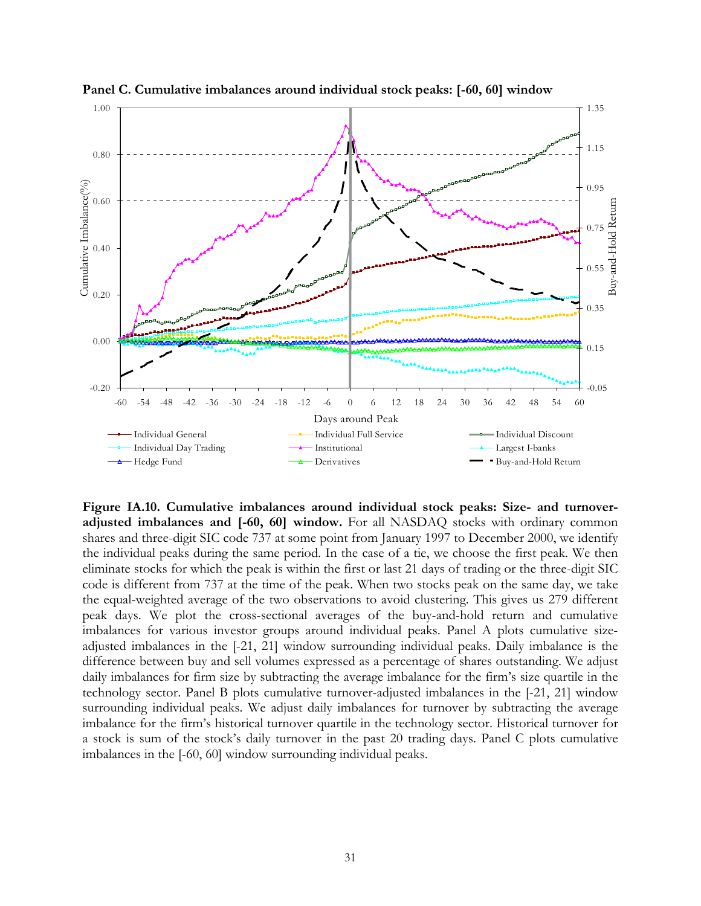**Panel C. Cumulative imbalances around individual stock peaks: [-60, 60] window**

**Figure IA.10. Cumulative imbalances around individual stock peaks: Size- and turnover-adjusted imbalances and [-60, 60] window.** For all NASDAQ stocks with ordinary common shares and three-digit SIC code 737 at some point from January 1997 to December 2000, we identify the individual peaks during the same period. In the case of a tie, we choose the first peak. We then eliminate stocks for which the peak is within the first or last 21 days of trading or the three-digit SIC code is different from 737 at the time of the peak. When two stocks peak on the same day, we take the equal-weighted average of the two observations to avoid clustering. This gives us 279 different peak days. We plot the cross-sectional averages of the buy-and-hold return and cumulative imbalances for various investor groups around individual peaks. Panel A plots cumulative size-adjusted imbalances in the [-21, 21] window surrounding individual peaks. Daily imbalance is the difference between buy and sell volumes expressed as a percentage of shares outstanding. We adjust daily imbalances for firm size by subtracting the average imbalance for the firm's size quartile in the technology sector. Panel B plots cumulative turnover-adjusted imbalances in the [-21, 21] window surrounding individual peaks. We adjust daily imbalances for turnover by subtracting the average imbalance for the firm's historical turnover quartile in the technology sector. Historical turnover for a stock is sum of the stock's daily turnover in the past 20 trading days. Panel C plots cumulative imbalances in the [-60, 60] window surrounding individual peaks.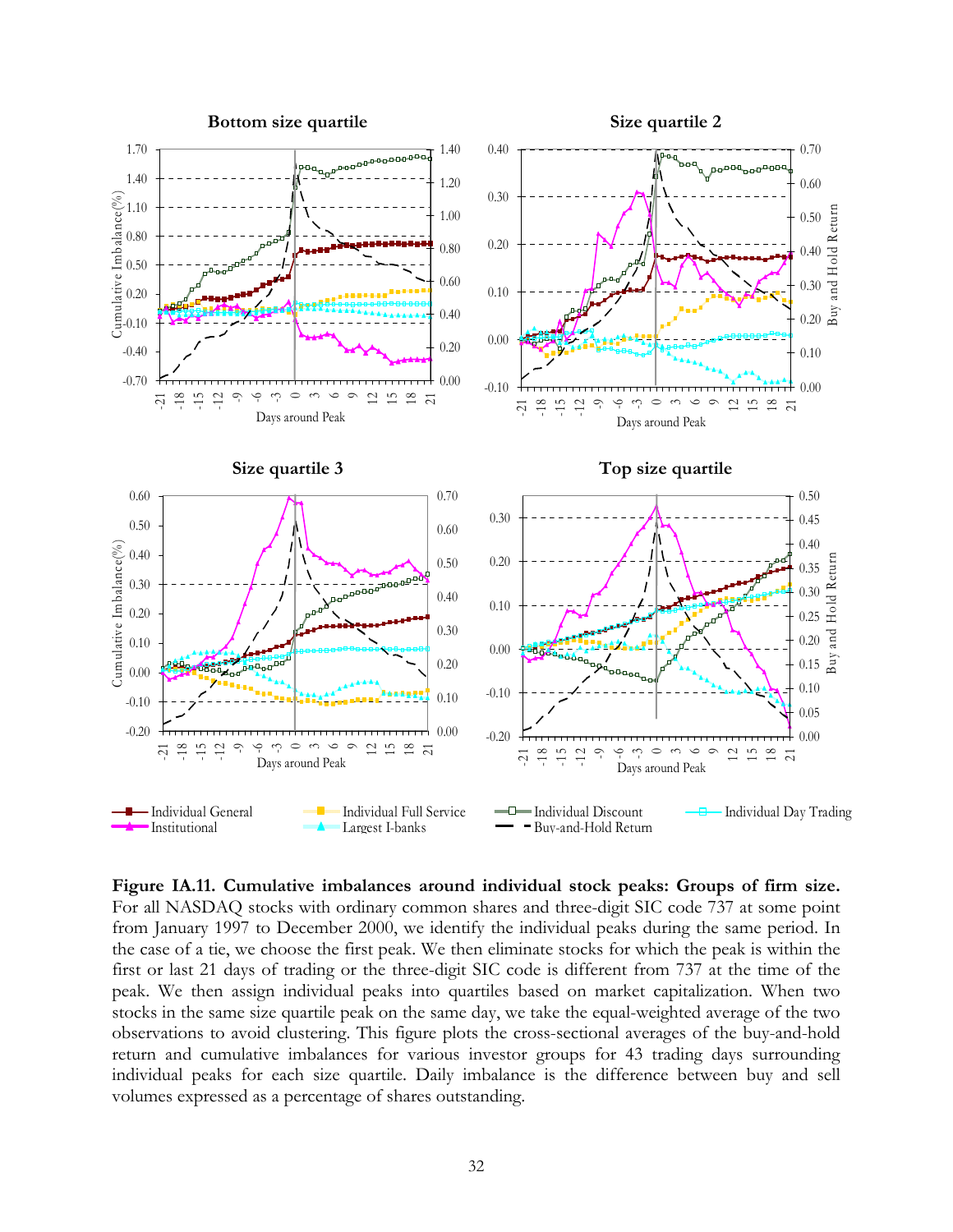**Figure IA.11. Cumulative imbalances around individual stock peaks: Groups of firm size.** For all NASDAQ stocks with ordinary common shares and three-digit SIC code 737 at some point from January 1997 to December 2000, we identify the individual peaks during the same period. In the case of a tie, we choose the first peak. We then eliminate stocks for which the peak is within the first or last 21 days of trading or the three-digit SIC code is different from 737 at the time of the peak. We then assign individual peaks into quartiles based on market capitalization. When two stocks in the same size quartile peak on the same day, we take the equal-weighted average of the two observations to avoid clustering. This figure plots the cross-sectional averages of the buy-and-hold return and cumulative imbalances for various investor groups for 43 trading days surrounding individual peaks for each size quartile. Daily imbalance is the difference between buy and sell volumes expressed as a percentage of shares outstanding.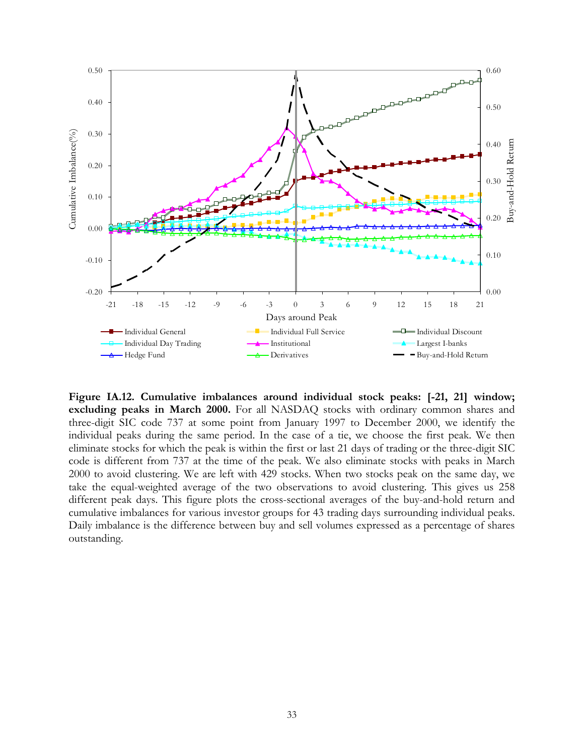**Figure IA.12. Cumulative imbalances around individual stock peaks: [-21, 21] window; excluding peaks in March 2000.** For all NASDAQ stocks with ordinary common shares and three-digit SIC code 737 at some point from January 1997 to December 2000, we identify the individual peaks during the same period. In the case of a tie, we choose the first peak. We then eliminate stocks for which the peak is within the first or last 21 days of trading or the three-digit SIC code is different from 737 at the time of the peak. We also eliminate stocks with peaks in March 2000 to avoid clustering. We are left with 429 stocks. When two stocks peak on the same day, we take the equal-weighted average of the two observations to avoid clustering. This gives us 258 different peak days. This figure plots the cross-sectional averages of the buy-and-hold return and cumulative imbalances for various investor groups for 43 trading days surrounding individual peaks. Daily imbalance is the difference between buy and sell volumes expressed as a percentage of shares outstanding.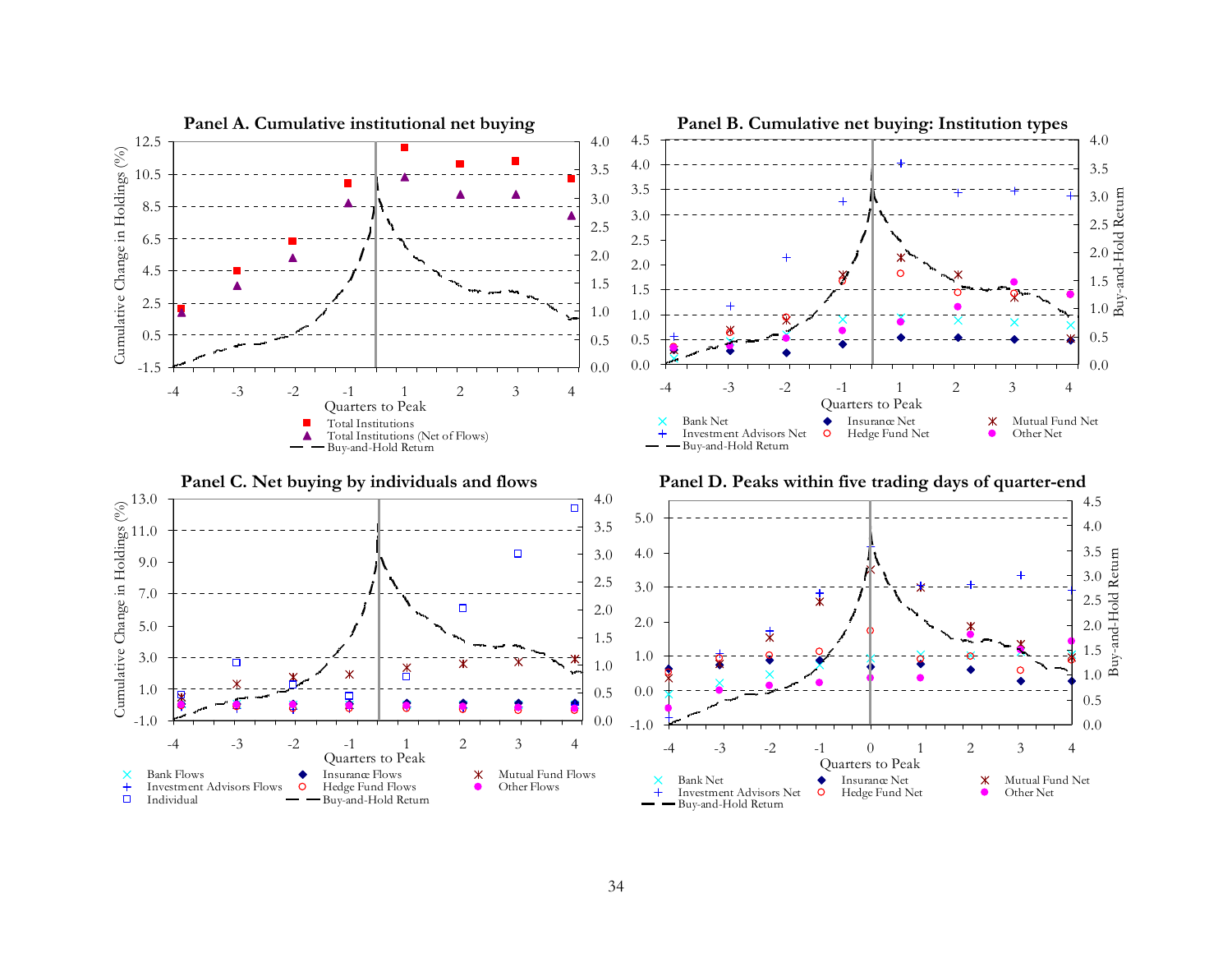**Panel A. Cumulative institutional net buying**

**Panel B. Cumulative net buying: Institution types**

**Panel C. Net buying by individuals and flows**

**Panel D. Peaks within five trading days of quarter-end**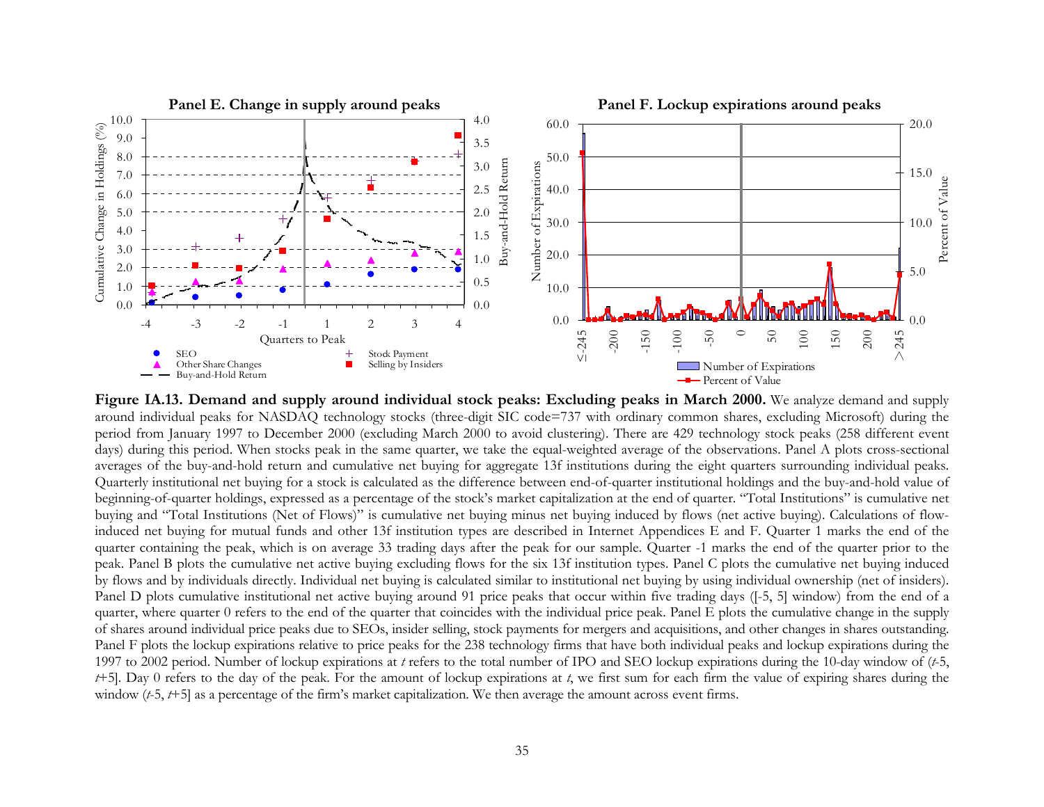**Panel E. Change in supply around peaks**

**Panel F. Lockup expirations around peaks**

**Figure IA.13. Demand and supply around individual stock peaks: Excluding peaks in March 2000.** We analyze demand and supply around individual peaks for NASDAQ technology stocks (three-digit SIC code=737 with ordinary common shares, excluding Microsoft) during the period from January 1997 to December 2000 (excluding March 2000 to avoid clustering). There are 429 technology stock peaks (258 different event days) during this period. When stocks peak in the same quarter, we take the equal-weighted average of the observations. Panel A plots cross-sectional averages of the buy-and-hold return and cumulative net buying for aggregate 13f institutions during the eight quarters surrounding individual peaks. Quarterly institutional net buying for a stock is calculated as the difference between end-of-quarter institutional holdings and the buy-and-hold value of beginning-of-quarter holdings, expressed as a percentage of the stock's market capitalization at the end of quarter. "Total Institutions" is cumulative net buying and "Total Institutions (Net of Flows)" is cumulative net buying minus net buying induced by flows (net active buying). Calculations of flow-induced net buying for mutual funds and other 13f institution types are described in Internet Appendices E and F. Quarter 1 marks the end of the quarter containing the peak, which is on average 33 trading days after the peak for our sample. Quarter -1 marks the end of the quarter prior to the peak. Panel B plots the cumulative net active buying excluding flows for the six 13f institution types. Panel C plots the cumulative net buying induced by flows and by individuals directly. Individual net buying is calculated similar to institutional net buying by using individual ownership (net of insiders). Panel D plots cumulative institutional net active buying around 91 price peaks that occur within five trading days ([-5, 5] window) from the end of a quarter, where quarter 0 refers to the end of the quarter that coincides with the individual price peak. Panel E plots the cumulative change in the supply of shares around individual price peaks due to SEOs, insider selling, stock payments for mergers and acquisitions, and other changes in shares outstanding. Panel F plots the lockup expirations relative to price peaks for the 238 technology firms that have both individual peaks and lockup expirations during the 1997 to 2002 period. Number of lockup expirations at *t* refers to the total number of IPO and SEO lockup expirations during the 10-day window of (*t*-5, *t*+5]. Day 0 refers to the day of the peak. For the amount of lockup expirations at *t*, we first sum for each firm the value of expiring shares during the window (*t*-5, *t*+5] as a percentage of the firm's market capitalization. We then average the amount across event firms.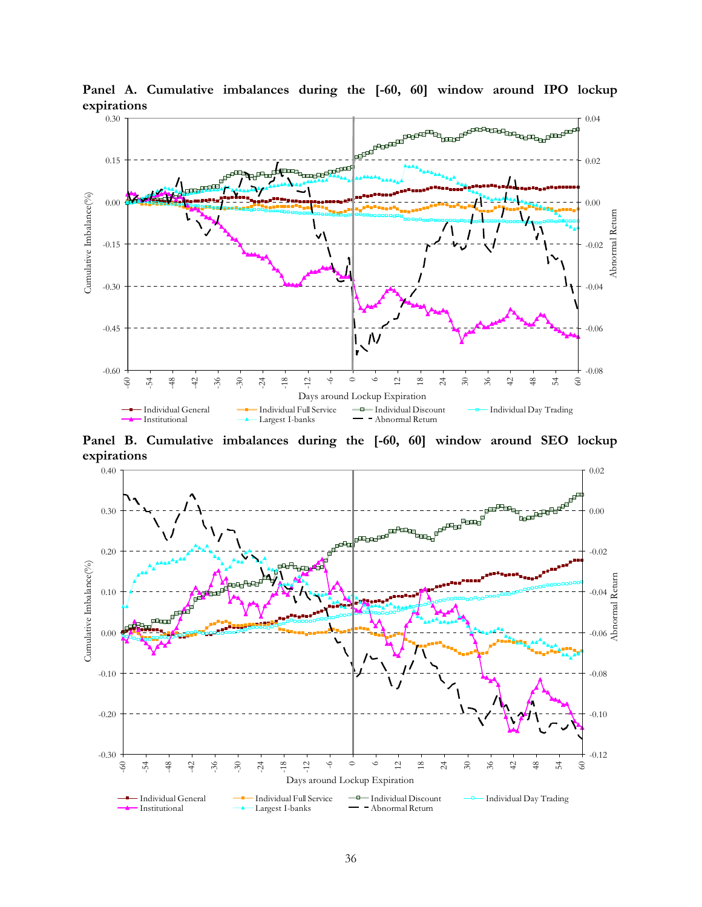**Panel A. Cumulative imbalances during the [-60, 60] window around IPO lockup expirations**

**Panel B. Cumulative imbalances during the [-60, 60] window around SEO lockup expirations**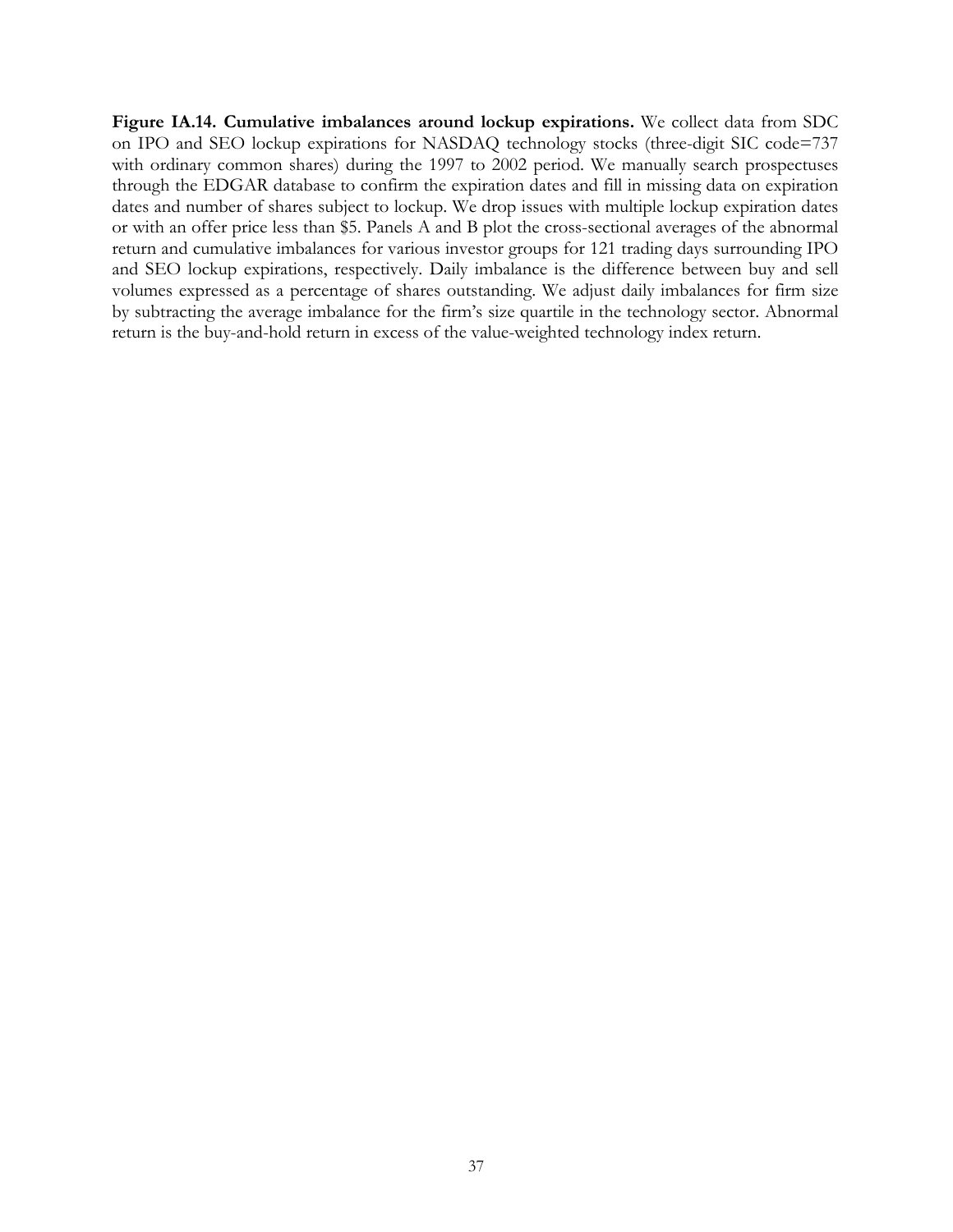**Figure IA.14. Cumulative imbalances around lockup expirations.** We collect data from SDC on IPO and SEO lockup expirations for NASDAQ technology stocks (three-digit SIC code=737 with ordinary common shares) during the 1997 to 2002 period. We manually search prospectuses through the EDGAR database to confirm the expiration dates and fill in missing data on expiration dates and number of shares subject to lockup. We drop issues with multiple lockup expiration dates or with an offer price less than $5. Panels A and B plot the cross-sectional averages of the abnormal return and cumulative imbalances for various investor groups for 121 trading days surrounding IPO and SEO lockup expirations, respectively. Daily imbalance is the difference between buy and sell volumes expressed as a percentage of shares outstanding. We adjust daily imbalances for firm size by subtracting the average imbalance for the firm's size quartile in the technology sector. Abnormal return is the buy-and-hold return in excess of the value-weighted technology index return.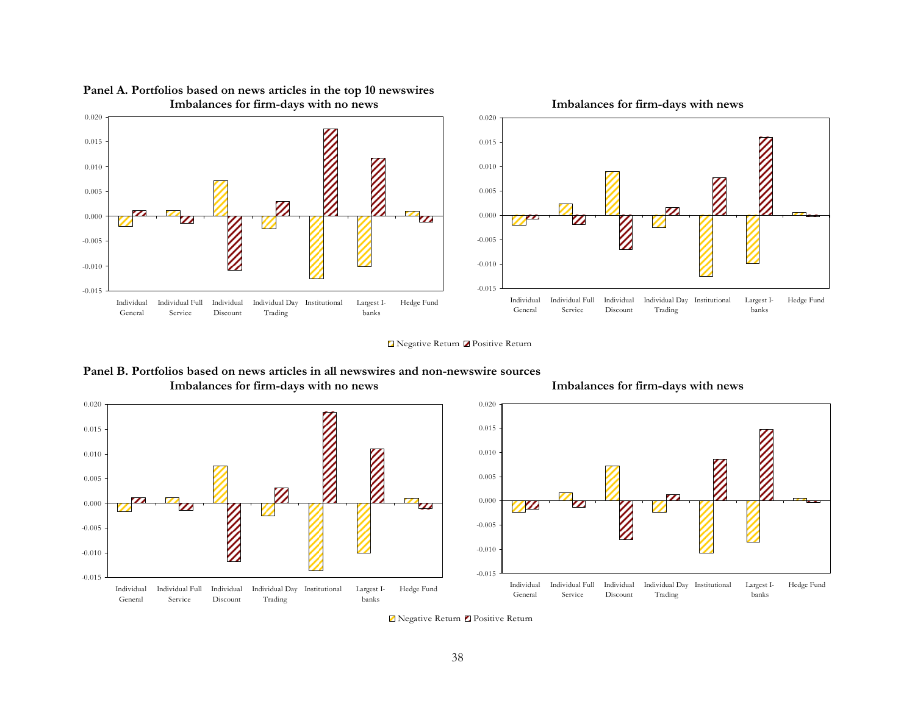**Panel A. Portfolios based on news articles in the top 10 newswires**

**Imbalances for firm-days with no news**

**Imbalances for firm-days with news**

Negative Return | Positive Return

**Panel B. Portfolios based on news articles in all newswires and non-newswire sources**

**Imbalances for firm-days with no news**

**Imbalances for firm-days with news**

Negative Return | Positive Return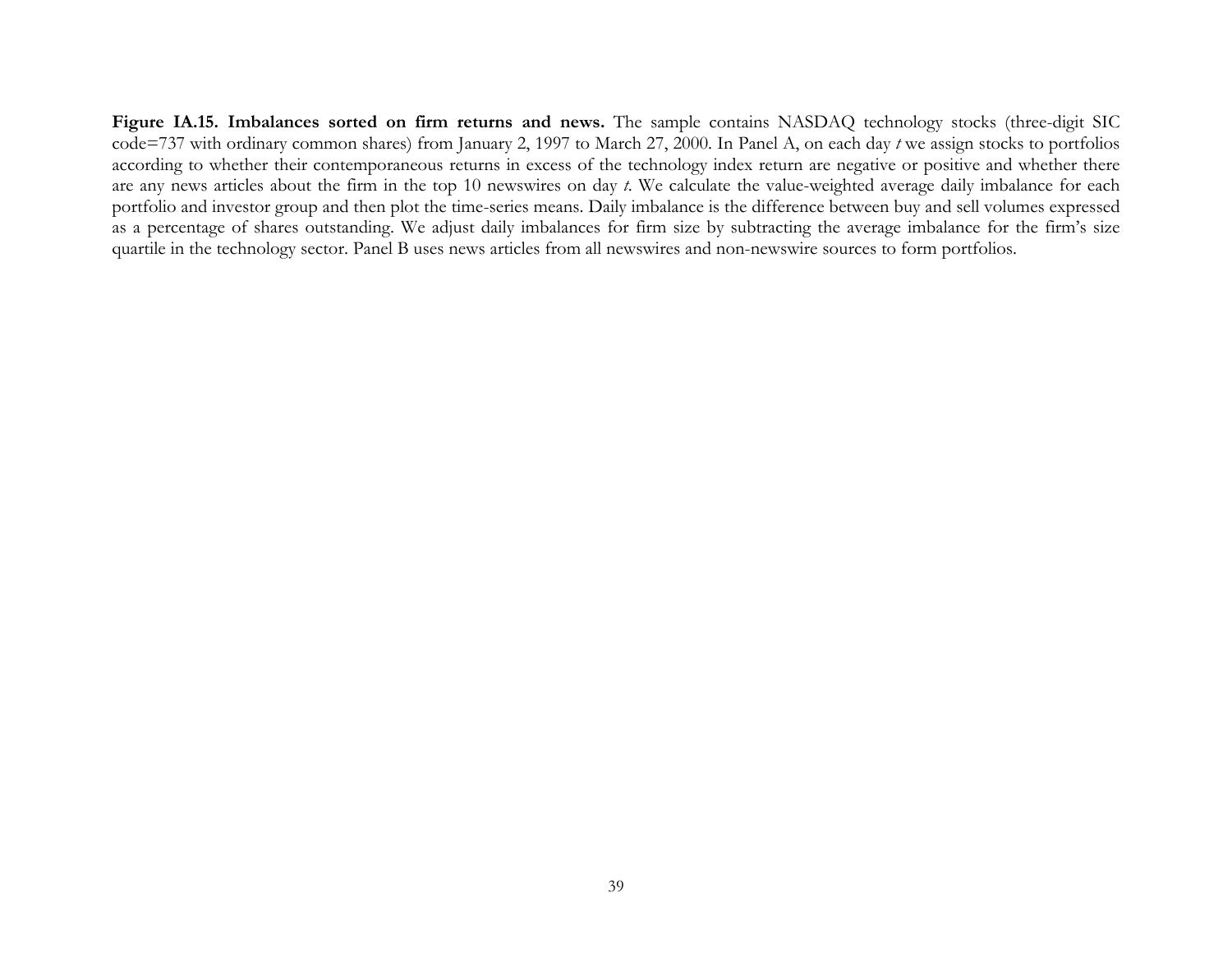**Figure IA.15. Imbalances sorted on firm returns and news.** The sample contains NASDAQ technology stocks (three-digit SIC code=737 with ordinary common shares) from January 2, 1997 to March 27, 2000. In Panel A, on each day *t* we assign stocks to portfolios according to whether their contemporaneous returns in excess of the technology index return are negative or positive and whether there are any news articles about the firm in the top 10 newswires on day *t*. We calculate the value-weighted average daily imbalance for each portfolio and investor group and then plot the time-series means. Daily imbalance is the difference between buy and sell volumes expressed as a percentage of shares outstanding. We adjust daily imbalances for firm size by subtracting the average imbalance for the firm's size quartile in the technology sector. Panel B uses news articles from all newswires and non-newswire sources to form portfolios.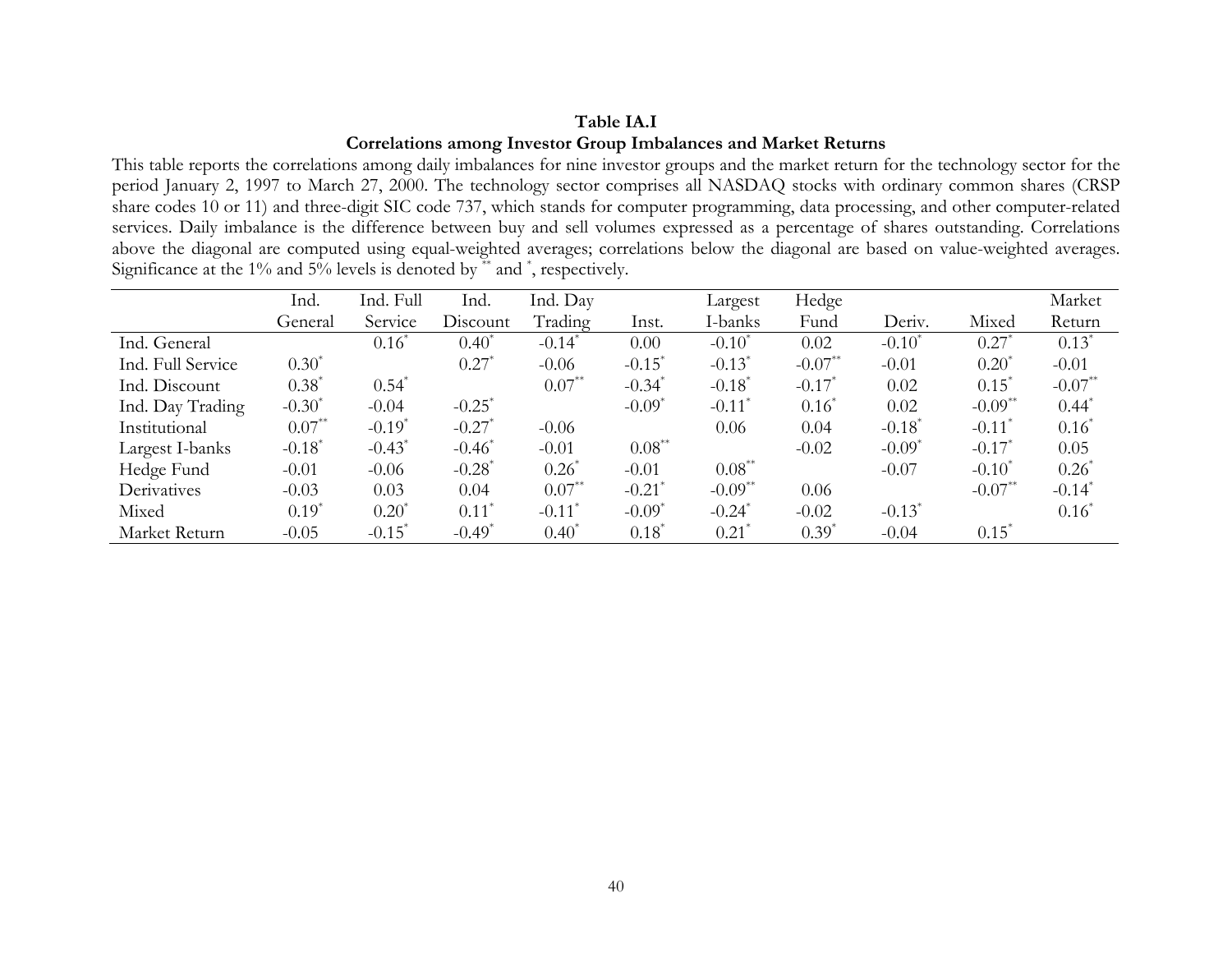**Table IA.I**

**Correlations among Investor Group Imbalances and Market Returns**

This table reports the correlations among daily imbalances for nine investor groups and the market return for the technology sector for the period January 2, 1997 to March 27, 2000. The technology sector comprises all NASDAQ stocks with ordinary common shares (CRSP share codes 10 or 11) and three-digit SIC code 737, which stands for computer programming, data processing, and other computer-related services. Daily imbalance is the difference between buy and sell volumes expressed as a percentage of shares outstanding. Correlations above the diagonal are computed using equal-weighted averages; correlations below the diagonal are based on value-weighted averages. Significance at the 1% and 5% levels is denoted by ** and *, respectively.

| | Ind. General | Ind. Full Service | Ind. Discount | Ind. Day Trading | Inst. | Largest I-banks | Hedge Fund | Deriv. | Mixed | Market Return |
|---|---|---|---|---|---|---|---|---|---|---|
| Ind. General | | 0.16* | 0.40* | -0.14* | 0.00 | -0.10* | 0.02 | -0.10* | 0.27* | 0.13* |
| Ind. Full Service | 0.30* | | 0.27* | -0.06 | -0.15* | -0.13* | -0.07** | -0.01 | 0.20* | -0.01 |
| Ind. Discount | 0.38* | 0.54* | | 0.07** | -0.34* | -0.18* | -0.17* | 0.02 | 0.15* | -0.07** |
| Ind. Day Trading | -0.30* | -0.04 | -0.25* | | -0.09* | -0.11* | 0.16* | 0.02 | -0.09** | 0.44* |
| Institutional | 0.07** | -0.19* | -0.27* | -0.06 | | 0.06 | 0.04 | -0.18* | -0.11* | 0.16* |
| Largest I-banks | -0.18* | -0.43* | -0.46* | -0.01 | 0.08** | | -0.02 | -0.09* | -0.17* | 0.05 |
| Hedge Fund | -0.01 | -0.06 | -0.28* | 0.26* | -0.01 | 0.08** | | -0.07 | -0.10* | 0.26* |
| Derivatives | -0.03 | 0.03 | 0.04 | 0.07** | -0.21* | -0.09** | 0.06 | | -0.07** | -0.14* |
| Mixed | 0.19* | 0.20* | 0.11* | -0.11* | -0.09* | -0.24* | -0.02 | -0.13* | | 0.16* |
| Market Return | -0.05 | -0.15* | -0.49* | 0.40* | 0.18* | 0.21* | 0.39* | -0.04 | 0.15* | |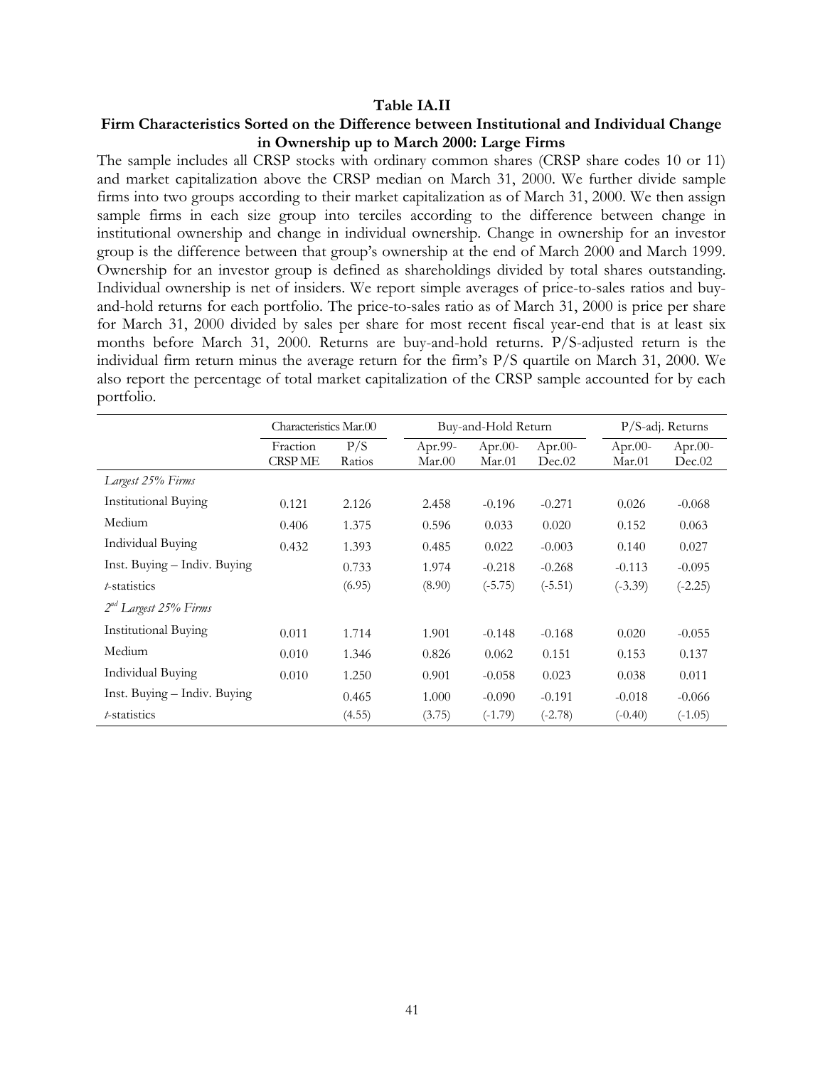**Table IA.II**

**Firm Characteristics Sorted on the Difference between Institutional and Individual Change in Ownership up to March 2000: Large Firms**

The sample includes all CRSP stocks with ordinary common shares (CRSP share codes 10 or 11) and market capitalization above the CRSP median on March 31, 2000. We further divide sample firms into two groups according to their market capitalization as of March 31, 2000. We then assign sample firms in each size group into terciles according to the difference between change in institutional ownership and change in individual ownership. Change in ownership for an investor group is the difference between that group's ownership at the end of March 2000 and March 1999. Ownership for an investor group is defined as shareholdings divided by total shares outstanding. Individual ownership is net of insiders. We report simple averages of price-to-sales ratios and buy-and-hold returns for each portfolio. The price-to-sales ratio as of March 31, 2000 is price per share for March 31, 2000 divided by sales per share for most recent fiscal year-end that is at least six months before March 31, 2000. Returns are buy-and-hold returns. P/S-adjusted return is the individual firm return minus the average return for the firm's P/S quartile on March 31, 2000. We also report the percentage of total market capitalization of the CRSP sample accounted for by each portfolio.

| | Characteristics Mar.00 | | Buy-and-Hold Return | | | P/S-adj. Returns | |
|---|---|---|---|---|---|---|---|
| | Fraction CRSP ME | P/S Ratios | Apr.99-Mar.00 | Apr.00-Mar.01 | Apr.00-Dec.02 | Apr.00-Mar.01 | Apr.00-Dec.02 |
| *Largest 25% Firms* | | | | | | | |
| Institutional Buying | 0.121 | 2.126 | 2.458 | -0.196 | -0.271 | 0.026 | -0.068 |
| Medium | 0.406 | 1.375 | 0.596 | 0.033 | 0.020 | 0.152 | 0.063 |
| Individual Buying | 0.432 | 1.393 | 0.485 | 0.022 | -0.003 | 0.140 | 0.027 |
| Inst. Buying – Indiv. Buying | | 0.733 | 1.974 | -0.218 | -0.268 | -0.113 | -0.095 |
| *t*-statistics | | (6.95) | (8.90) | (-5.75) | (-5.51) | (-3.39) | (-2.25) |
| *2nd Largest 25% Firms* | | | | | | | |
| Institutional Buying | 0.011 | 1.714 | 1.901 | -0.148 | -0.168 | 0.020 | -0.055 |
| Medium | 0.010 | 1.346 | 0.826 | 0.062 | 0.151 | 0.153 | 0.137 |
| Individual Buying | 0.010 | 1.250 | 0.901 | -0.058 | 0.023 | 0.038 | 0.011 |
| Inst. Buying – Indiv. Buying | | 0.465 | 1.000 | -0.090 | -0.191 | -0.018 | -0.066 |
| *t*-statistics | | (4.55) | (3.75) | (-1.79) | (-2.78) | (-0.40) | (-1.05) |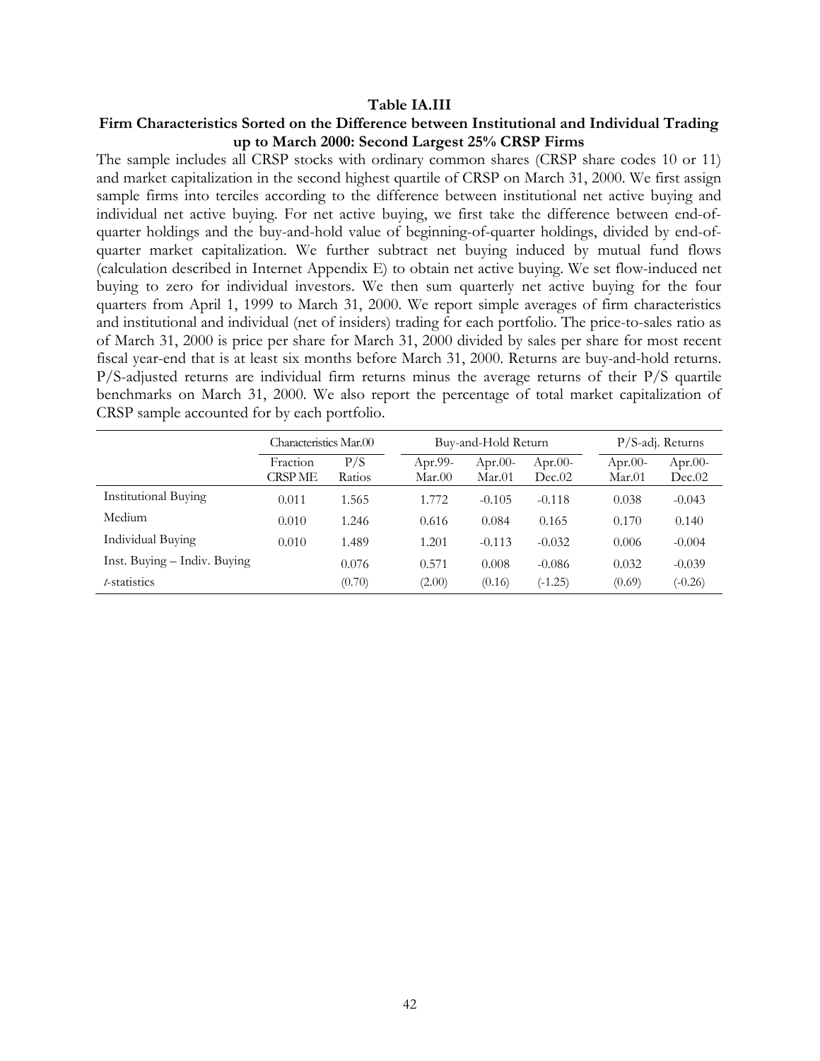**Table IA.III**

**Firm Characteristics Sorted on the Difference between Institutional and Individual Trading up to March 2000: Second Largest 25% CRSP Firms**

The sample includes all CRSP stocks with ordinary common shares (CRSP share codes 10 or 11) and market capitalization in the second highest quartile of CRSP on March 31, 2000. We first assign sample firms into terciles according to the difference between institutional net active buying and individual net active buying. For net active buying, we first take the difference between end-of-quarter holdings and the buy-and-hold value of beginning-of-quarter holdings, divided by end-of-quarter market capitalization. We further subtract net buying induced by mutual fund flows (calculation described in Internet Appendix E) to obtain net active buying. We set flow-induced net buying to zero for individual investors. We then sum quarterly net active buying for the four quarters from April 1, 1999 to March 31, 2000. We report simple averages of firm characteristics and institutional and individual (net of insiders) trading for each portfolio. The price-to-sales ratio as of March 31, 2000 is price per share for March 31, 2000 divided by sales per share for most recent fiscal year-end that is at least six months before March 31, 2000. Returns are buy-and-hold returns. P/S-adjusted returns are individual firm returns minus the average returns of their P/S quartile benchmarks on March 31, 2000. We also report the percentage of total market capitalization of CRSP sample accounted for by each portfolio.

| | Characteristics Mar.00 | | Buy-and-Hold Return | | | P/S-adj. Returns | |
|---|---|---|---|---|---|---|---|
| | Fraction CRSP ME | P/S Ratios | Apr.99-Mar.00 | Apr.00-Mar.01 | Apr.00-Dec.02 | Apr.00-Mar.01 | Apr.00-Dec.02 |
| Institutional Buying | 0.011 | 1.565 | 1.772 | -0.105 | -0.118 | 0.038 | -0.043 |
| Medium | 0.010 | 1.246 | 0.616 | 0.084 | 0.165 | 0.170 | 0.140 |
| Individual Buying | 0.010 | 1.489 | 1.201 | -0.113 | -0.032 | 0.006 | -0.004 |
| Inst. Buying – Indiv. Buying | | 0.076 | 0.571 | 0.008 | -0.086 | 0.032 | -0.039 |
| *t*-statistics | | (0.70) | (2.00) | (0.16) | (-1.25) | (0.69) | (-0.26) |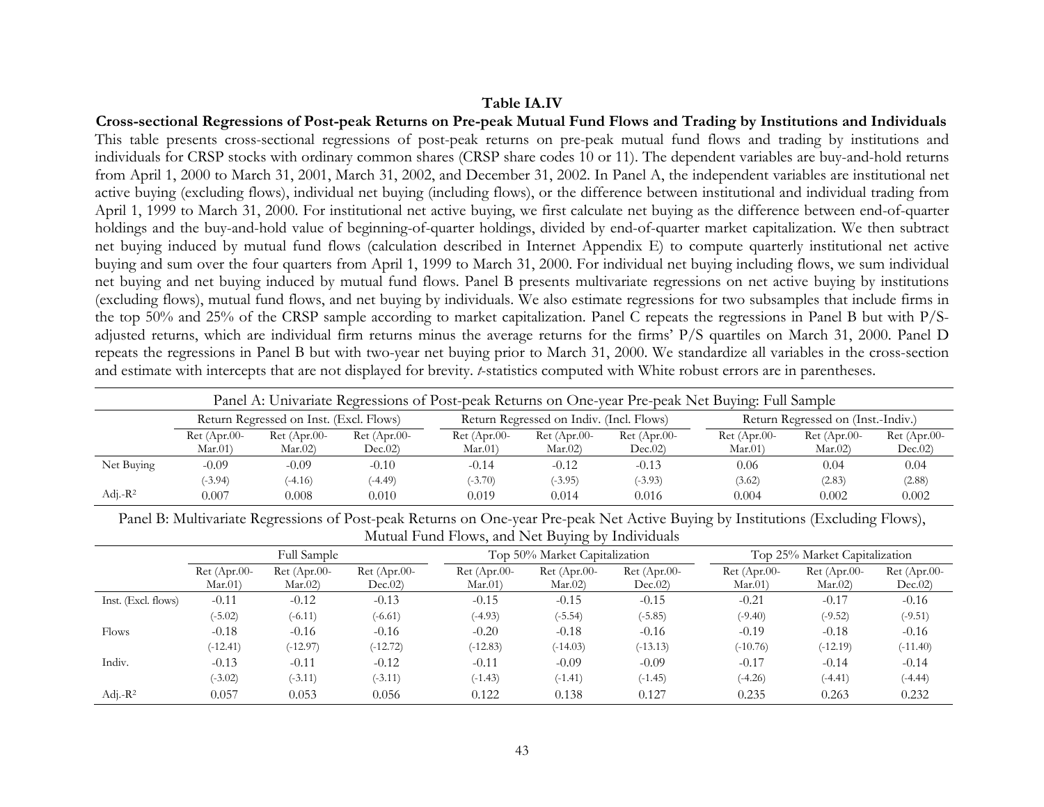**Table IA.IV**

**Cross-sectional Regressions of Post-peak Returns on Pre-peak Mutual Fund Flows and Trading by Institutions and Individuals**

This table presents cross-sectional regressions of post-peak returns on pre-peak mutual fund flows and trading by institutions and individuals for CRSP stocks with ordinary common shares (CRSP share codes 10 or 11). The dependent variables are buy-and-hold returns from April 1, 2000 to March 31, 2001, March 31, 2002, and December 31, 2002. In Panel A, the independent variables are institutional net active buying (excluding flows), individual net buying (including flows), or the difference between institutional and individual trading from April 1, 1999 to March 31, 2000. For institutional net active buying, we first calculate net buying as the difference between end-of-quarter holdings and the buy-and-hold value of beginning-of-quarter holdings, divided by end-of-quarter market capitalization. We then subtract net buying induced by mutual fund flows (calculation described in Internet Appendix E) to compute quarterly institutional net active buying and sum over the four quarters from April 1, 1999 to March 31, 2000. For individual net buying including flows, we sum individual net buying and net buying induced by mutual fund flows. Panel B presents multivariate regressions on net active buying by institutions (excluding flows), mutual fund flows, and net buying by individuals. We also estimate regressions for two subsamples that include firms in the top 50% and 25% of the CRSP sample according to market capitalization. Panel C repeats the regressions in Panel B but with P/S-adjusted returns, which are individual firm returns minus the average returns for the firms' P/S quartiles on March 31, 2000. Panel D repeats the regressions in Panel B but with two-year net buying prior to March 31, 2000. We standardize all variables in the cross-section and estimate with intercepts that are not displayed for brevity. *t*-statistics computed with White robust errors are in parentheses.

Panel A: Univariate Regressions of Post-peak Returns on One-year Pre-peak Net Buying: Full Sample

| | Return Regressed on Inst. (Excl. Flows) | | | Return Regressed on Indiv. (Incl. Flows) | | | Return Regressed on (Inst.-Indiv.) | | |
|---|---|---|---|---|---|---|---|---|---|
| | Ret (Apr.00-Mar.01) | Ret (Apr.00-Mar.02) | Ret (Apr.00-Dec.02) | Ret (Apr.00-Mar.01) | Ret (Apr.00-Mar.02) | Ret (Apr.00-Dec.02) | Ret (Apr.00-Mar.01) | Ret (Apr.00-Mar.02) | Ret (Apr.00-Dec.02) |
| Net Buying | -0.09 | -0.09 | -0.10 | -0.14 | -0.12 | -0.13 | 0.06 | 0.04 | 0.04 |
| | (-3.94) | (-4.16) | (-4.49) | (-3.70) | (-3.95) | (-3.93) | (3.62) | (2.83) | (2.88) |
| Adj.-$R^2$ | 0.007 | 0.008 | 0.010 | 0.019 | 0.014 | 0.016 | 0.004 | 0.002 | 0.002 |

Panel B: Multivariate Regressions of Post-peak Returns on One-year Pre-peak Net Active Buying by Institutions (Excluding Flows), Mutual Fund Flows, and Net Buying by Individuals

| | Full Sample | | | Top 50% Market Capitalization | | | Top 25% Market Capitalization | | |
|---|---|---|---|---|---|---|---|---|---|
| | Ret (Apr.00-Mar.01) | Ret (Apr.00-Mar.02) | Ret (Apr.00-Dec.02) | Ret (Apr.00-Mar.01) | Ret (Apr.00-Mar.02) | Ret (Apr.00-Dec.02) | Ret (Apr.00-Mar.01) | Ret (Apr.00-Mar.02) | Ret (Apr.00-Dec.02) |
| Inst. (Excl. flows) | -0.11 | -0.12 | -0.13 | -0.15 | -0.15 | -0.15 | -0.21 | -0.17 | -0.16 |
| | (-5.02) | (-6.11) | (-6.61) | (-4.93) | (-5.54) | (-5.85) | (-9.40) | (-9.52) | (-9.51) |
| Flows | -0.18 | -0.16 | -0.16 | -0.20 | -0.18 | -0.16 | -0.19 | -0.18 | -0.16 |
| | (-12.41) | (-12.97) | (-12.72) | (-12.83) | (-14.03) | (-13.13) | (-10.76) | (-12.19) | (-11.40) |
| Indiv. | -0.13 | -0.11 | -0.12 | -0.11 | -0.09 | -0.09 | -0.17 | -0.14 | -0.14 |
| | (-3.02) | (-3.11) | (-3.11) | (-1.43) | (-1.41) | (-1.45) | (-4.26) | (-4.41) | (-4.44) |
| Adj.-$R^2$ | 0.057 | 0.053 | 0.056 | 0.122 | 0.138 | 0.127 | 0.235 | 0.263 | 0.232 |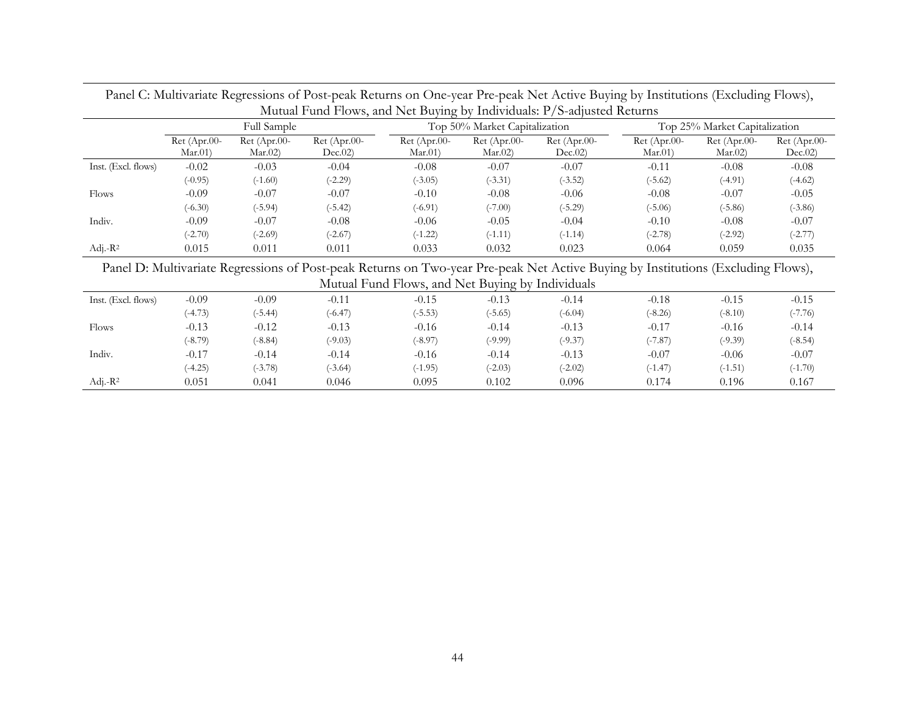Panel C: Multivariate Regressions of Post-peak Returns on One-year Pre-peak Net Active Buying by Institutions (Excluding Flows), Mutual Fund Flows, and Net Buying by Individuals: P/S-adjusted Returns

| | Full Sample | | | Top 50% Market Capitalization | | | Top 25% Market Capitalization | | |
|---|---|---|---|---|---|---|---|---|---|
| | Ret (Apr.00-Mar.01) | Ret (Apr.00-Mar.02) | Ret (Apr.00-Dec.02) | Ret (Apr.00-Mar.01) | Ret (Apr.00-Mar.02) | Ret (Apr.00-Dec.02) | Ret (Apr.00-Mar.01) | Ret (Apr.00-Mar.02) | Ret (Apr.00-Dec.02) |
| Inst. (Excl. flows) | -0.02 | -0.03 | -0.04 | -0.08 | -0.07 | -0.07 | -0.11 | -0.08 | -0.08 |
| | (-0.95) | (-1.60) | (-2.29) | (-3.05) | (-3.31) | (-3.52) | (-5.62) | (-4.91) | (-4.62) |
| Flows | -0.09 | -0.07 | -0.07 | -0.10 | -0.08 | -0.06 | -0.08 | -0.07 | -0.05 |
| | (-6.30) | (-5.94) | (-5.42) | (-6.91) | (-7.00) | (-5.29) | (-5.06) | (-5.86) | (-3.86) |
| Indiv. | -0.09 | -0.07 | -0.08 | -0.06 | -0.05 | -0.04 | -0.10 | -0.08 | -0.07 |
| | (-2.70) | (-2.69) | (-2.67) | (-1.22) | (-1.11) | (-1.14) | (-2.78) | (-2.92) | (-2.77) |
| Adj.-$R^2$ | 0.015 | 0.011 | 0.011 | 0.033 | 0.032 | 0.023 | 0.064 | 0.059 | 0.035 |

Panel D: Multivariate Regressions of Post-peak Returns on Two-year Pre-peak Net Active Buying by Institutions (Excluding Flows), Mutual Fund Flows, and Net Buying by Individuals

| | Full Sample | | | Top 50% Market Capitalization | | | Top 25% Market Capitalization | | |
|---|---|---|---|---|---|---|---|---|---|
| | Ret (Apr.00-Mar.01) | Ret (Apr.00-Mar.02) | Ret (Apr.00-Dec.02) | Ret (Apr.00-Mar.01) | Ret (Apr.00-Mar.02) | Ret (Apr.00-Dec.02) | Ret (Apr.00-Mar.01) | Ret (Apr.00-Mar.02) | Ret (Apr.00-Dec.02) |
| Inst. (Excl. flows) | -0.09 | -0.09 | -0.11 | -0.15 | -0.13 | -0.14 | -0.18 | -0.15 | -0.15 |
| | (-4.73) | (-5.44) | (-6.47) | (-5.53) | (-5.65) | (-6.04) | (-8.26) | (-8.10) | (-7.76) |
| Flows | -0.13 | -0.12 | -0.13 | -0.16 | -0.14 | -0.13 | -0.17 | -0.16 | -0.14 |
| | (-8.79) | (-8.84) | (-9.03) | (-8.97) | (-9.99) | (-9.37) | (-7.87) | (-9.39) | (-8.54) |
| Indiv. | -0.17 | -0.14 | -0.14 | -0.16 | -0.14 | -0.13 | -0.07 | -0.06 | -0.07 |
| | (-4.25) | (-3.78) | (-3.64) | (-1.95) | (-2.03) | (-2.02) | (-1.47) | (-1.51) | (-1.70) |
| Adj.-$R^2$ | 0.051 | 0.041 | 0.046 | 0.095 | 0.102 | 0.096 | 0.174 | 0.196 | 0.167 |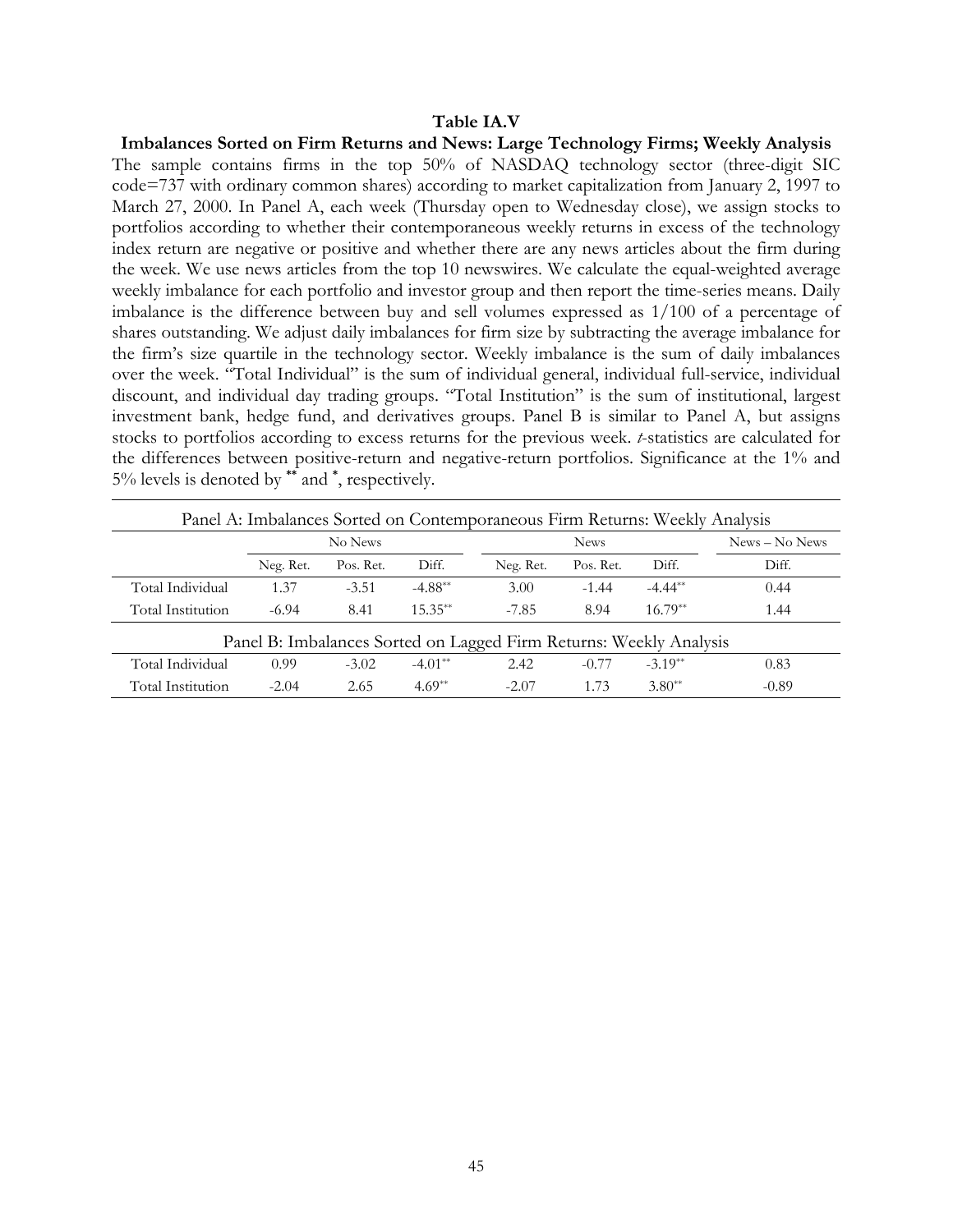**Table IA.V**

**Imbalances Sorted on Firm Returns and News: Large Technology Firms; Weekly Analysis**

The sample contains firms in the top 50% of NASDAQ technology sector (three-digit SIC code=737 with ordinary common shares) according to market capitalization from January 2, 1997 to March 27, 2000. In Panel A, each week (Thursday open to Wednesday close), we assign stocks to portfolios according to whether their contemporaneous weekly returns in excess of the technology index return are negative or positive and whether there are any news articles about the firm during the week. We use news articles from the top 10 newswires. We calculate the equal-weighted average weekly imbalance for each portfolio and investor group and then report the time-series means. Daily imbalance is the difference between buy and sell volumes expressed as 1/100 of a percentage of shares outstanding. We adjust daily imbalances for firm size by subtracting the average imbalance for the firm's size quartile in the technology sector. Weekly imbalance is the sum of daily imbalances over the week. "Total Individual" is the sum of individual general, individual full-service, individual discount, and individual day trading groups. "Total Institution" is the sum of institutional, largest investment bank, hedge fund, and derivatives groups. Panel B is similar to Panel A, but assigns stocks to portfolios according to excess returns for the previous week. *t*-statistics are calculated for the differences between positive-return and negative-return portfolios. Significance at the 1% and 5% levels is denoted by ** and *, respectively.

| Panel A: Imbalances Sorted on Contemporaneous Firm Returns: Weekly Analysis | | | | | | | |
|---|---|---|---|---|---|---|---|
| | No News | | | News | | | News – No News |
| | Neg. Ret. | Pos. Ret. | Diff. | Neg. Ret. | Pos. Ret. | Diff. | Diff. |
| Total Individual | 1.37 | -3.51 | -4.88** | 3.00 | -1.44 | -4.44** | 0.44 |
| Total Institution | -6.94 | 8.41 | 15.35** | -7.85 | 8.94 | 16.79** | 1.44 |
| **Panel B: Imbalances Sorted on Lagged Firm Returns: Weekly Analysis** | | | | | | | |
| Total Individual | 0.99 | -3.02 | -4.01** | 2.42 | -0.77 | -3.19** | 0.83 |
| Total Institution | -2.04 | 2.65 | 4.69** | -2.07 | 1.73 | 3.80** | -0.89 |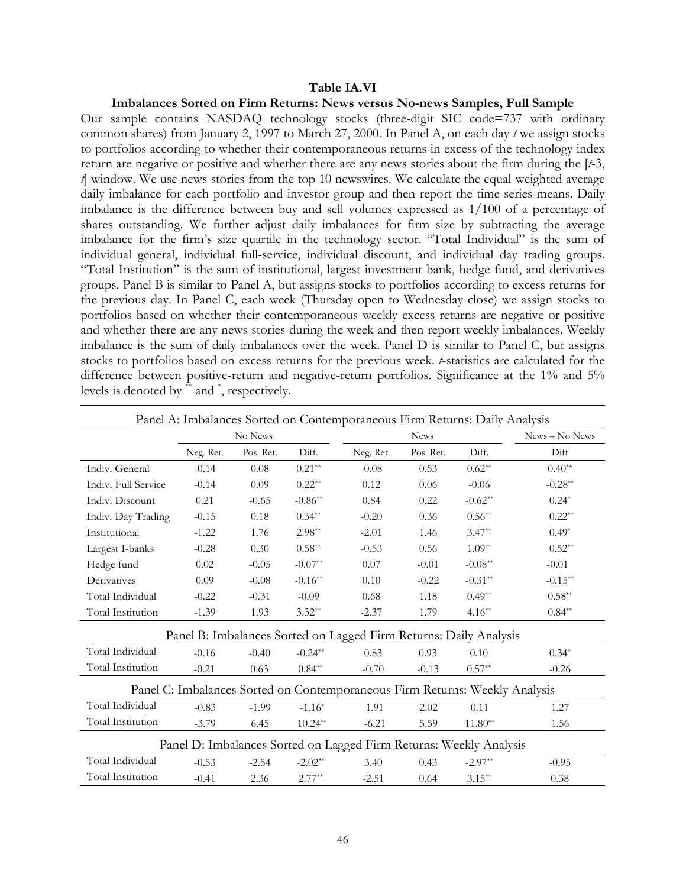**Table IA.VI**

**Imbalances Sorted on Firm Returns: News versus No-news Samples, Full Sample**

Our sample contains NASDAQ technology stocks (three-digit SIC code=737 with ordinary common shares) from January 2, 1997 to March 27, 2000. In Panel A, on each day *t* we assign stocks to portfolios according to whether their contemporaneous returns in excess of the technology index return are negative or positive and whether there are any news stories about the firm during the [*t*-3, *t*] window. We use news stories from the top 10 newswires. We calculate the equal-weighted average daily imbalance for each portfolio and investor group and then report the time-series means. Daily imbalance is the difference between buy and sell volumes expressed as 1/100 of a percentage of shares outstanding. We further adjust daily imbalances for firm size by subtracting the average imbalance for the firm's size quartile in the technology sector. "Total Individual" is the sum of individual general, individual full-service, individual discount, and individual day trading groups. "Total Institution" is the sum of institutional, largest investment bank, hedge fund, and derivatives groups. Panel B is similar to Panel A, but assigns stocks to portfolios according to excess returns for the previous day. In Panel C, each week (Thursday open to Wednesday close) we assign stocks to portfolios based on whether their contemporaneous weekly excess returns are negative or positive and whether there are any news stories during the week and then report weekly imbalances. Weekly imbalance is the sum of daily imbalances over the week. Panel D is similar to Panel C, but assigns stocks to portfolios based on excess returns for the previous week. *t*-statistics are calculated for the difference between positive-return and negative-return portfolios. Significance at the 1% and 5% levels is denoted by ** and *, respectively.

| | No News | | | News | | | News – No News |
|---|---|---|---|---|---|---|---|
| | Neg. Ret. | Pos. Ret. | Diff. | Neg. Ret. | Pos. Ret. | Diff. | Diff |
| **Panel A: Imbalances Sorted on Contemporaneous Firm Returns: Daily Analysis** | | | | | | | |
| Indiv. General | -0.14 | 0.08 | 0.21** | -0.08 | 0.53 | 0.62** | 0.40** |
| Indiv. Full Service | -0.14 | 0.09 | 0.22** | 0.12 | 0.06 | -0.06 | -0.28** |
| Indiv. Discount | 0.21 | -0.65 | -0.86** | 0.84 | 0.22 | -0.62** | 0.24* |
| Indiv. Day Trading | -0.15 | 0.18 | 0.34** | -0.20 | 0.36 | 0.56** | 0.22** |
| Institutional | -1.22 | 1.76 | 2.98** | -2.01 | 1.46 | 3.47** | 0.49* |
| Largest I-banks | -0.28 | 0.30 | 0.58** | -0.53 | 0.56 | 1.09** | 0.52** |
| Hedge fund | 0.02 | -0.05 | -0.07** | 0.07 | -0.01 | -0.08** | -0.01 |
| Derivatives | 0.09 | -0.08 | -0.16** | 0.10 | -0.22 | -0.31** | -0.15** |
| Total Individual | -0.22 | -0.31 | -0.09 | 0.68 | 1.18 | 0.49** | 0.58** |
| Total Institution | -1.39 | 1.93 | 3.32** | -2.37 | 1.79 | 4.16** | 0.84** |
| **Panel B: Imbalances Sorted on Lagged Firm Returns: Daily Analysis** | | | | | | | |
| Total Individual | -0.16 | -0.40 | -0.24** | 0.83 | 0.93 | 0.10 | 0.34* |
| Total Institution | -0.21 | 0.63 | 0.84** | -0.70 | -0.13 | 0.57** | -0.26 |
| **Panel C: Imbalances Sorted on Contemporaneous Firm Returns: Weekly Analysis** | | | | | | | |
| Total Individual | -0.83 | -1.99 | -1.16* | 1.91 | 2.02 | 0.11 | 1.27 |
| Total Institution | -3.79 | 6.45 | 10.24** | -6.21 | 5.59 | 11.80** | 1.56 |
| **Panel D: Imbalances Sorted on Lagged Firm Returns: Weekly Analysis** | | | | | | | |
| Total Individual | -0.53 | -2.54 | -2.02** | 3.40 | 0.43 | -2.97** | -0.95 |
| Total Institution | -0.41 | 2.36 | 2.77** | -2.51 | 0.64 | 3.15** | 0.38 |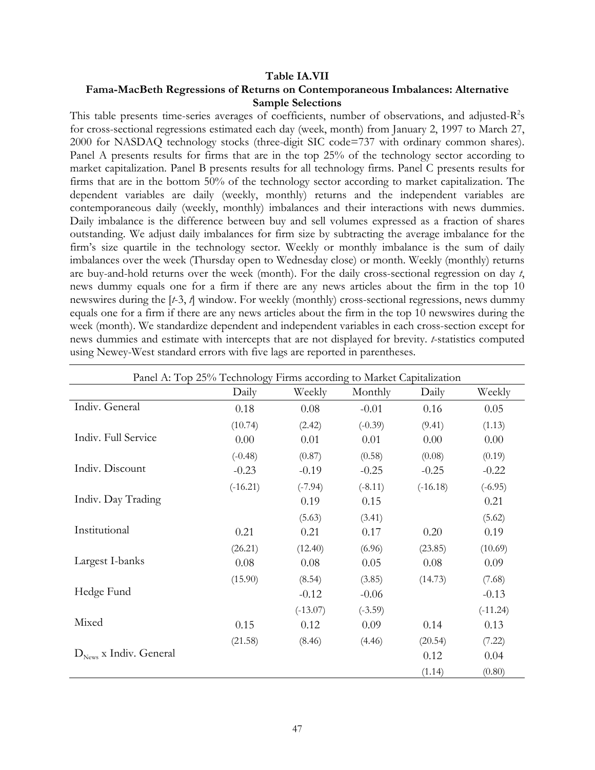**Table IA.VII**

**Fama-MacBeth Regressions of Returns on Contemporaneous Imbalances: Alternative Sample Selections**

This table presents time-series averages of coefficients, number of observations, and adjusted-$R^2$s for cross-sectional regressions estimated each day (week, month) from January 2, 1997 to March 27, 2000 for NASDAQ technology stocks (three-digit SIC code=737 with ordinary common shares). Panel A presents results for firms that are in the top 25% of the technology sector according to market capitalization. Panel B presents results for all technology firms. Panel C presents results for firms that are in the bottom 50% of the technology sector according to market capitalization. The dependent variables are daily (weekly, monthly) returns and the independent variables are contemporaneous daily (weekly, monthly) imbalances and their interactions with news dummies. Daily imbalance is the difference between buy and sell volumes expressed as a fraction of shares outstanding. We adjust daily imbalances for firm size by subtracting the average imbalance for the firm's size quartile in the technology sector. Weekly or monthly imbalance is the sum of daily imbalances over the week (Thursday open to Wednesday close) or month. Weekly (monthly) returns are buy-and-hold returns over the week (month). For the daily cross-sectional regression on day *t*, news dummy equals one for a firm if there are any news articles about the firm in the top 10 newswires during the [*t*-3, *t*] window. For weekly (monthly) cross-sectional regressions, news dummy equals one for a firm if there are any news articles about the firm in the top 10 newswires during the week (month). We standardize dependent and independent variables in each cross-section except for news dummies and estimate with intercepts that are not displayed for brevity. *t*-statistics computed using Newey-West standard errors with five lags are reported in parentheses.

| Panel A: Top 25% Technology Firms according to Market Capitalization | | | | | |
|---|---|---|---|---|---|
| | Daily | Weekly | Monthly | Daily | Weekly |
| Indiv. General | 0.18 | 0.08 | -0.01 | 0.16 | 0.05 |
| | (10.74) | (2.42) | (-0.39) | (9.41) | (1.13) |
| Indiv. Full Service | 0.00 | 0.01 | 0.01 | 0.00 | 0.00 |
| | (-0.48) | (0.87) | (0.58) | (0.08) | (0.19) |
| Indiv. Discount | -0.23 | -0.19 | -0.25 | -0.25 | -0.22 |
| | (-16.21) | (-7.94) | (-8.11) | (-16.18) | (-6.95) |
| Indiv. Day Trading | | 0.19 | 0.15 | | 0.21 |
| | | (5.63) | (3.41) | | (5.62) |
| Institutional | 0.21 | 0.21 | 0.17 | 0.20 | 0.19 |
| | (26.21) | (12.40) | (6.96) | (23.85) | (10.69) |
| Largest I-banks | 0.08 | 0.08 | 0.05 | 0.08 | 0.09 |
| | (15.90) | (8.54) | (3.85) | (14.73) | (7.68) |
| Hedge Fund | | -0.12 | -0.06 | | -0.13 |
| | | (-13.07) | (-3.59) | | (-11.24) |
| Mixed | 0.15 | 0.12 | 0.09 | 0.14 | 0.13 |
| | (21.58) | (8.46) | (4.46) | (20.54) | (7.22) |
| $D_{News}$ x Indiv. General | | | | 0.12 | 0.04 |
| | | | | (1.14) | (0.80) |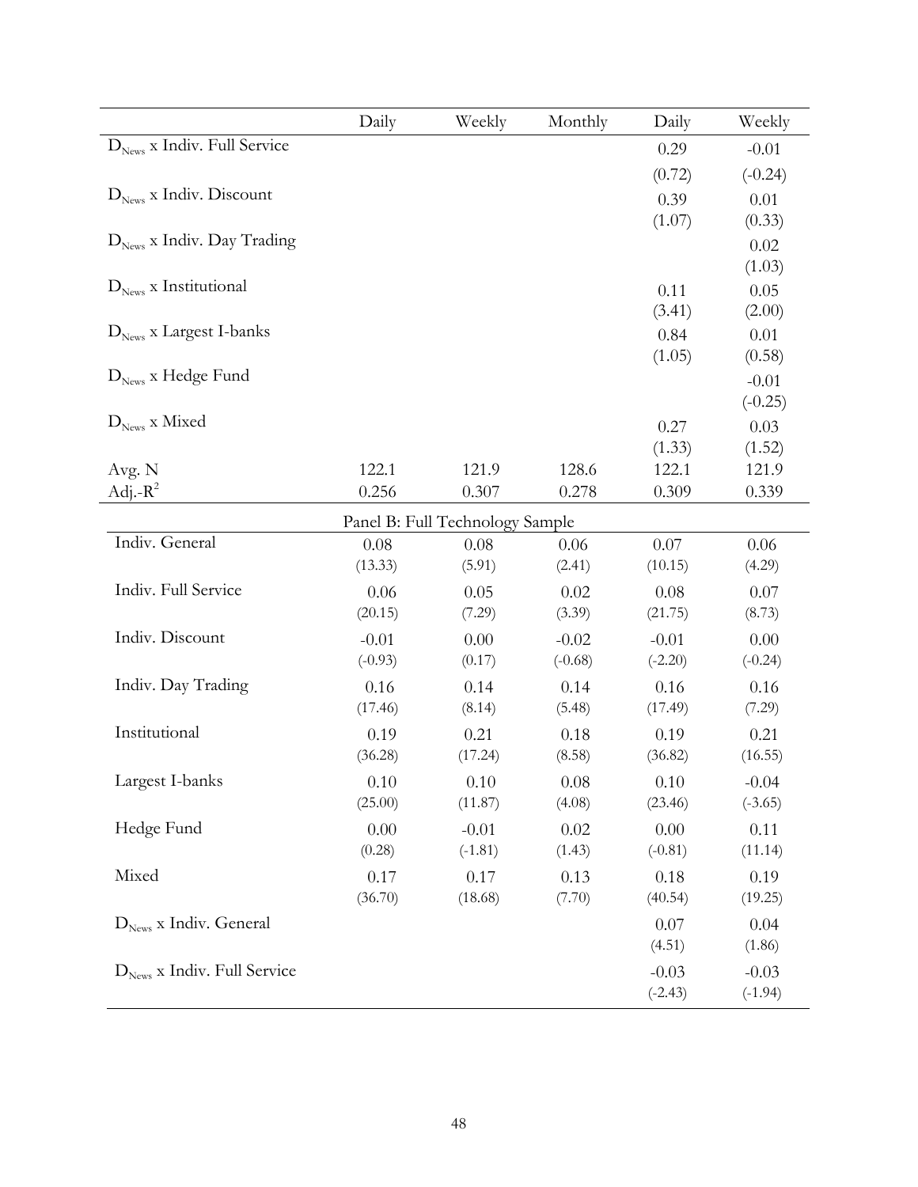| | Daily | Weekly | Monthly | Daily | Weekly |
|---|---|---|---|---|---|
| $D_{News}$ x Indiv. Full Service | | | | 0.29 | -0.01 |
| | | | | (0.72) | (-0.24) |
| $D_{News}$ x Indiv. Discount | | | | 0.39 | 0.01 |
| | | | | (1.07) | (0.33) |
| $D_{News}$ x Indiv. Day Trading | | | | | 0.02 |
| | | | | | (1.03) |
| $D_{News}$ x Institutional | | | | 0.11 | 0.05 |
| | | | | (3.41) | (2.00) |
| $D_{News}$ x Largest I-banks | | | | 0.84 | 0.01 |
| | | | | (1.05) | (0.58) |
| $D_{News}$ x Hedge Fund | | | | | -0.01 |
| | | | | | (-0.25) |
| $D_{News}$ x Mixed | | | | 0.27 | 0.03 |
| | | | | (1.33) | (1.52) |
| Avg. N | 122.1 | 121.9 | 128.6 | 122.1 | 121.9 |
| Adj.-$R^2$ | 0.256 | 0.307 | 0.278 | 0.309 | 0.339 |
| | | Panel B: Full Technology Sample | | | |
| Indiv. General | 0.08 | 0.08 | 0.06 | 0.07 | 0.06 |
| | (13.33) | (5.91) | (2.41) | (10.15) | (4.29) |
| Indiv. Full Service | 0.06 | 0.05 | 0.02 | 0.08 | 0.07 |
| | (20.15) | (7.29) | (3.39) | (21.75) | (8.73) |
| Indiv. Discount | -0.01 | 0.00 | -0.02 | -0.01 | 0.00 |
| | (-0.93) | (0.17) | (-0.68) | (-2.20) | (-0.24) |
| Indiv. Day Trading | 0.16 | 0.14 | 0.14 | 0.16 | 0.16 |
| | (17.46) | (8.14) | (5.48) | (17.49) | (7.29) |
| Institutional | 0.19 | 0.21 | 0.18 | 0.19 | 0.21 |
| | (36.28) | (17.24) | (8.58) | (36.82) | (16.55) |
| Largest I-banks | 0.10 | 0.10 | 0.08 | 0.10 | -0.04 |
| | (25.00) | (11.87) | (4.08) | (23.46) | (-3.65) |
| Hedge Fund | 0.00 | -0.01 | 0.02 | 0.00 | 0.11 |
| | (0.28) | (-1.81) | (1.43) | (-0.81) | (11.14) |
| Mixed | 0.17 | 0.17 | 0.13 | 0.18 | 0.19 |
| | (36.70) | (18.68) | (7.70) | (40.54) | (19.25) |
| $D_{News}$ x Indiv. General | | | | 0.07 | 0.04 |
| | | | | (4.51) | (1.86) |
| $D_{News}$ x Indiv. Full Service | | | | -0.03 | -0.03 |
| | | | | (-2.43) | (-1.94) |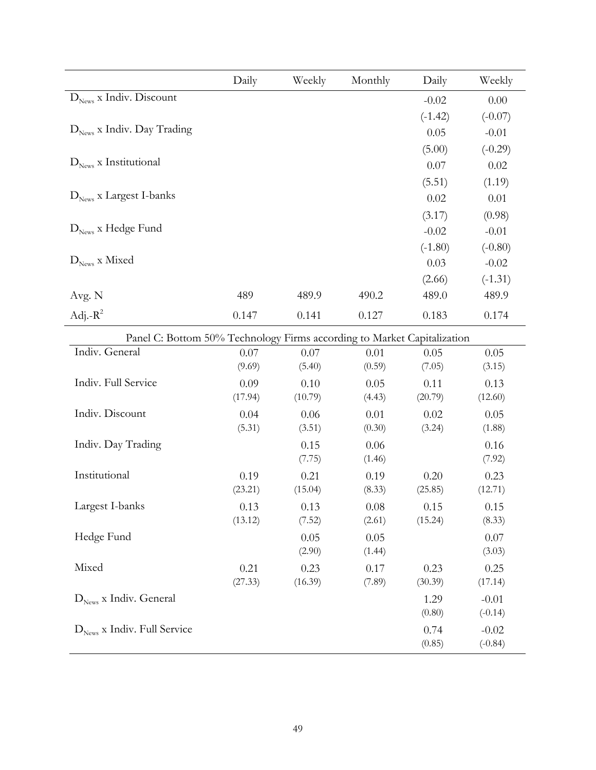| | Daily | Weekly | Monthly | Daily | Weekly |
|---|---|---|---|---|---|
| $D_{News}$ x Indiv. Discount | | | | -0.02 | 0.00 |
| | | | | (-1.42) | (-0.07) |
| $D_{News}$ x Indiv. Day Trading | | | | 0.05 | -0.01 |
| | | | | (5.00) | (-0.29) |
| $D_{News}$ x Institutional | | | | 0.07 | 0.02 |
| | | | | (5.51) | (1.19) |
| $D_{News}$ x Largest I-banks | | | | 0.02 | 0.01 |
| | | | | (3.17) | (0.98) |
| $D_{News}$ x Hedge Fund | | | | -0.02 | -0.01 |
| | | | | (-1.80) | (-0.80) |
| $D_{News}$ x Mixed | | | | 0.03 | -0.02 |
| | | | | (2.66) | (-1.31) |
| Avg. N | 489 | 489.9 | 490.2 | 489.0 | 489.9 |
| Adj.-$R^2$ | 0.147 | 0.141 | 0.127 | 0.183 | 0.174 |
| **Panel C: Bottom 50% Technology Firms according to Market Capitalization** | | | | | |
| Indiv. General | 0.07 | 0.07 | 0.01 | 0.05 | 0.05 |
| | (9.69) | (5.40) | (0.59) | (7.05) | (3.15) |
| Indiv. Full Service | 0.09 | 0.10 | 0.05 | 0.11 | 0.13 |
| | (17.94) | (10.79) | (4.43) | (20.79) | (12.60) |
| Indiv. Discount | 0.04 | 0.06 | 0.01 | 0.02 | 0.05 |
| | (5.31) | (3.51) | (0.30) | (3.24) | (1.88) |
| Indiv. Day Trading | | 0.15 | 0.06 | | 0.16 |
| | | (7.75) | (1.46) | | (7.92) |
| Institutional | 0.19 | 0.21 | 0.19 | 0.20 | 0.23 |
| | (23.21) | (15.04) | (8.33) | (25.85) | (12.71) |
| Largest I-banks | 0.13 | 0.13 | 0.08 | 0.15 | 0.15 |
| | (13.12) | (7.52) | (2.61) | (15.24) | (8.33) |
| Hedge Fund | | 0.05 | 0.05 | | 0.07 |
| | | (2.90) | (1.44) | | (3.03) |
| Mixed | 0.21 | 0.23 | 0.17 | 0.23 | 0.25 |
| | (27.33) | (16.39) | (7.89) | (30.39) | (17.14) |
| $D_{News}$ x Indiv. General | | | | 1.29 | -0.01 |
| | | | | (0.80) | (-0.14) |
| $D_{News}$ x Indiv. Full Service | | | | 0.74 | -0.02 |
| | | | | (0.85) | (-0.84) |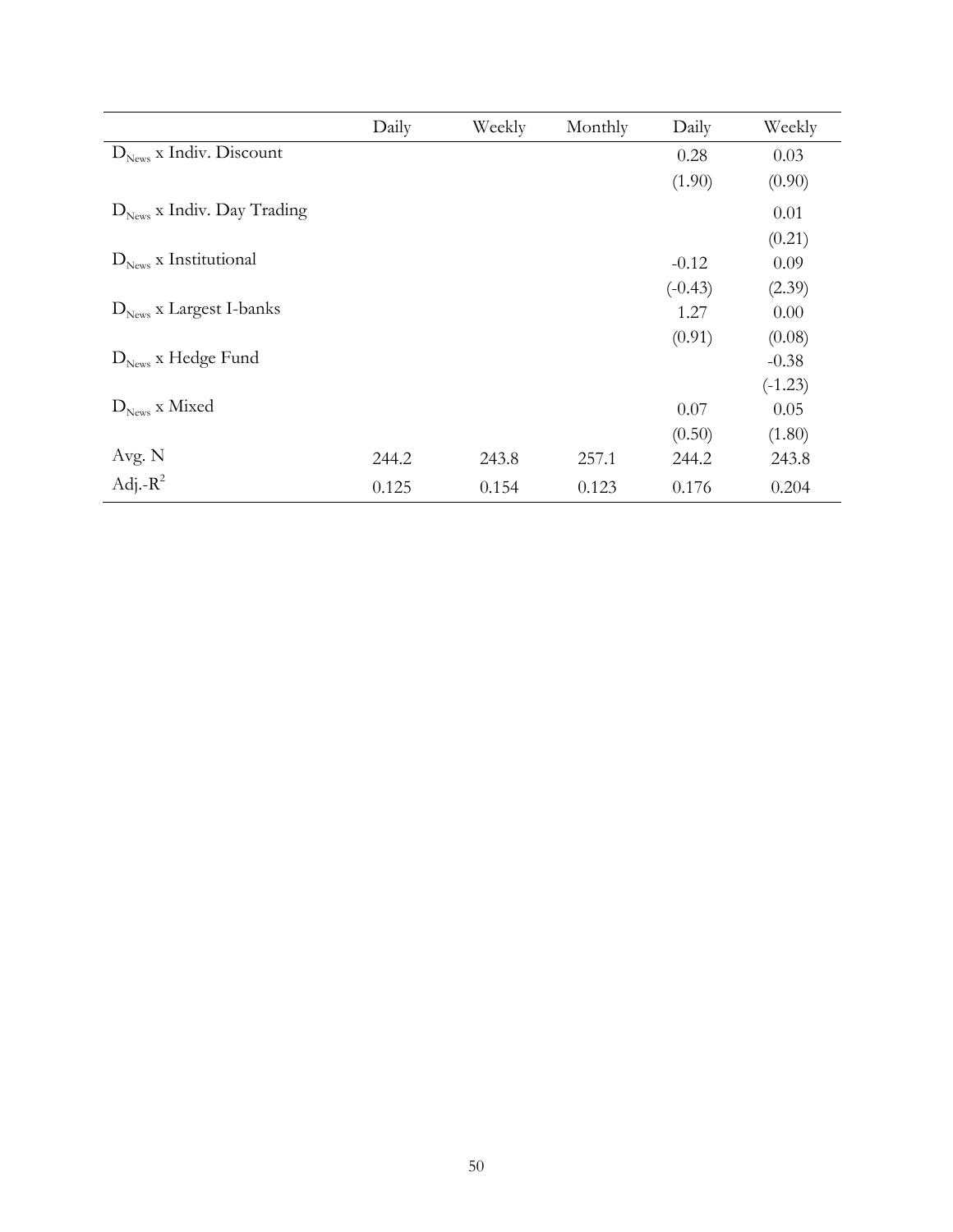| | Daily | Weekly | Monthly | Daily | Weekly |
|---|---|---|---|---|---|
| $D_{News}$ x Indiv. Discount | | | | 0.28 | 0.03 |
| | | | | (1.90) | (0.90) |
| $D_{News}$ x Indiv. Day Trading | | | | | 0.01 |
| | | | | | (0.21) |
| $D_{News}$ x Institutional | | | | -0.12 | 0.09 |
| | | | | (-0.43) | (2.39) |
| $D_{News}$ x Largest I-banks | | | | 1.27 | 0.00 |
| | | | | (0.91) | (0.08) |
| $D_{News}$ x Hedge Fund | | | | | -0.38 |
| | | | | | (-1.23) |
| $D_{News}$ x Mixed | | | | 0.07 | 0.05 |
| | | | | (0.50) | (1.80) |
| Avg. N | 244.2 | 243.8 | 257.1 | 244.2 | 243.8 |
| Adj.-$R^2$ | 0.125 | 0.154 | 0.123 | 0.176 | 0.204 |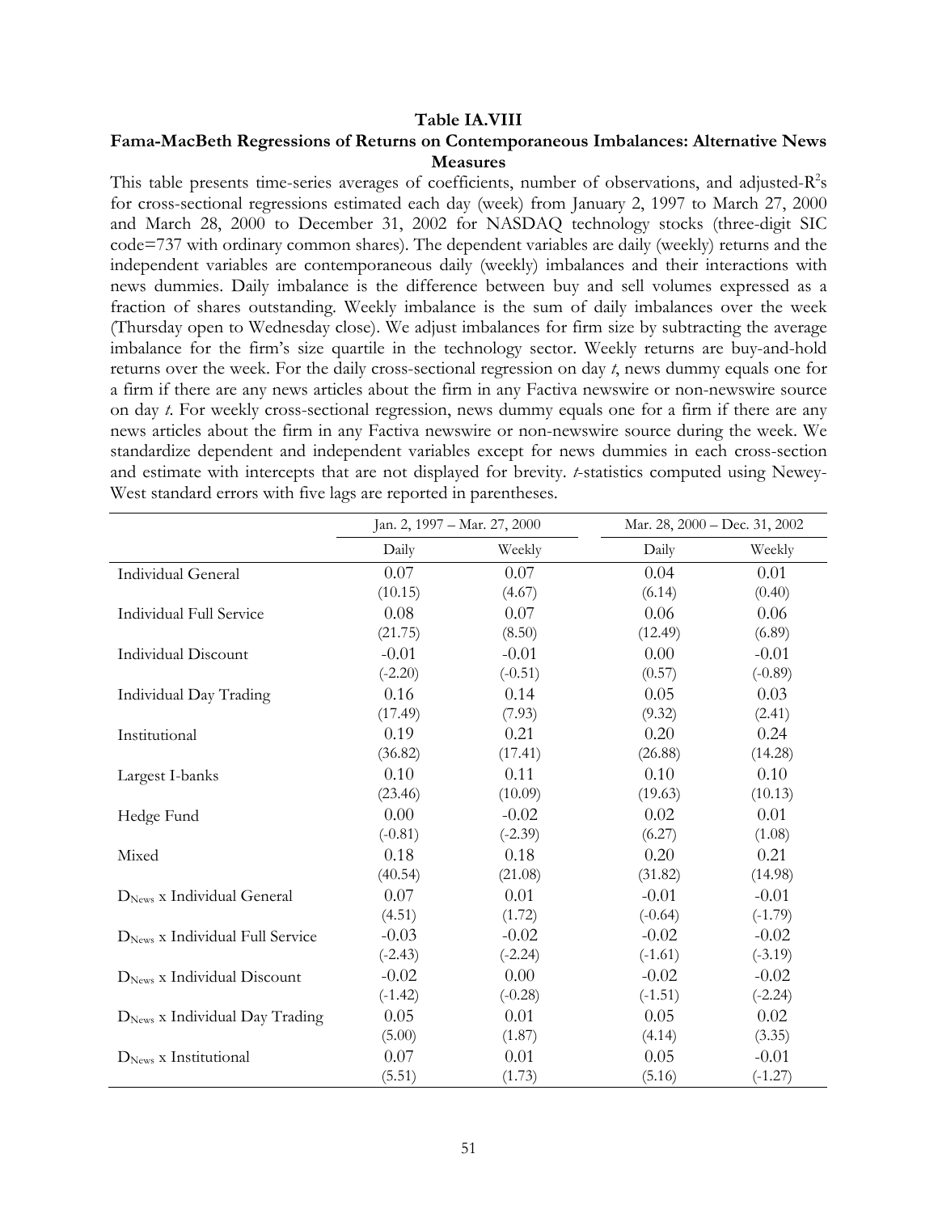**Table IA.VIII**

**Fama-MacBeth Regressions of Returns on Contemporaneous Imbalances: Alternative News Measures**

This table presents time-series averages of coefficients, number of observations, and adjusted-$R^2$s for cross-sectional regressions estimated each day (week) from January 2, 1997 to March 27, 2000 and March 28, 2000 to December 31, 2002 for NASDAQ technology stocks (three-digit SIC code=737 with ordinary common shares). The dependent variables are daily (weekly) returns and the independent variables are contemporaneous daily (weekly) imbalances and their interactions with news dummies. Daily imbalance is the difference between buy and sell volumes expressed as a fraction of shares outstanding. Weekly imbalance is the sum of daily imbalances over the week (Thursday open to Wednesday close). We adjust imbalances for firm size by subtracting the average imbalance for the firm's size quartile in the technology sector. Weekly returns are buy-and-hold returns over the week. For the daily cross-sectional regression on day *t*, news dummy equals one for a firm if there are any news articles about the firm in any Factiva newswire or non-newswire source on day *t*. For weekly cross-sectional regression, news dummy equals one for a firm if there are any news articles about the firm in any Factiva newswire or non-newswire source during the week. We standardize dependent and independent variables except for news dummies in each cross-section and estimate with intercepts that are not displayed for brevity. *t*-statistics computed using Newey-West standard errors with five lags are reported in parentheses.

| | Jan. 2, 1997 – Mar. 27, 2000 | | Mar. 28, 2000 – Dec. 31, 2002 | |
|---|---|---|---|---|
| | Daily | Weekly | Daily | Weekly |
| Individual General | 0.07 | 0.07 | 0.04 | 0.01 |
| | (10.15) | (4.67) | (6.14) | (0.40) |
| Individual Full Service | 0.08 | 0.07 | 0.06 | 0.06 |
| | (21.75) | (8.50) | (12.49) | (6.89) |
| Individual Discount | -0.01 | -0.01 | 0.00 | -0.01 |
| | (-2.20) | (-0.51) | (0.57) | (-0.89) |
| Individual Day Trading | 0.16 | 0.14 | 0.05 | 0.03 |
| | (17.49) | (7.93) | (9.32) | (2.41) |
| Institutional | 0.19 | 0.21 | 0.20 | 0.24 |
| | (36.82) | (17.41) | (26.88) | (14.28) |
| Largest I-banks | 0.10 | 0.11 | 0.10 | 0.10 |
| | (23.46) | (10.09) | (19.63) | (10.13) |
| Hedge Fund | 0.00 | -0.02 | 0.02 | 0.01 |
| | (-0.81) | (-2.39) | (6.27) | (1.08) |
| Mixed | 0.18 | 0.18 | 0.20 | 0.21 |
| | (40.54) | (21.08) | (31.82) | (14.98) |
| $D_{News}$ x Individual General | 0.07 | 0.01 | -0.01 | -0.01 |
| | (4.51) | (1.72) | (-0.64) | (-1.79) |
| $D_{News}$ x Individual Full Service | -0.03 | -0.02 | -0.02 | -0.02 |
| | (-2.43) | (-2.24) | (-1.61) | (-3.19) |
| $D_{News}$ x Individual Discount | -0.02 | 0.00 | -0.02 | -0.02 |
| | (-1.42) | (-0.28) | (-1.51) | (-2.24) |
| $D_{News}$ x Individual Day Trading | 0.05 | 0.01 | 0.05 | 0.02 |
| | (5.00) | (1.87) | (4.14) | (3.35) |
| $D_{News}$ x Institutional | 0.07 | 0.01 | 0.05 | -0.01 |
| | (5.51) | (1.73) | (5.16) | (-1.27) |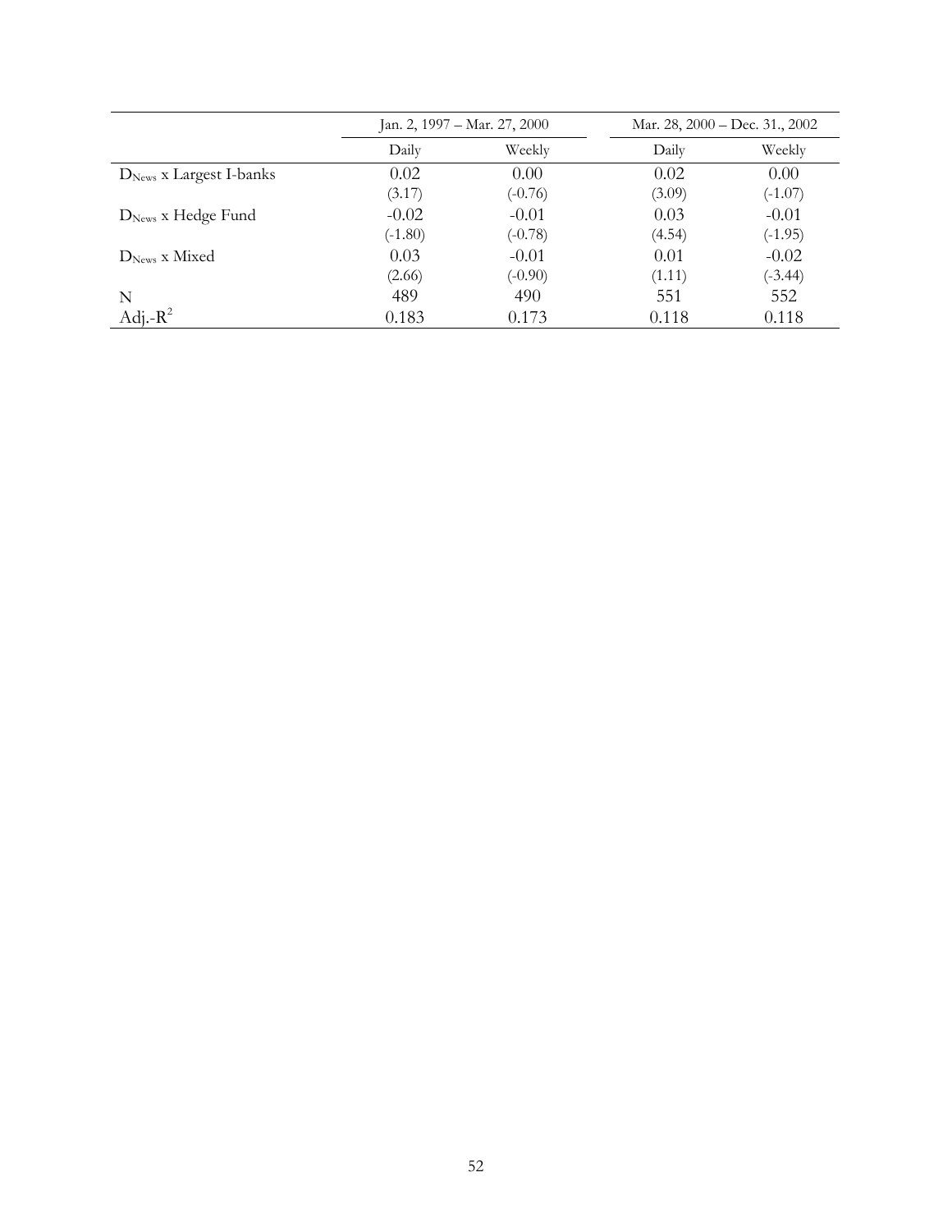| | Jan. 2, 1997 – Mar. 27, 2000 | | Mar. 28, 2000 – Dec. 31., 2002 | |
|---|---|---|---|---|
| | Daily | Weekly | Daily | Weekly |
| $D_{News}$ x Largest I-banks | 0.02 | 0.00 | 0.02 | 0.00 |
| | (3.17) | (-0.76) | (3.09) | (-1.07) |
| $D_{News}$ x Hedge Fund | -0.02 | -0.01 | 0.03 | -0.01 |
| | (-1.80) | (-0.78) | (4.54) | (-1.95) |
| $D_{News}$ x Mixed | 0.03 | -0.01 | 0.01 | -0.02 |
| | (2.66) | (-0.90) | (1.11) | (-3.44) |
| N | 489 | 490 | 551 | 552 |
| Adj.-$R^2$ | 0.183 | 0.173 | 0.118 | 0.118 |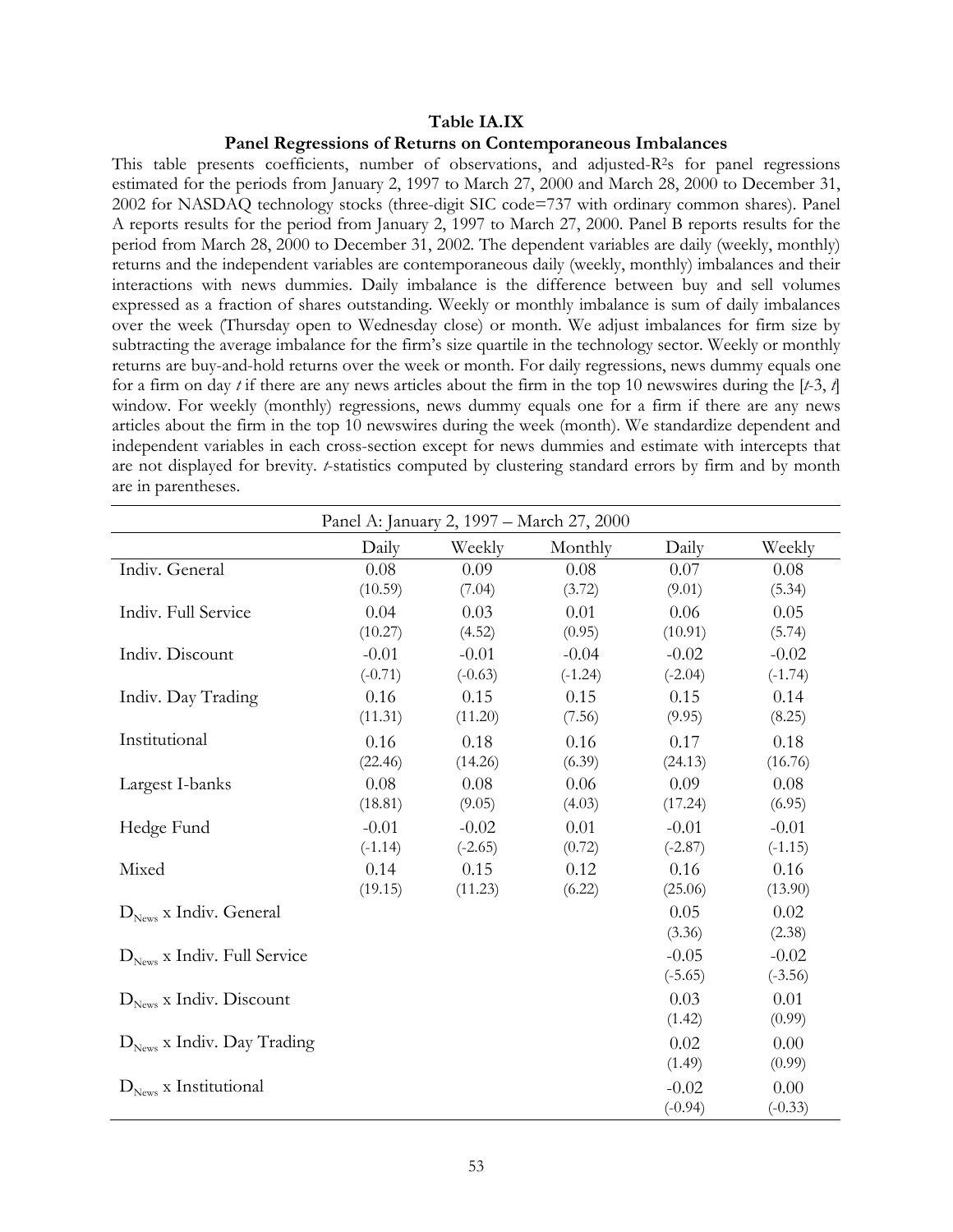**Table IA.IX**

**Panel Regressions of Returns on Contemporaneous Imbalances**

This table presents coefficients, number of observations, and adjusted-$R^2$s for panel regressions estimated for the periods from January 2, 1997 to March 27, 2000 and March 28, 2000 to December 31, 2002 for NASDAQ technology stocks (three-digit SIC code=737 with ordinary common shares). Panel A reports results for the period from January 2, 1997 to March 27, 2000. Panel B reports results for the period from March 28, 2000 to December 31, 2002. The dependent variables are daily (weekly, monthly) returns and the independent variables are contemporaneous daily (weekly, monthly) imbalances and their interactions with news dummies. Daily imbalance is the difference between buy and sell volumes expressed as a fraction of shares outstanding. Weekly or monthly imbalance is sum of daily imbalances over the week (Thursday open to Wednesday close) or month. We adjust imbalances for firm size by subtracting the average imbalance for the firm's size quartile in the technology sector. Weekly or monthly returns are buy-and-hold returns over the week or month. For daily regressions, news dummy equals one for a firm on day *t* if there are any news articles about the firm in the top 10 newswires during the [*t*-3, *t*] window. For weekly (monthly) regressions, news dummy equals one for a firm if there are any news articles about the firm in the top 10 newswires during the week (month). We standardize dependent and independent variables in each cross-section except for news dummies and estimate with intercepts that are not displayed for brevity. *t*-statistics computed by clustering standard errors by firm and by month are in parentheses.

| Panel A: January 2, 1997 – March 27, 2000 | | | | | |
|---|---|---|---|---|---|
| | Daily | Weekly | Monthly | Daily | Weekly |
| Indiv. General | 0.08 | 0.09 | 0.08 | 0.07 | 0.08 |
| | (10.59) | (7.04) | (3.72) | (9.01) | (5.34) |
| Indiv. Full Service | 0.04 | 0.03 | 0.01 | 0.06 | 0.05 |
| | (10.27) | (4.52) | (0.95) | (10.91) | (5.74) |
| Indiv. Discount | -0.01 | -0.01 | -0.04 | -0.02 | -0.02 |
| | (-0.71) | (-0.63) | (-1.24) | (-2.04) | (-1.74) |
| Indiv. Day Trading | 0.16 | 0.15 | 0.15 | 0.15 | 0.14 |
| | (11.31) | (11.20) | (7.56) | (9.95) | (8.25) |
| Institutional | 0.16 | 0.18 | 0.16 | 0.17 | 0.18 |
| | (22.46) | (14.26) | (6.39) | (24.13) | (16.76) |
| Largest I-banks | 0.08 | 0.08 | 0.06 | 0.09 | 0.08 |
| | (18.81) | (9.05) | (4.03) | (17.24) | (6.95) |
| Hedge Fund | -0.01 | -0.02 | 0.01 | -0.01 | -0.01 |
| | (-1.14) | (-2.65) | (0.72) | (-2.87) | (-1.15) |
| Mixed | 0.14 | 0.15 | 0.12 | 0.16 | 0.16 |
| | (19.15) | (11.23) | (6.22) | (25.06) | (13.90) |
| $D_{News}$ x Indiv. General | | | | 0.05 | 0.02 |
| | | | | (3.36) | (2.38) |
| $D_{News}$ x Indiv. Full Service | | | | -0.05 | -0.02 |
| | | | | (-5.65) | (-3.56) |
| $D_{News}$ x Indiv. Discount | | | | 0.03 | 0.01 |
| | | | | (1.42) | (0.99) |
| $D_{News}$ x Indiv. Day Trading | | | | 0.02 | 0.00 |
| | | | | (1.49) | (0.99) |
| $D_{News}$ x Institutional | | | | -0.02 | 0.00 |
| | | | | (-0.94) | (-0.33) |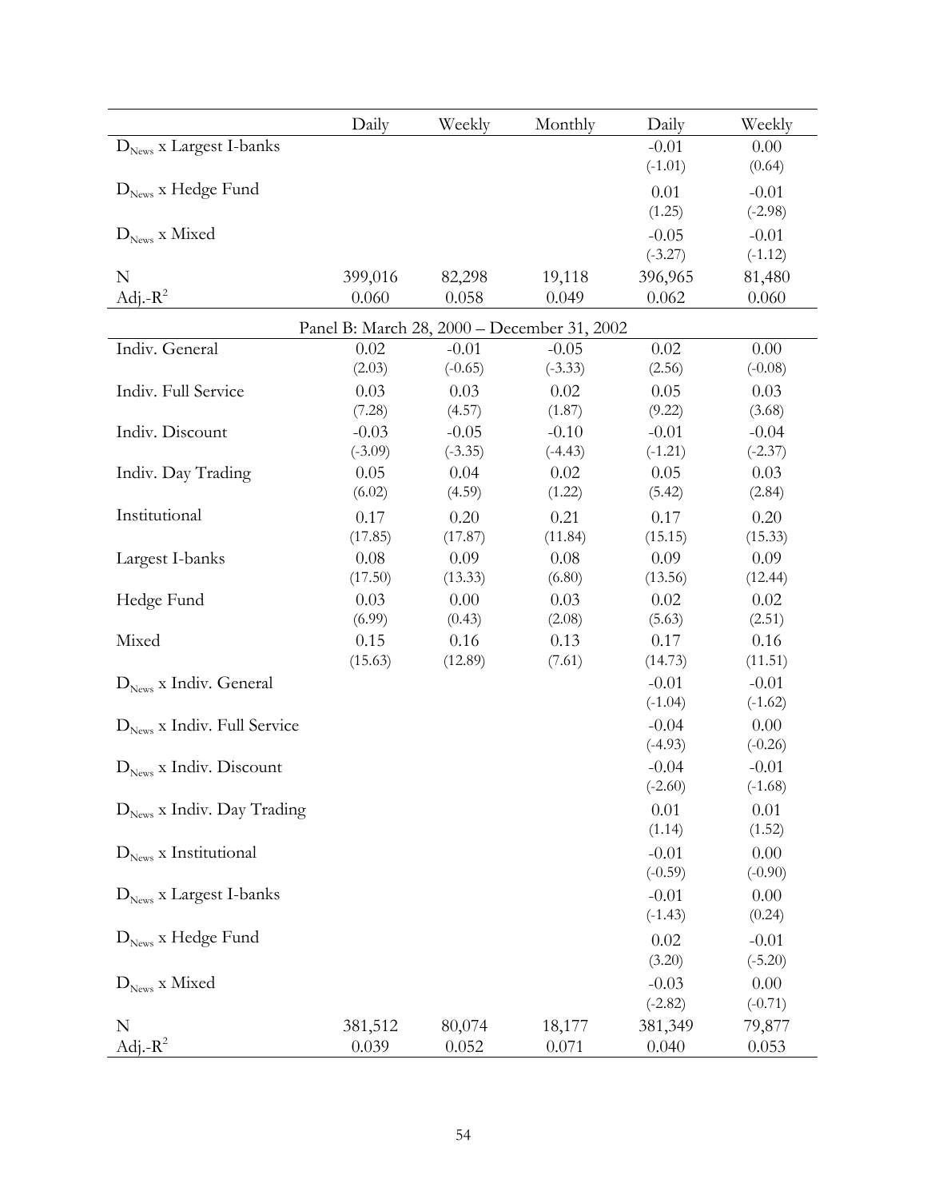| | Daily | Weekly | Monthly | Daily | Weekly |
|---|---|---|---|---|---|
| $D_{News}$ x Largest I-banks | | | | -0.01 | 0.00 |
| | | | | (-1.01) | (0.64) |
| $D_{News}$ x Hedge Fund | | | | 0.01 | -0.01 |
| | | | | (1.25) | (-2.98) |
| $D_{News}$ x Mixed | | | | -0.05 | -0.01 |
| | | | | (-3.27) | (-1.12) |
| N | 399,016 | 82,298 | 19,118 | 396,965 | 81,480 |
| Adj.-$R^2$ | 0.060 | 0.058 | 0.049 | 0.062 | 0.060 |
| Panel B: March 28, 2000 – December 31, 2002 | | | | | |
| Indiv. General | 0.02 | -0.01 | -0.05 | 0.02 | 0.00 |
| | (2.03) | (-0.65) | (-3.33) | (2.56) | (-0.08) |
| Indiv. Full Service | 0.03 | 0.03 | 0.02 | 0.05 | 0.03 |
| | (7.28) | (4.57) | (1.87) | (9.22) | (3.68) |
| Indiv. Discount | -0.03 | -0.05 | -0.10 | -0.01 | -0.04 |
| | (-3.09) | (-3.35) | (-4.43) | (-1.21) | (-2.37) |
| Indiv. Day Trading | 0.05 | 0.04 | 0.02 | 0.05 | 0.03 |
| | (6.02) | (4.59) | (1.22) | (5.42) | (2.84) |
| Institutional | 0.17 | 0.20 | 0.21 | 0.17 | 0.20 |
| | (17.85) | (17.87) | (11.84) | (15.15) | (15.33) |
| Largest I-banks | 0.08 | 0.09 | 0.08 | 0.09 | 0.09 |
| | (17.50) | (13.33) | (6.80) | (13.56) | (12.44) |
| Hedge Fund | 0.03 | 0.00 | 0.03 | 0.02 | 0.02 |
| | (6.99) | (0.43) | (2.08) | (5.63) | (2.51) |
| Mixed | 0.15 | 0.16 | 0.13 | 0.17 | 0.16 |
| | (15.63) | (12.89) | (7.61) | (14.73) | (11.51) |
| $D_{News}$ x Indiv. General | | | | -0.01 | -0.01 |
| | | | | (-1.04) | (-1.62) |
| $D_{News}$ x Indiv. Full Service | | | | -0.04 | 0.00 |
| | | | | (-4.93) | (-0.26) |
| $D_{News}$ x Indiv. Discount | | | | -0.04 | -0.01 |
| | | | | (-2.60) | (-1.68) |
| $D_{News}$ x Indiv. Day Trading | | | | 0.01 | 0.01 |
| | | | | (1.14) | (1.52) |
| $D_{News}$ x Institutional | | | | -0.01 | 0.00 |
| | | | | (-0.59) | (-0.90) |
| $D_{News}$ x Largest I-banks | | | | -0.01 | 0.00 |
| | | | | (-1.43) | (0.24) |
| $D_{News}$ x Hedge Fund | | | | 0.02 | -0.01 |
| | | | | (3.20) | (-5.20) |
| $D_{News}$ x Mixed | | | | -0.03 | 0.00 |
| | | | | (-2.82) | (-0.71) |
| N | 381,512 | 80,074 | 18,177 | 381,349 | 79,877 |
| Adj.-$R^2$ | 0.039 | 0.052 | 0.071 | 0.040 | 0.053 |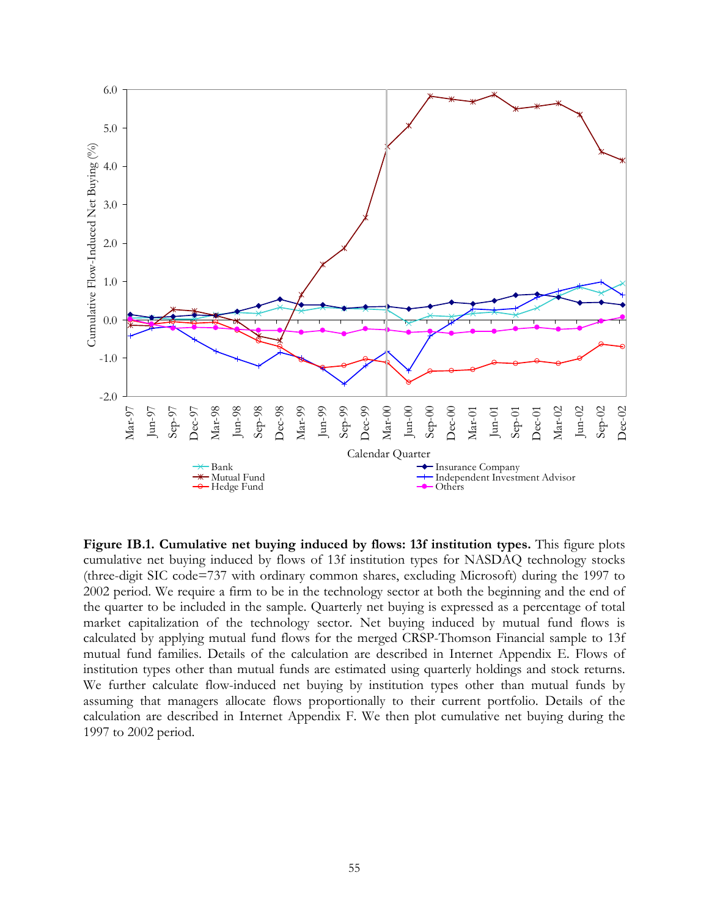**Figure IB.1. Cumulative net buying induced by flows: 13f institution types.** This figure plots cumulative net buying induced by flows of 13f institution types for NASDAQ technology stocks (three-digit SIC code=737 with ordinary common shares, excluding Microsoft) during the 1997 to 2002 period. We require a firm to be in the technology sector at both the beginning and the end of the quarter to be included in the sample. Quarterly net buying is expressed as a percentage of total market capitalization of the technology sector. Net buying induced by mutual fund flows is calculated by applying mutual fund flows for the merged CRSP-Thomson Financial sample to 13f mutual fund families. Details of the calculation are described in Internet Appendix E. Flows of institution types other than mutual funds are estimated using quarterly holdings and stock returns. We further calculate flow-induced net buying by institution types other than mutual funds by assuming that managers allocate flows proportionally to their current portfolio. Details of the calculation are described in Internet Appendix F. We then plot cumulative net buying during the 1997 to 2002 period.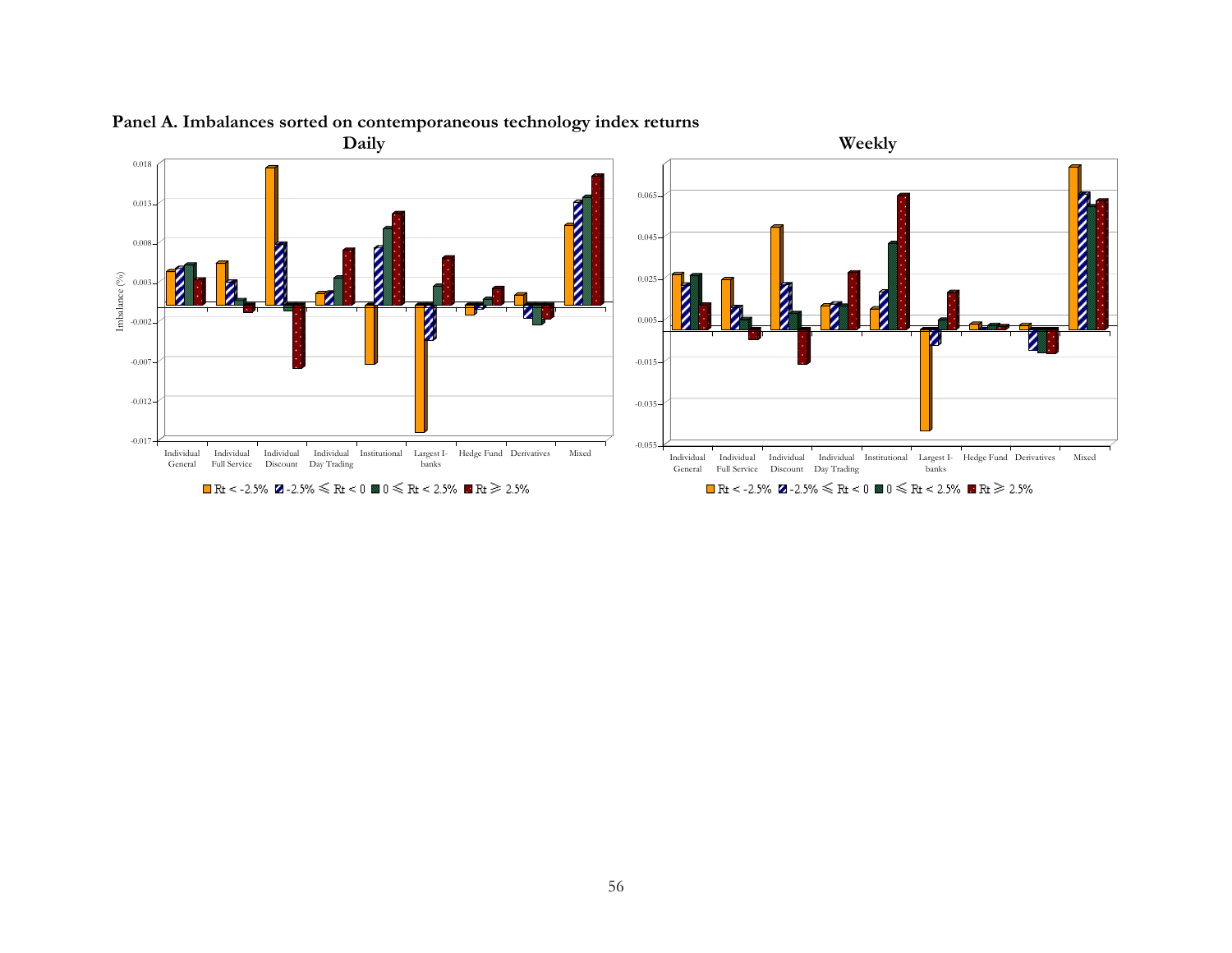**Panel A. Imbalances sorted on contemporaneous technology index returns**

**Daily**

Imbalance (%)

0.018, 0.013, 0.008, 0.003, -0.002, -0.007, -0.012, -0.017

Individual General | Individual Full Service | Individual Discount | Individual Day Trading | Institutional | Largest I-banks | Hedge Fund | Derivatives | Mixed

Rt < -2.5% | -2.5% ≤ Rt < 0 | 0 ≤ Rt < 2.5% | Rt ≥ 2.5%

**Weekly**

0.065, 0.045, 0.025, 0.005, -0.015, -0.035, -0.055

Individual General | Individual Full Service | Individual Discount | Individual Day Trading | Institutional | Largest I-banks | Hedge Fund | Derivatives | Mixed

Rt < -2.5% | -2.5% ≤ Rt < 0 | 0 ≤ Rt < 2.5% | Rt ≥ 2.5%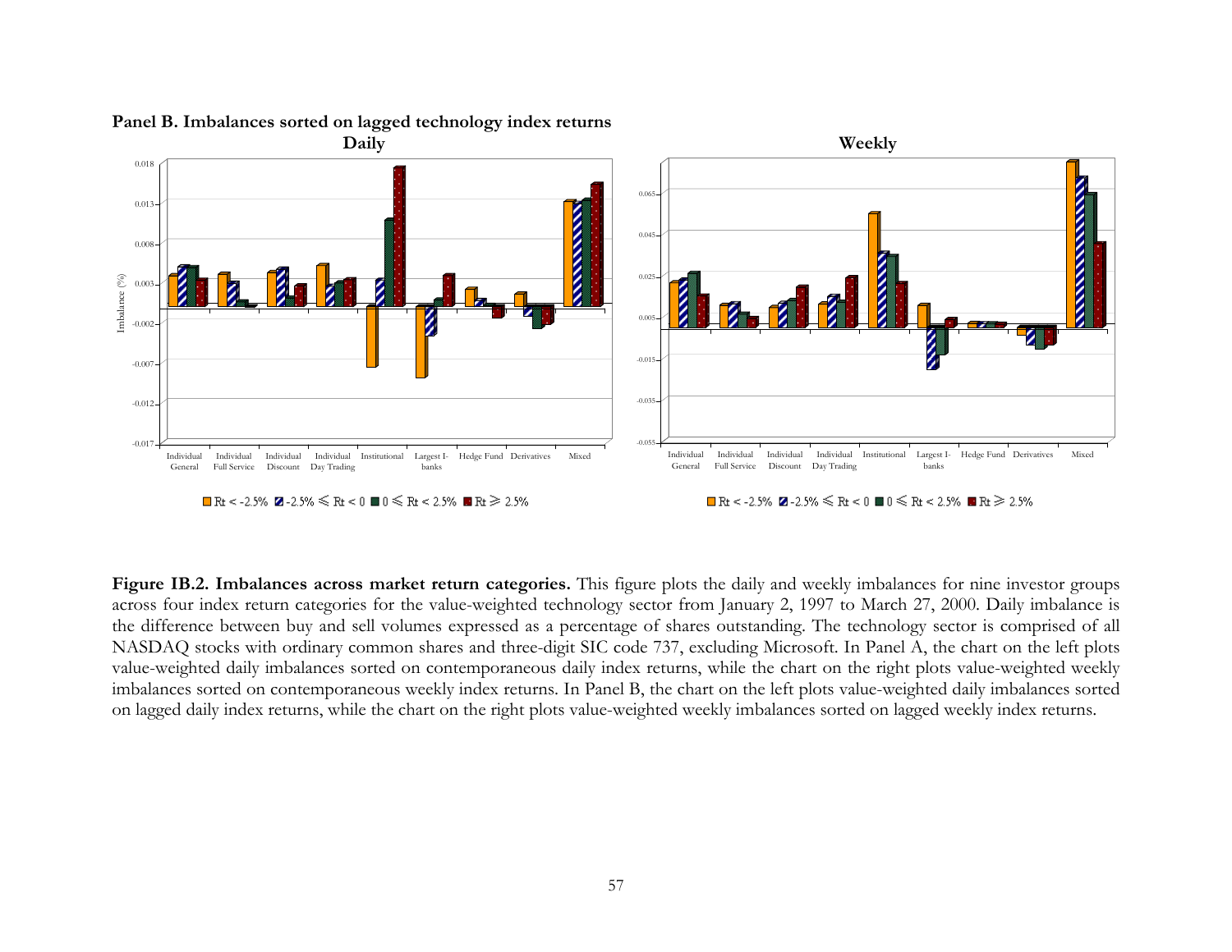**Panel B. Imbalances sorted on lagged technology index returns**

**Figure IB.2. Imbalances across market return categories.** This figure plots the daily and weekly imbalances for nine investor groups across four index return categories for the value-weighted technology sector from January 2, 1997 to March 27, 2000. Daily imbalance is the difference between buy and sell volumes expressed as a percentage of shares outstanding. The technology sector is comprised of all NASDAQ stocks with ordinary common shares and three-digit SIC code 737, excluding Microsoft. In Panel A, the chart on the left plots value-weighted daily imbalances sorted on contemporaneous daily index returns, while the chart on the right plots value-weighted weekly imbalances sorted on contemporaneous weekly index returns. In Panel B, the chart on the left plots value-weighted daily imbalances sorted on lagged daily index returns, while the chart on the right plots value-weighted weekly imbalances sorted on lagged weekly index returns.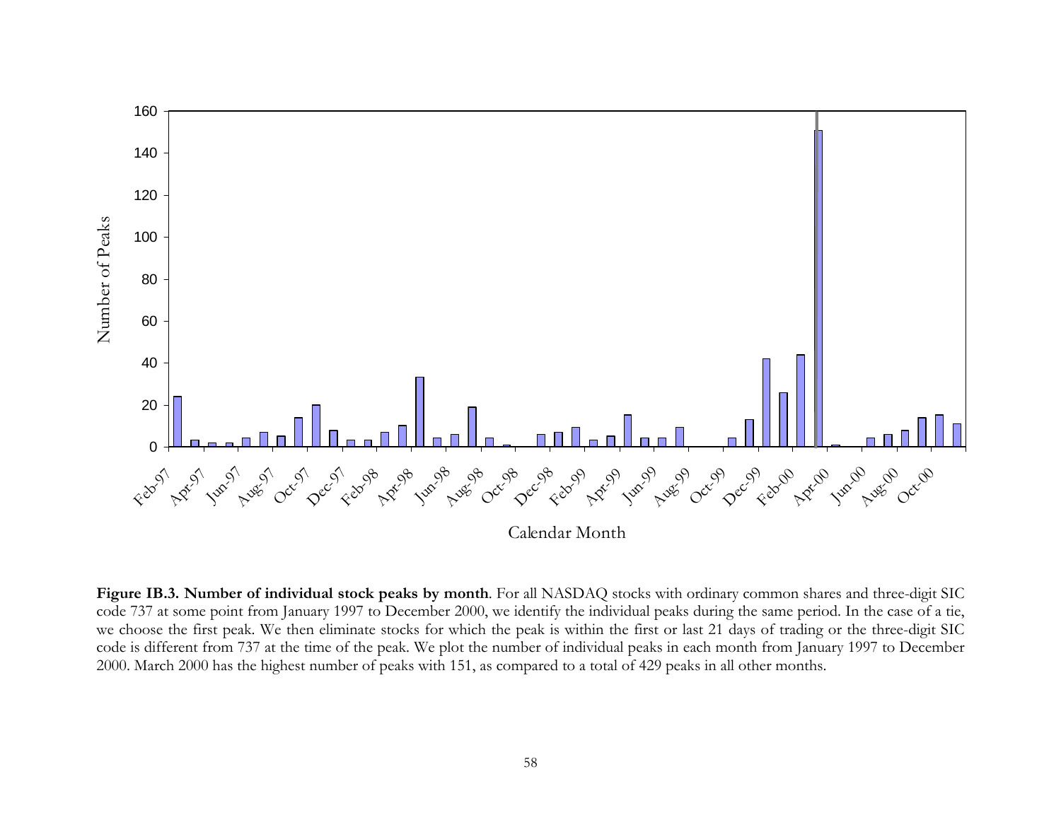**Figure IB.3. Number of individual stock peaks by month**. For all NASDAQ stocks with ordinary common shares and three-digit SIC code 737 at some point from January 1997 to December 2000, we identify the individual peaks during the same period. In the case of a tie, we choose the first peak. We then eliminate stocks for which the peak is within the first or last 21 days of trading or the three-digit SIC code is different from 737 at the time of the peak. We plot the number of individual peaks in each month from January 1997 to December 2000. March 2000 has the highest number of peaks with 151, as compared to a total of 429 peaks in all other months.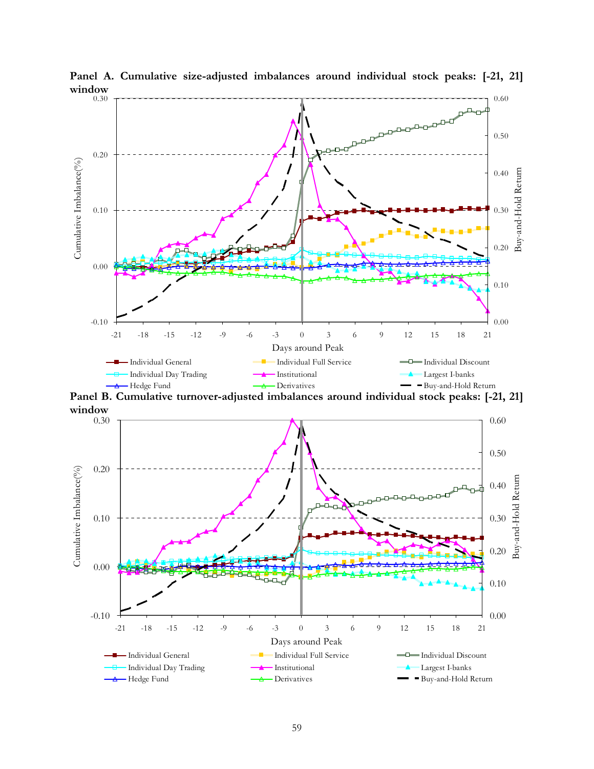**Panel A. Cumulative size-adjusted imbalances around individual stock peaks: [-21, 21] window**

**Panel B. Cumulative turnover-adjusted imbalances around individual stock peaks: [-21, 21] window**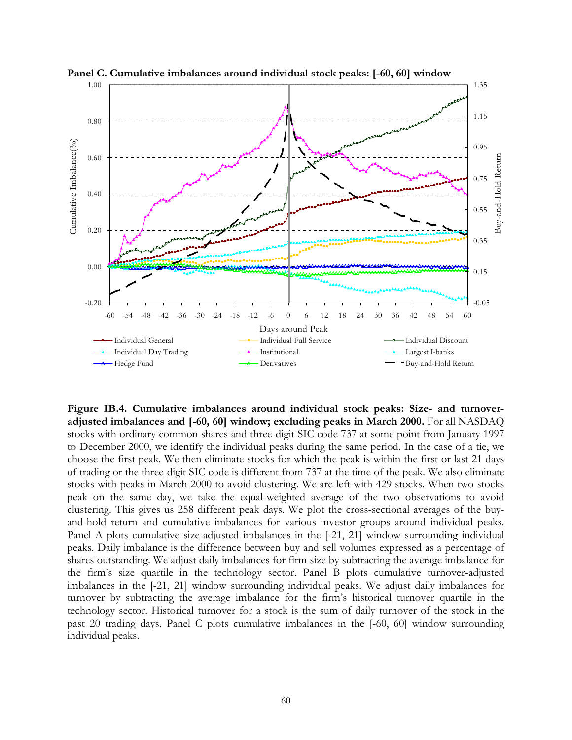**Panel C. Cumulative imbalances around individual stock peaks: [-60, 60] window**

**Figure IB.4. Cumulative imbalances around individual stock peaks: Size- and turnover-adjusted imbalances and [-60, 60] window; excluding peaks in March 2000.** For all NASDAQ stocks with ordinary common shares and three-digit SIC code 737 at some point from January 1997 to December 2000, we identify the individual peaks during the same period. In the case of a tie, we choose the first peak. We then eliminate stocks for which the peak is within the first or last 21 days of trading or the three-digit SIC code is different from 737 at the time of the peak. We also eliminate stocks with peaks in March 2000 to avoid clustering. We are left with 429 stocks. When two stocks peak on the same day, we take the equal-weighted average of the two observations to avoid clustering. This gives us 258 different peak days. We plot the cross-sectional averages of the buy-and-hold return and cumulative imbalances for various investor groups around individual peaks. Panel A plots cumulative size-adjusted imbalances in the [-21, 21] window surrounding individual peaks. Daily imbalance is the difference between buy and sell volumes expressed as a percentage of shares outstanding. We adjust daily imbalances for firm size by subtracting the average imbalance for the firm's size quartile in the technology sector. Panel B plots cumulative turnover-adjusted imbalances in the [-21, 21] window surrounding individual peaks. We adjust daily imbalances for turnover by subtracting the average imbalance for the firm's historical turnover quartile in the technology sector. Historical turnover for a stock is the sum of daily turnover of the stock in the past 20 trading days. Panel C plots cumulative imbalances in the [-60, 60] window surrounding individual peaks.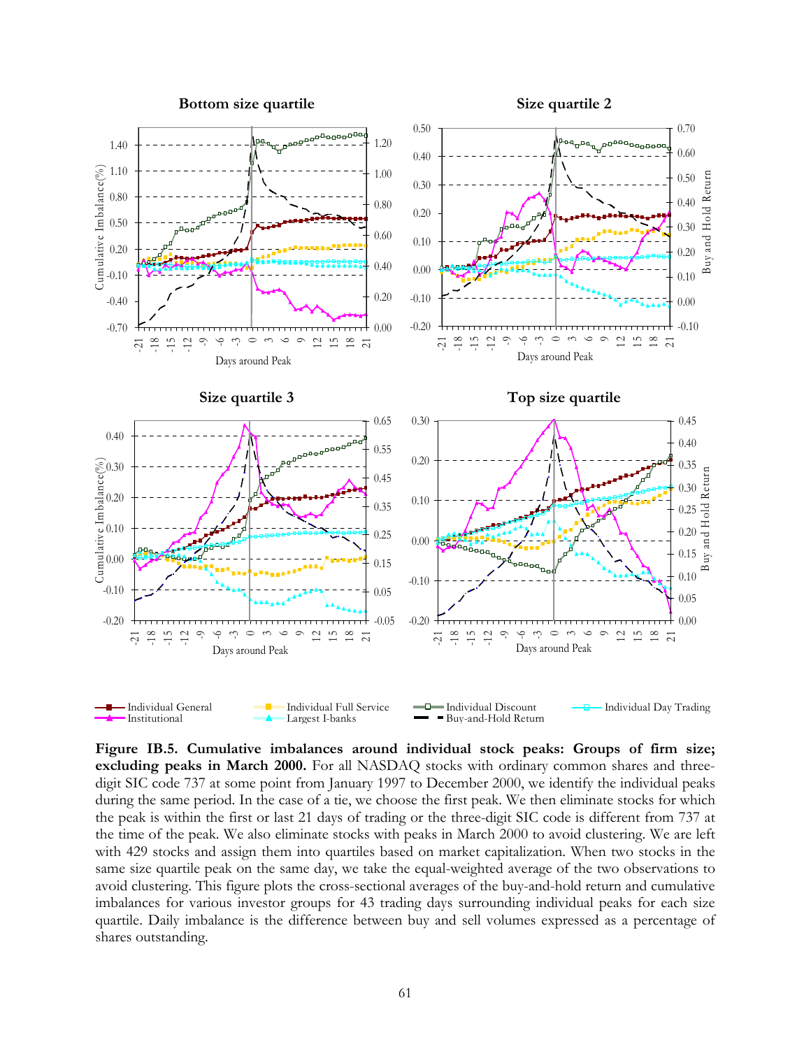**Figure IB.5. Cumulative imbalances around individual stock peaks: Groups of firm size; excluding peaks in March 2000.** For all NASDAQ stocks with ordinary common shares and three-digit SIC code 737 at some point from January 1997 to December 2000, we identify the individual peaks during the same period. In the case of a tie, we choose the first peak. We then eliminate stocks for which the peak is within the first or last 21 days of trading or the three-digit SIC code is different from 737 at the time of the peak. We also eliminate stocks with peaks in March 2000 to avoid clustering. We are left with 429 stocks and assign them into quartiles based on market capitalization. When two stocks in the same size quartile peak on the same day, we take the equal-weighted average of the two observations to avoid clustering. This figure plots the cross-sectional averages of the buy-and-hold return and cumulative imbalances for various investor groups for 43 trading days surrounding individual peaks for each size quartile. Daily imbalance is the difference between buy and sell volumes expressed as a percentage of shares outstanding.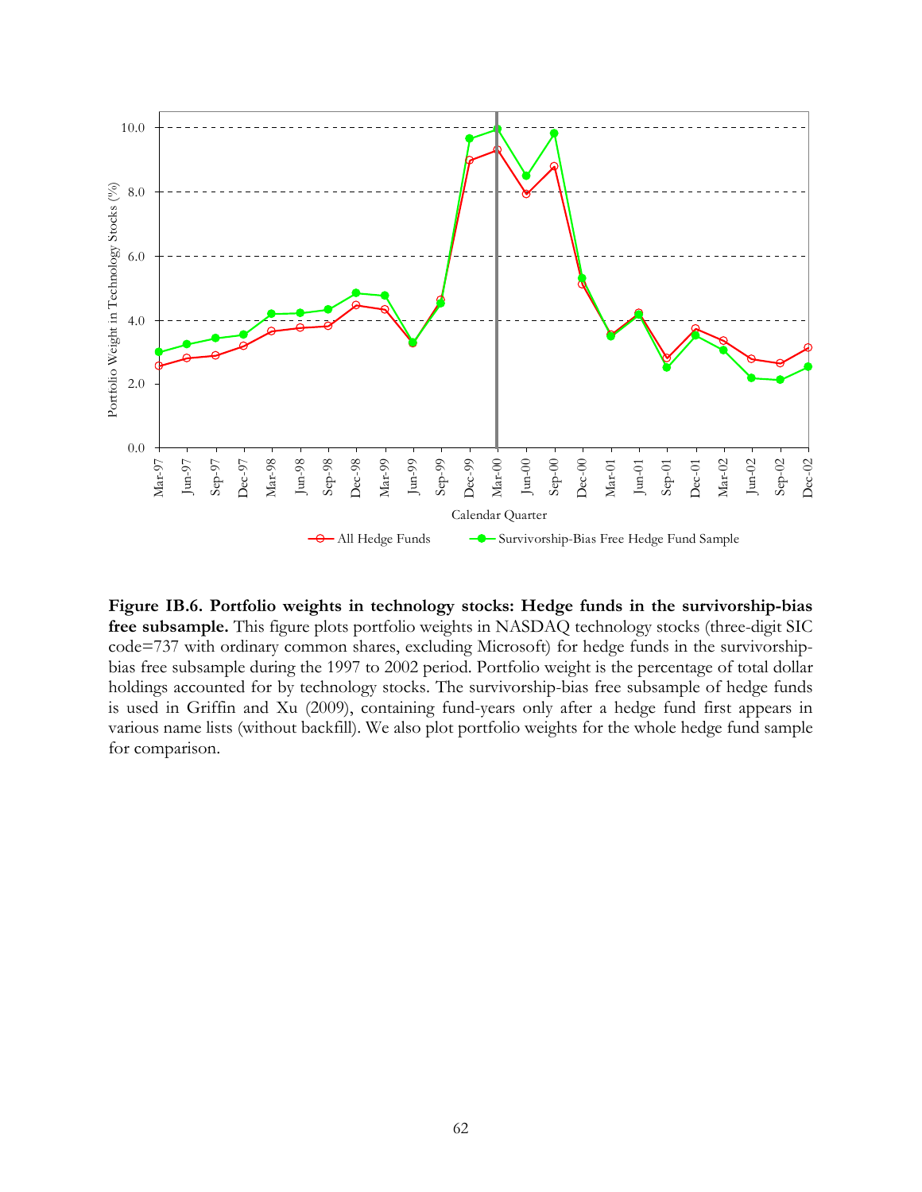**Figure IB.6. Portfolio weights in technology stocks: Hedge funds in the survivorship-bias free subsample.** This figure plots portfolio weights in NASDAQ technology stocks (three-digit SIC code=737 with ordinary common shares, excluding Microsoft) for hedge funds in the survivorship-bias free subsample during the 1997 to 2002 period. Portfolio weight is the percentage of total dollar holdings accounted for by technology stocks. The survivorship-bias free subsample of hedge funds is used in Griffin and Xu (2009), containing fund-years only after a hedge fund first appears in various name lists (without backfill). We also plot portfolio weights for the whole hedge fund sample for comparison.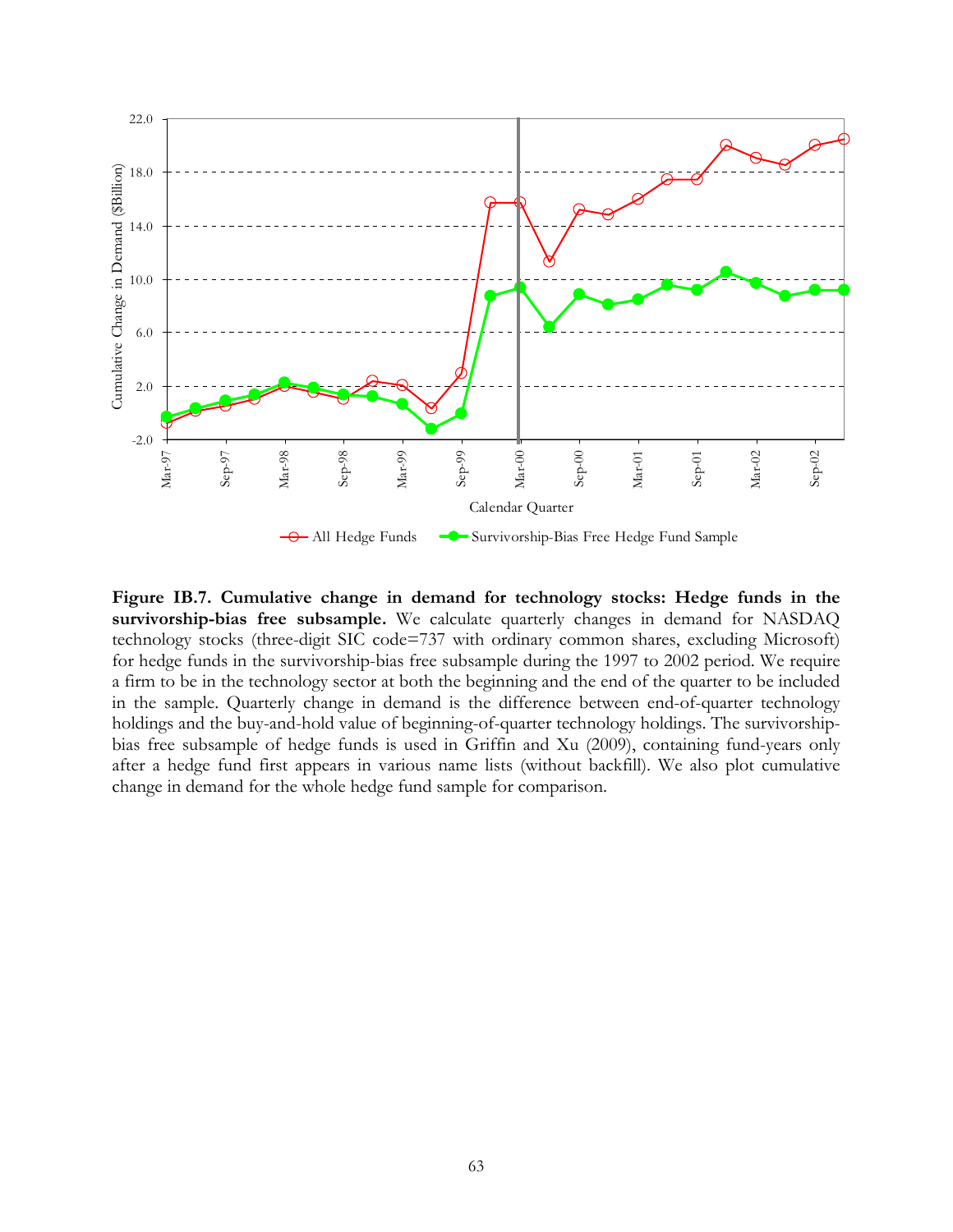**Figure IB.7. Cumulative change in demand for technology stocks: Hedge funds in the survivorship-bias free subsample.** We calculate quarterly changes in demand for NASDAQ technology stocks (three-digit SIC code=737 with ordinary common shares, excluding Microsoft) for hedge funds in the survivorship-bias free subsample during the 1997 to 2002 period. We require a firm to be in the technology sector at both the beginning and the end of the quarter to be included in the sample. Quarterly change in demand is the difference between end-of-quarter technology holdings and the buy-and-hold value of beginning-of-quarter technology holdings. The survivorship-bias free subsample of hedge funds is used in Griffin and Xu (2009), containing fund-years only after a hedge fund first appears in various name lists (without backfill). We also plot cumulative change in demand for the whole hedge fund sample for comparison.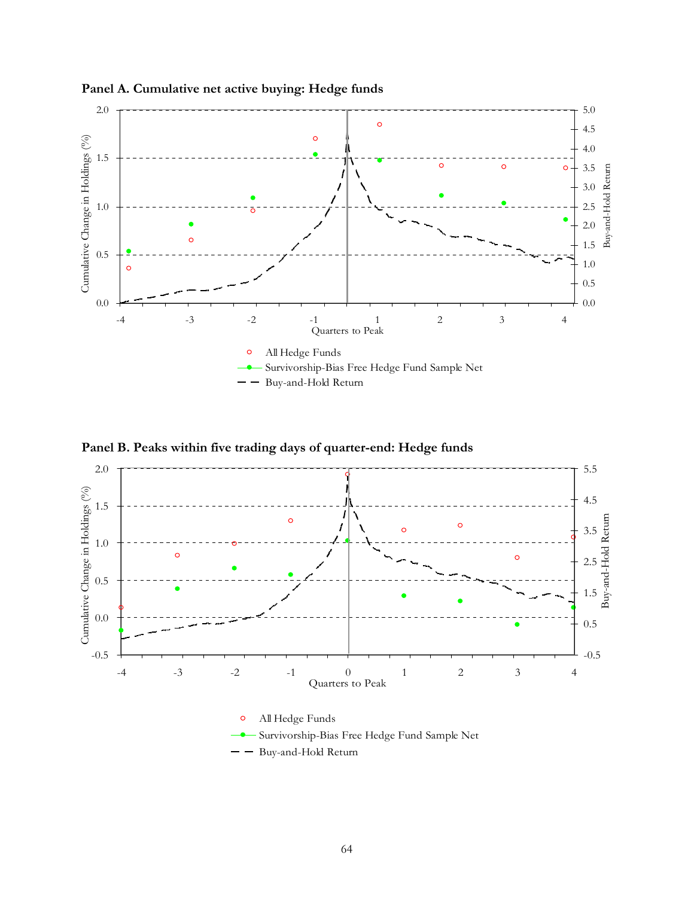**Panel A. Cumulative net active buying: Hedge funds**

**Panel B. Peaks within five trading days of quarter-end: Hedge funds**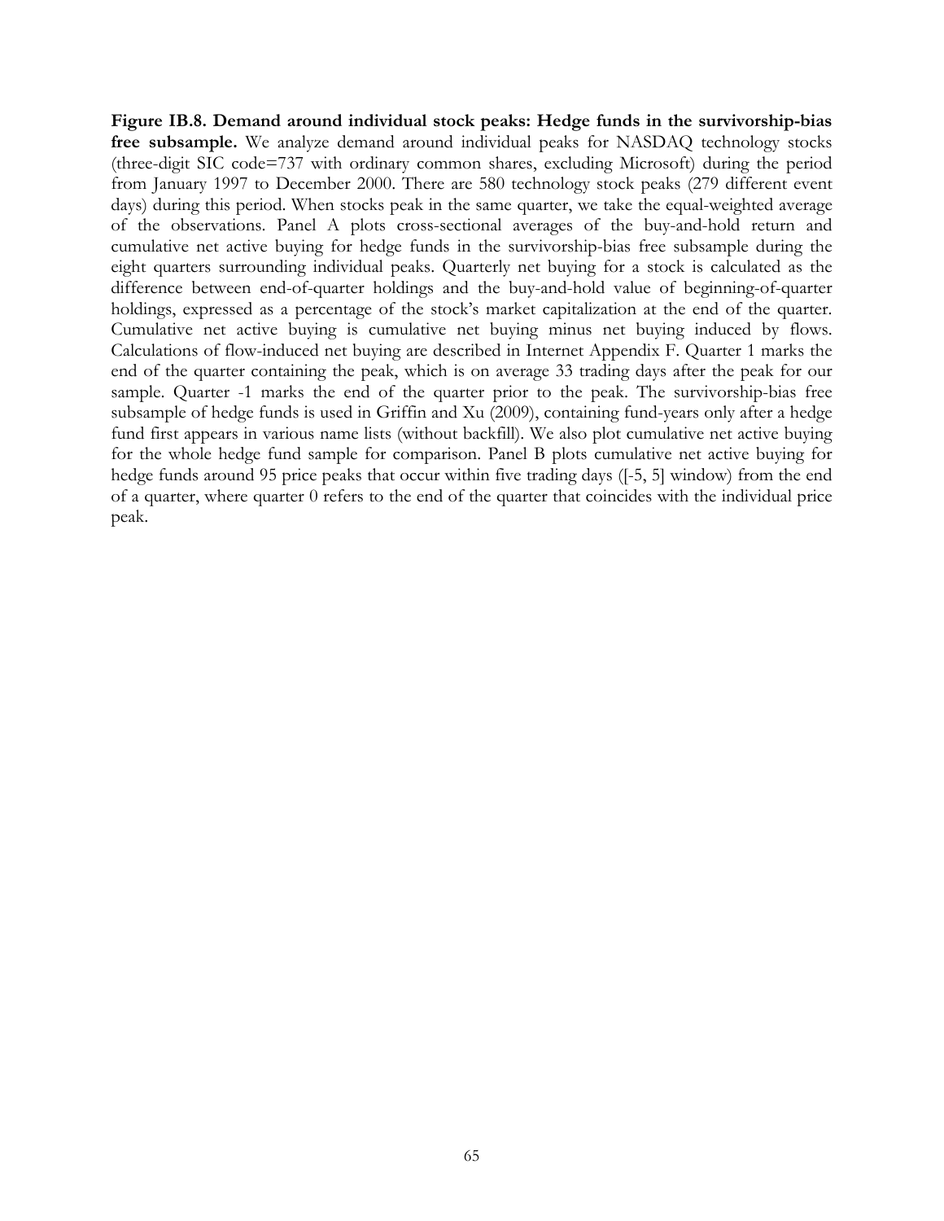**Figure IB.8. Demand around individual stock peaks: Hedge funds in the survivorship-bias free subsample.** We analyze demand around individual peaks for NASDAQ technology stocks (three-digit SIC code=737 with ordinary common shares, excluding Microsoft) during the period from January 1997 to December 2000. There are 580 technology stock peaks (279 different event days) during this period. When stocks peak in the same quarter, we take the equal-weighted average of the observations. Panel A plots cross-sectional averages of the buy-and-hold return and cumulative net active buying for hedge funds in the survivorship-bias free subsample during the eight quarters surrounding individual peaks. Quarterly net buying for a stock is calculated as the difference between end-of-quarter holdings and the buy-and-hold value of beginning-of-quarter holdings, expressed as a percentage of the stock's market capitalization at the end of the quarter. Cumulative net active buying is cumulative net buying minus net buying induced by flows. Calculations of flow-induced net buying are described in Internet Appendix F. Quarter 1 marks the end of the quarter containing the peak, which is on average 33 trading days after the peak for our sample. Quarter -1 marks the end of the quarter prior to the peak. The survivorship-bias free subsample of hedge funds is used in Griffin and Xu (2009), containing fund-years only after a hedge fund first appears in various name lists (without backfill). We also plot cumulative net active buying for the whole hedge fund sample for comparison. Panel B plots cumulative net active buying for hedge funds around 95 price peaks that occur within five trading days ([-5, 5] window) from the end of a quarter, where quarter 0 refers to the end of the quarter that coincides with the individual price peak.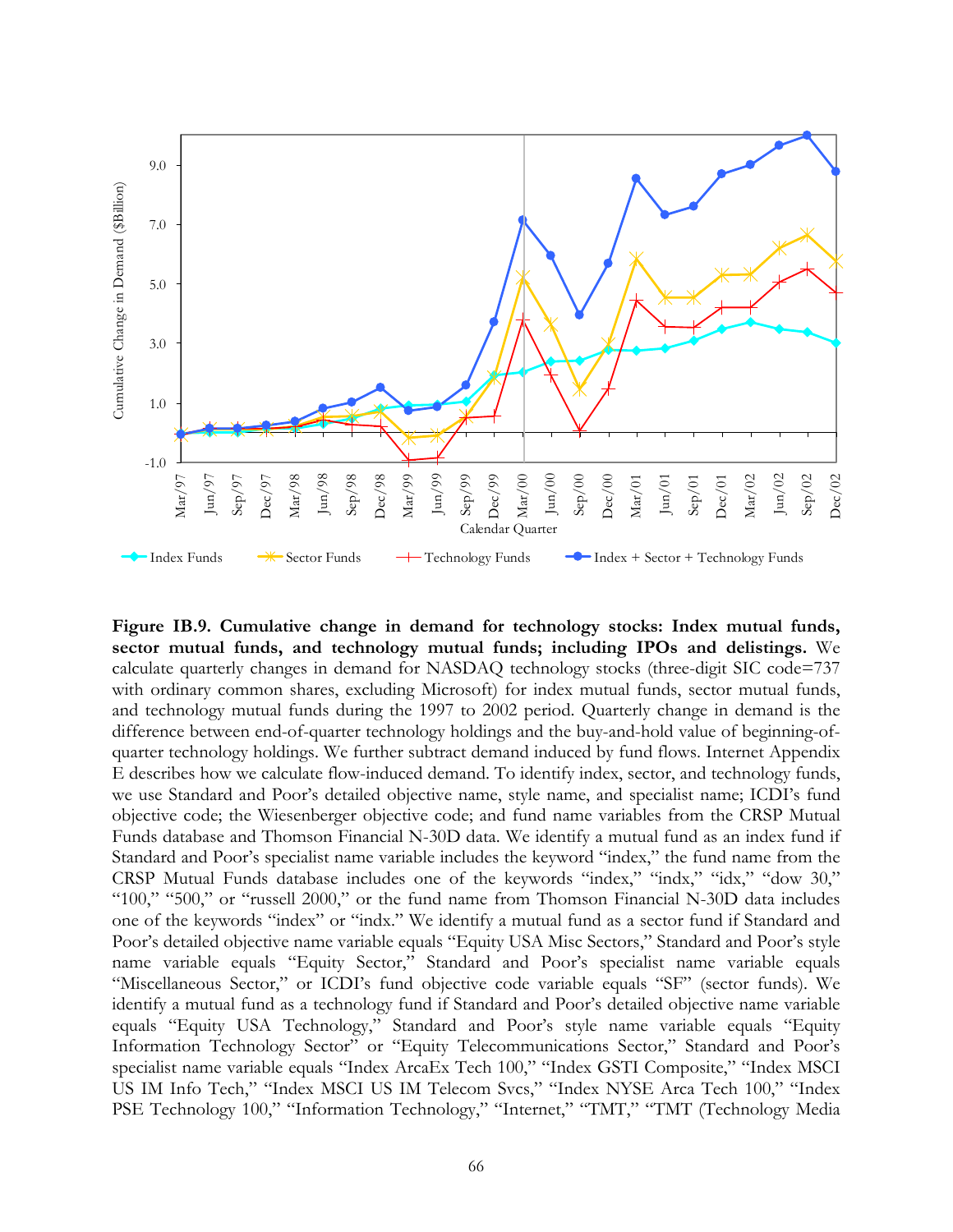**Figure IB.9. Cumulative change in demand for technology stocks: Index mutual funds, sector mutual funds, and technology mutual funds; including IPOs and delistings.** We calculate quarterly changes in demand for NASDAQ technology stocks (three-digit SIC code=737 with ordinary common shares, excluding Microsoft) for index mutual funds, sector mutual funds, and technology mutual funds during the 1997 to 2002 period. Quarterly change in demand is the difference between end-of-quarter technology holdings and the buy-and-hold value of beginning-of-quarter technology holdings. We further subtract demand induced by fund flows. Internet Appendix E describes how we calculate flow-induced demand. To identify index, sector, and technology funds, we use Standard and Poor's detailed objective name, style name, and specialist name; ICDI's fund objective code; the Wiesenberger objective code; and fund name variables from the CRSP Mutual Funds database and Thomson Financial N-30D data. We identify a mutual fund as an index fund if Standard and Poor's specialist name variable includes the keyword "index," the fund name from the CRSP Mutual Funds database includes one of the keywords "index," "indx," "idx," "dow 30," "100," "500," or "russell 2000," or the fund name from Thomson Financial N-30D data includes one of the keywords "index" or "indx." We identify a mutual fund as a sector fund if Standard and Poor's detailed objective name variable equals "Equity USA Misc Sectors," Standard and Poor's style name variable equals "Equity Sector," Standard and Poor's specialist name variable equals "Miscellaneous Sector," or ICDI's fund objective code variable equals "SF" (sector funds). We identify a mutual fund as a technology fund if Standard and Poor's detailed objective name variable equals "Equity USA Technology," Standard and Poor's style name variable equals "Equity Information Technology Sector" or "Equity Telecommunications Sector," Standard and Poor's specialist name variable equals "Index ArcaEx Tech 100," "Index GSTI Composite," "Index MSCI US IM Info Tech," "Index MSCI US IM Telecom Svcs," "Index NYSE Arca Tech 100," "Index PSE Technology 100," "Information Technology," "Internet," "TMT," "TMT (Technology Media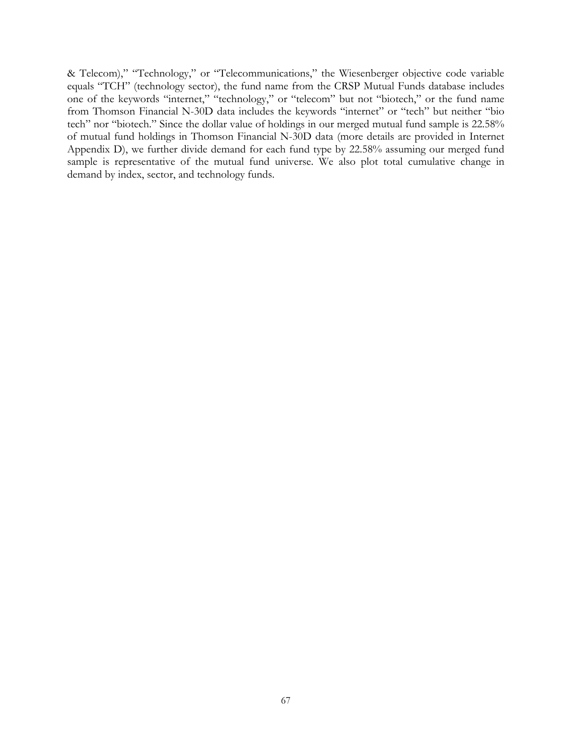& Telecom)," "Technology," or "Telecommunications," the Wiesenberger objective code variable equals "TCH" (technology sector), the fund name from the CRSP Mutual Funds database includes one of the keywords "internet," "technology," or "telecom" but not "biotech," or the fund name from Thomson Financial N-30D data includes the keywords "internet" or "tech" but neither "bio tech" nor "biotech." Since the dollar value of holdings in our merged mutual fund sample is 22.58% of mutual fund holdings in Thomson Financial N-30D data (more details are provided in Internet Appendix D), we further divide demand for each fund type by 22.58% assuming our merged fund sample is representative of the mutual fund universe. We also plot total cumulative change in demand by index, sector, and technology funds.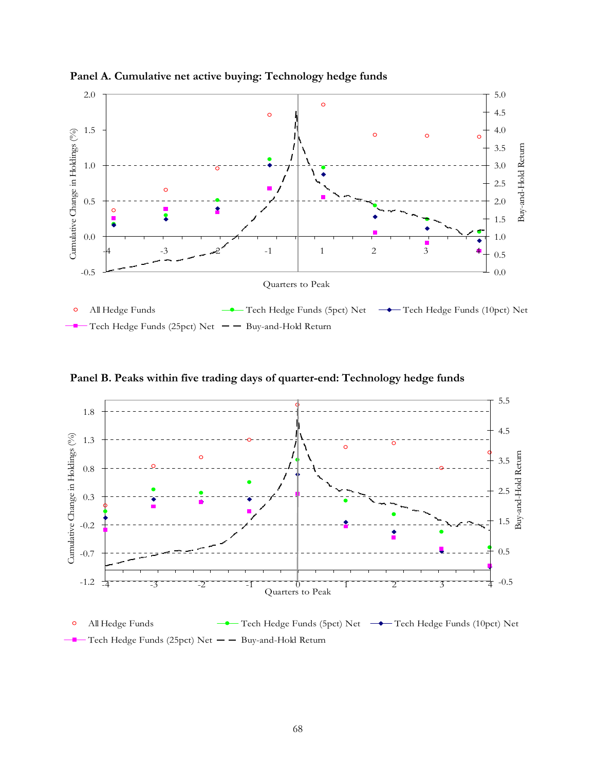**Panel A. Cumulative net active buying: Technology hedge funds**

Cumulative Change in Holdings (%)

Buy-and-Hold Return

Quarters to Peak

All Hedge Funds — Tech Hedge Funds (5pct) Net — Tech Hedge Funds (10pct) Net — Tech Hedge Funds (25pct) Net — Buy-and-Hold Return

**Panel B. Peaks within five trading days of quarter-end: Technology hedge funds**

Cumulative Change in Holdings (%)

Buy-and-Hold Return

Quarters to Peak

All Hedge Funds — Tech Hedge Funds (5pct) Net — Tech Hedge Funds (10pct) Net — Tech Hedge Funds (25pct) Net — Buy-and-Hold Return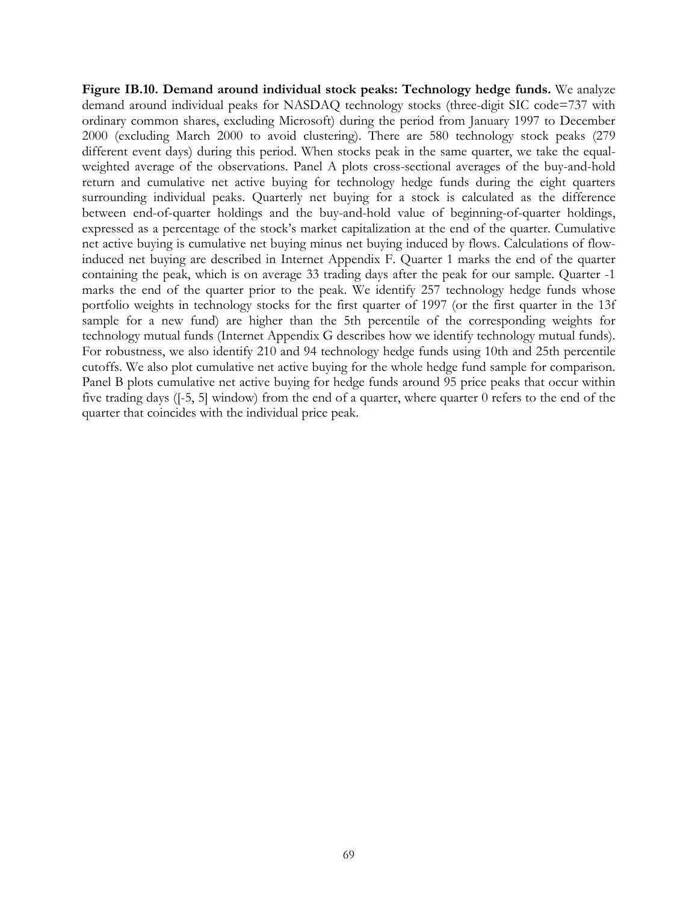**Figure IB.10. Demand around individual stock peaks: Technology hedge funds.** We analyze demand around individual peaks for NASDAQ technology stocks (three-digit SIC code=737 with ordinary common shares, excluding Microsoft) during the period from January 1997 to December 2000 (excluding March 2000 to avoid clustering). There are 580 technology stock peaks (279 different event days) during this period. When stocks peak in the same quarter, we take the equal-weighted average of the observations. Panel A plots cross-sectional averages of the buy-and-hold return and cumulative net active buying for technology hedge funds during the eight quarters surrounding individual peaks. Quarterly net buying for a stock is calculated as the difference between end-of-quarter holdings and the buy-and-hold value of beginning-of-quarter holdings, expressed as a percentage of the stock's market capitalization at the end of the quarter. Cumulative net active buying is cumulative net buying minus net buying induced by flows. Calculations of flow-induced net buying are described in Internet Appendix F. Quarter 1 marks the end of the quarter containing the peak, which is on average 33 trading days after the peak for our sample. Quarter -1 marks the end of the quarter prior to the peak. We identify 257 technology hedge funds whose portfolio weights in technology stocks for the first quarter of 1997 (or the first quarter in the 13f sample for a new fund) are higher than the 5th percentile of the corresponding weights for technology mutual funds (Internet Appendix G describes how we identify technology mutual funds). For robustness, we also identify 210 and 94 technology hedge funds using 10th and 25th percentile cutoffs. We also plot cumulative net active buying for the whole hedge fund sample for comparison. Panel B plots cumulative net active buying for hedge funds around 95 price peaks that occur within five trading days ([-5, 5] window) from the end of a quarter, where quarter 0 refers to the end of the quarter that coincides with the individual price peak.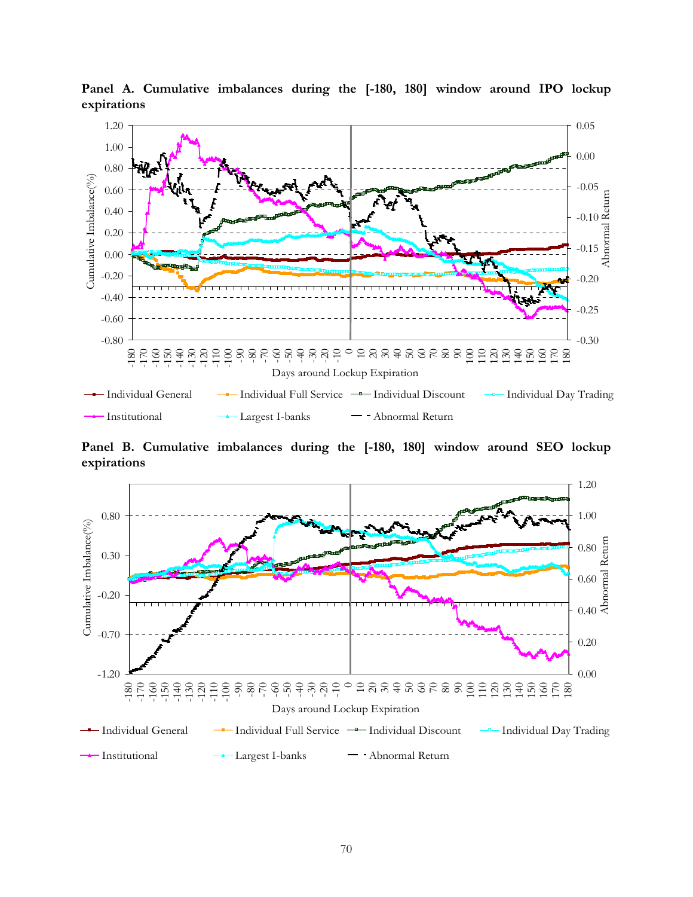**Panel A. Cumulative imbalances during the [-180, 180] window around IPO lockup expirations**

**Panel B. Cumulative imbalances during the [-180, 180] window around SEO lockup expirations**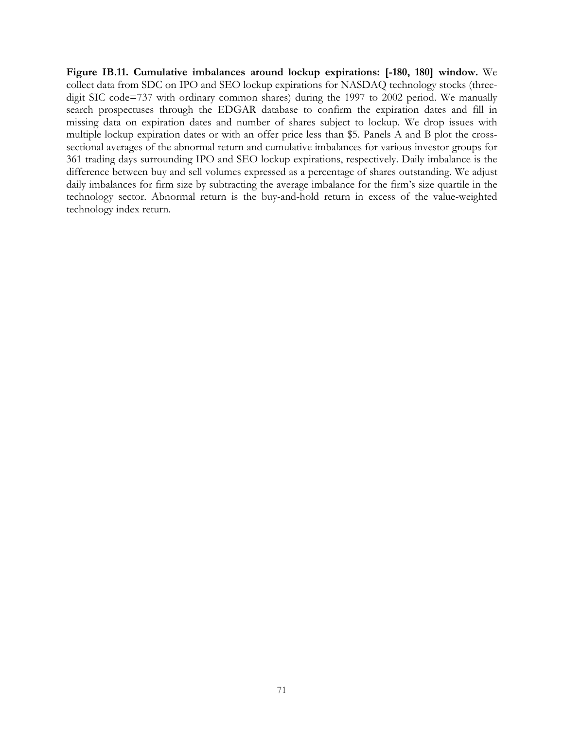**Figure IB.11. Cumulative imbalances around lockup expirations: [-180, 180] window.** We collect data from SDC on IPO and SEO lockup expirations for NASDAQ technology stocks (three-digit SIC code=737 with ordinary common shares) during the 1997 to 2002 period. We manually search prospectuses through the EDGAR database to confirm the expiration dates and fill in missing data on expiration dates and number of shares subject to lockup. We drop issues with multiple lockup expiration dates or with an offer price less than $5. Panels A and B plot the cross-sectional averages of the abnormal return and cumulative imbalances for various investor groups for 361 trading days surrounding IPO and SEO lockup expirations, respectively. Daily imbalance is the difference between buy and sell volumes expressed as a percentage of shares outstanding. We adjust daily imbalances for firm size by subtracting the average imbalance for the firm's size quartile in the technology sector. Abnormal return is the buy-and-hold return in excess of the value-weighted technology index return.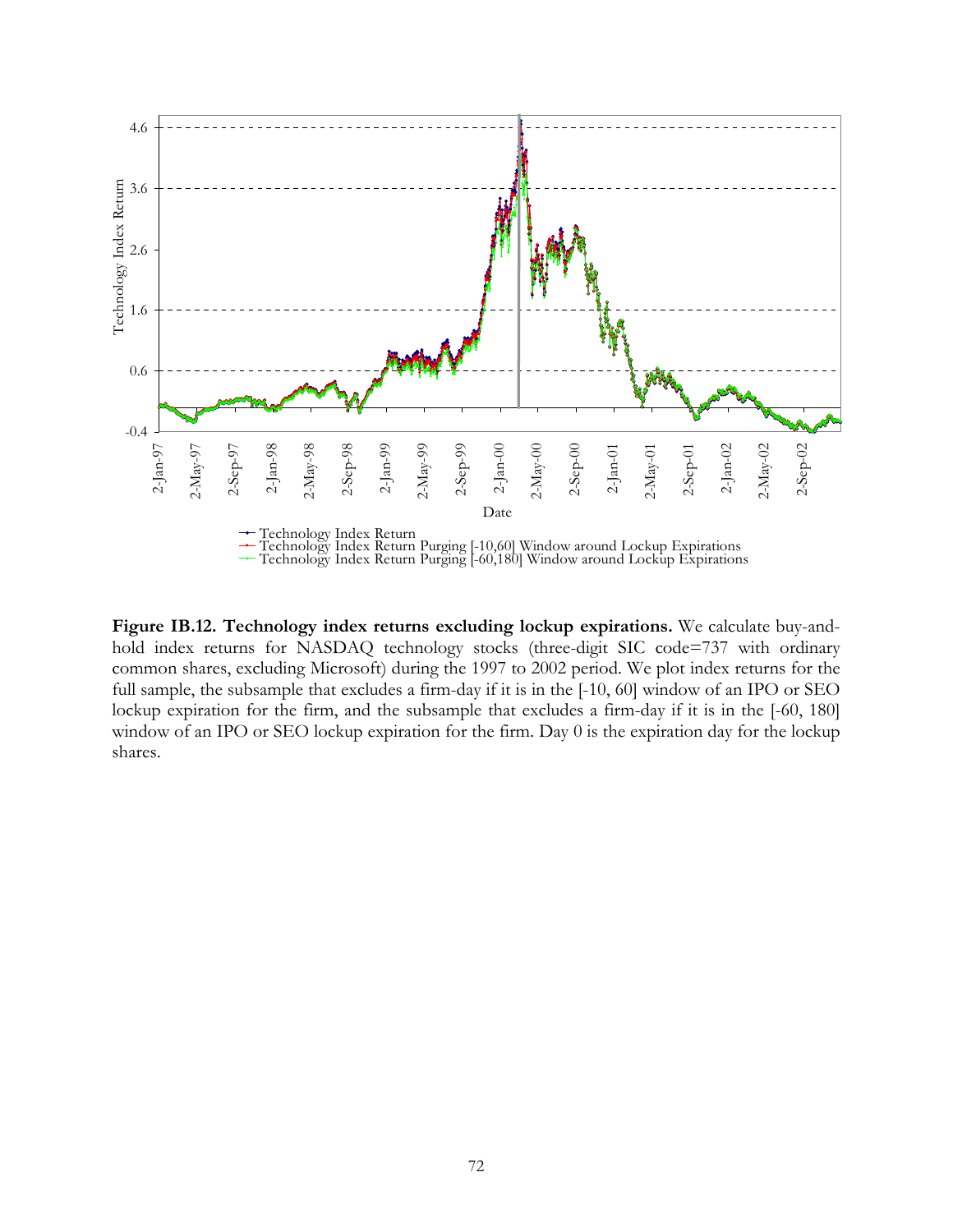**Figure IB.12. Technology index returns excluding lockup expirations.** We calculate buy-and-hold index returns for NASDAQ technology stocks (three-digit SIC code=737 with ordinary common shares, excluding Microsoft) during the 1997 to 2002 period. We plot index returns for the full sample, the subsample that excludes a firm-day if it is in the [-10, 60] window of an IPO or SEO lockup expiration for the firm, and the subsample that excludes a firm-day if it is in the [-60, 180] window of an IPO or SEO lockup expiration for the firm. Day 0 is the expiration day for the lockup shares.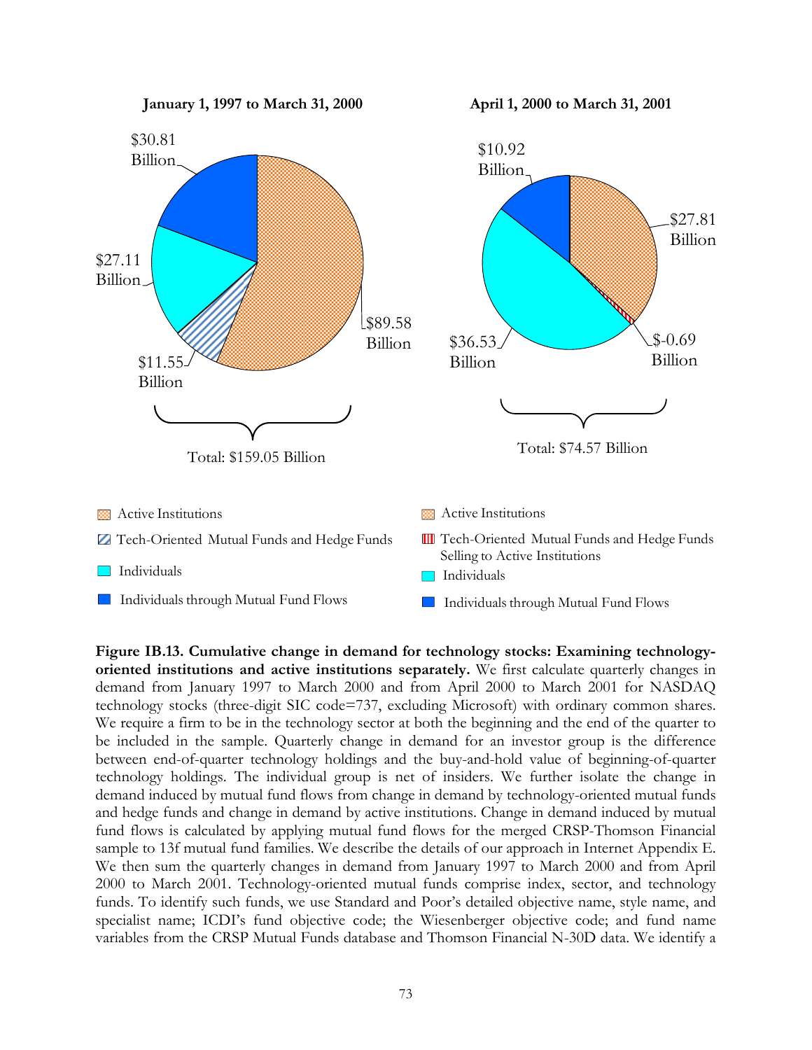**January 1, 1997 to March 31, 2000**

$30.81 Billion

$27.11 Billion

$11.55 Billion

$89.58 Billion

Total: $159.05 Billion

**April 1, 2000 to March 31, 2001**

$10.92 Billion

$27.81 Billion

$36.53 Billion

$-0.69 Billion

Total: $74.57 Billion

Active Institutions

Tech-Oriented Mutual Funds and Hedge Funds

Individuals

Individuals through Mutual Fund Flows

Active Institutions

Tech-Oriented Mutual Funds and Hedge Funds Selling to Active Institutions

Individuals

Individuals through Mutual Fund Flows

**Figure IB.13. Cumulative change in demand for technology stocks: Examining technology-oriented institutions and active institutions separately.** We first calculate quarterly changes in demand from January 1997 to March 2000 and from April 2000 to March 2001 for NASDAQ technology stocks (three-digit SIC code=737, excluding Microsoft) with ordinary common shares. We require a firm to be in the technology sector at both the beginning and the end of the quarter to be included in the sample. Quarterly change in demand for an investor group is the difference between end-of-quarter technology holdings and the buy-and-hold value of beginning-of-quarter technology holdings. The individual group is net of insiders. We further isolate the change in demand induced by mutual fund flows from change in demand by technology-oriented mutual funds and hedge funds and change in demand by active institutions. Change in demand induced by mutual fund flows is calculated by applying mutual fund flows for the merged CRSP-Thomson Financial sample to 13f mutual fund families. We describe the details of our approach in Internet Appendix E. We then sum the quarterly changes in demand from January 1997 to March 2000 and from April 2000 to March 2001. Technology-oriented mutual funds comprise index, sector, and technology funds. To identify such funds, we use Standard and Poor's detailed objective name, style name, and specialist name; ICDI's fund objective code; the Wiesenberger objective code; and fund name variables from the CRSP Mutual Funds database and Thomson Financial N-30D data. We identify a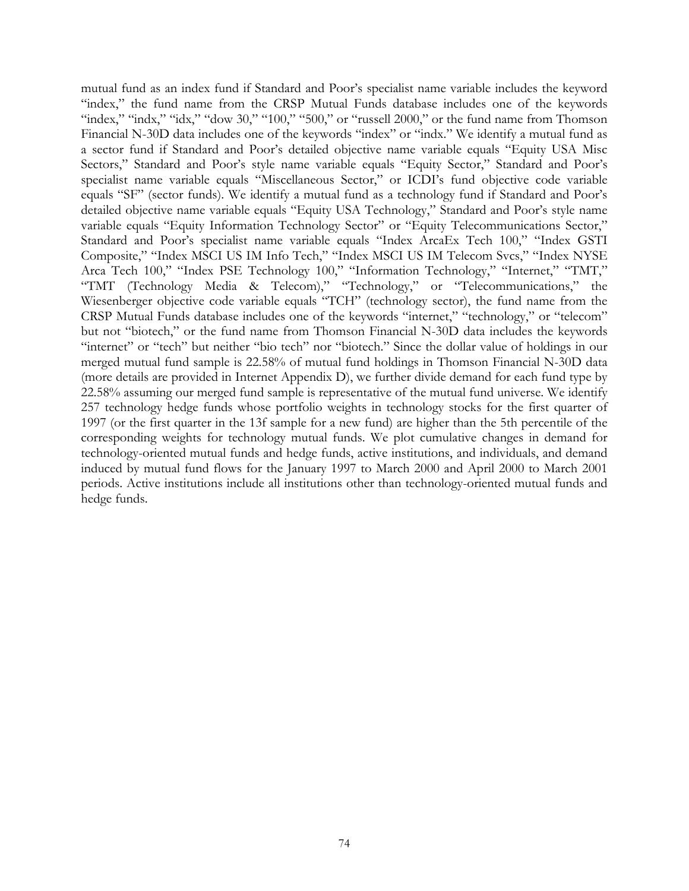mutual fund as an index fund if Standard and Poor's specialist name variable includes the keyword "index," the fund name from the CRSP Mutual Funds database includes one of the keywords "index," "indx," "idx," "dow 30," "100," "500," or "russell 2000," or the fund name from Thomson Financial N-30D data includes one of the keywords "index" or "indx." We identify a mutual fund as a sector fund if Standard and Poor's detailed objective name variable equals "Equity USA Misc Sectors," Standard and Poor's style name variable equals "Equity Sector," Standard and Poor's specialist name variable equals "Miscellaneous Sector," or ICDI's fund objective code variable equals "SF" (sector funds). We identify a mutual fund as a technology fund if Standard and Poor's detailed objective name variable equals "Equity USA Technology," Standard and Poor's style name variable equals "Equity Information Technology Sector" or "Equity Telecommunications Sector," Standard and Poor's specialist name variable equals "Index ArcaEx Tech 100," "Index GSTI Composite," "Index MSCI US IM Info Tech," "Index MSCI US IM Telecom Svcs," "Index NYSE Arca Tech 100," "Index PSE Technology 100," "Information Technology," "Internet," "TMT," "TMT (Technology Media & Telecom)," "Technology," or "Telecommunications," the Wiesenberger objective code variable equals "TCH" (technology sector), the fund name from the CRSP Mutual Funds database includes one of the keywords "internet," "technology," or "telecom" but not "biotech," or the fund name from Thomson Financial N-30D data includes the keywords "internet" or "tech" but neither "bio tech" nor "biotech." Since the dollar value of holdings in our merged mutual fund sample is 22.58% of mutual fund holdings in Thomson Financial N-30D data (more details are provided in Internet Appendix D), we further divide demand for each fund type by 22.58% assuming our merged fund sample is representative of the mutual fund universe. We identify 257 technology hedge funds whose portfolio weights in technology stocks for the first quarter of 1997 (or the first quarter in the 13f sample for a new fund) are higher than the 5th percentile of the corresponding weights for technology mutual funds. We plot cumulative changes in demand for technology-oriented mutual funds and hedge funds, active institutions, and individuals, and demand induced by mutual fund flows for the January 1997 to March 2000 and April 2000 to March 2001 periods. Active institutions include all institutions other than technology-oriented mutual funds and hedge funds.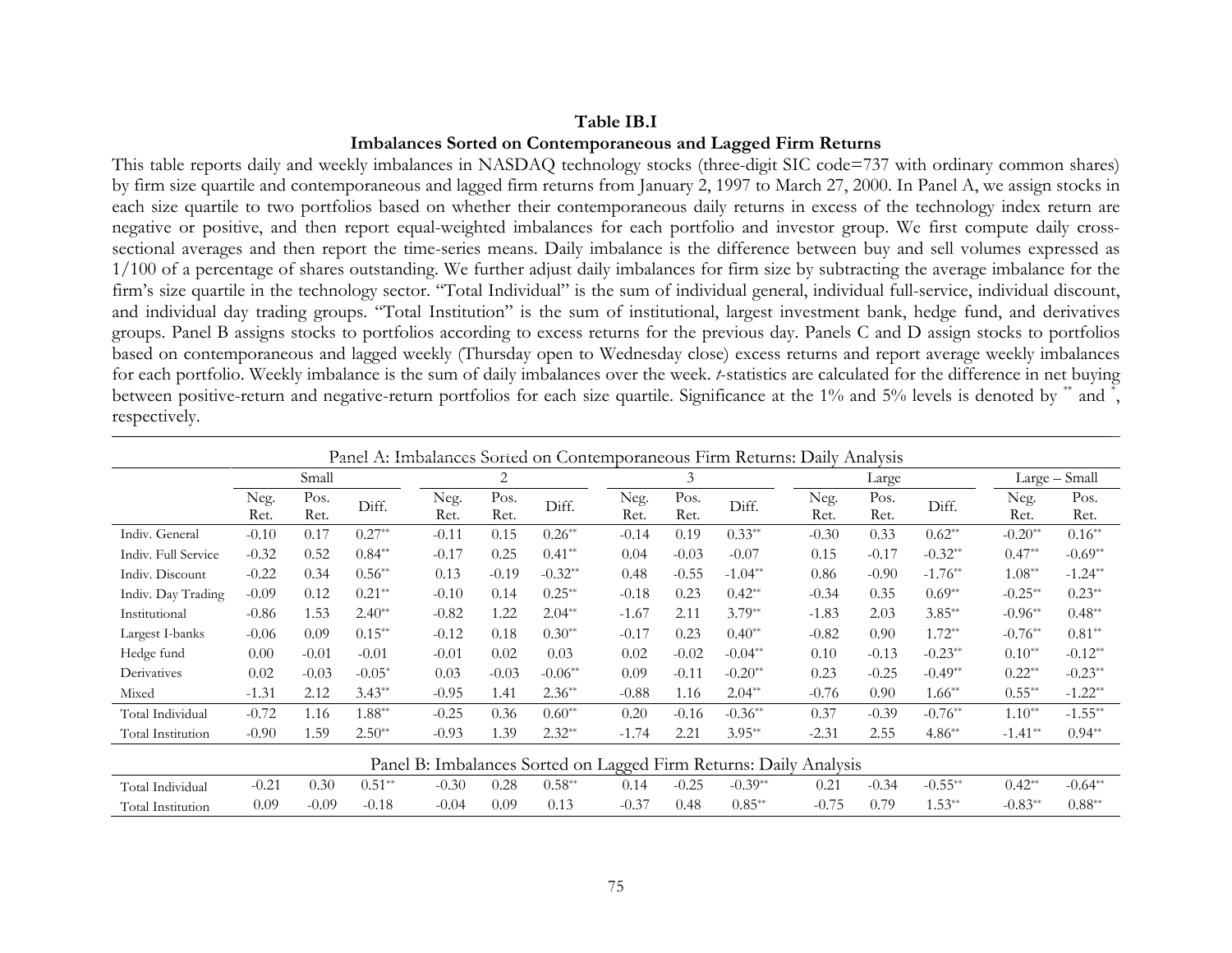**Table IB.I**

**Imbalances Sorted on Contemporaneous and Lagged Firm Returns**

This table reports daily and weekly imbalances in NASDAQ technology stocks (three-digit SIC code=737 with ordinary common shares) by firm size quartile and contemporaneous and lagged firm returns from January 2, 1997 to March 27, 2000. In Panel A, we assign stocks in each size quartile to two portfolios based on whether their contemporaneous daily returns in excess of the technology index return are negative or positive, and then report equal-weighted imbalances for each portfolio and investor group. We first compute daily cross-sectional averages and then report the time-series means. Daily imbalance is the difference between buy and sell volumes expressed as 1/100 of a percentage of shares outstanding. We further adjust daily imbalances for firm size by subtracting the average imbalance for the firm's size quartile in the technology sector. "Total Individual" is the sum of individual general, individual full-service, individual discount, and individual day trading groups. "Total Institution" is the sum of institutional, largest investment bank, hedge fund, and derivatives groups. Panel B assigns stocks to portfolios according to excess returns for the previous day. Panels C and D assign stocks to portfolios based on contemporaneous and lagged weekly (Thursday open to Wednesday close) excess returns and report average weekly imbalances for each portfolio. Weekly imbalance is the sum of daily imbalances over the week. *t*-statistics are calculated for the difference in net buying between positive-return and negative-return portfolios for each size quartile. Significance at the 1% and 5% levels is denoted by ** and *, respectively.

| Panel A: Imbalances Sorted on Contemporaneous Firm Returns: Daily Analysis | | | | | | | | | | | | | | |
|---|---|---|---|---|---|---|---|---|---|---|---|---|---|---|
| | Small | | | 2 | | | 3 | | | Large | | | Large – Small | |
| | Neg. Ret. | Pos. Ret. | Diff. | Neg. Ret. | Pos. Ret. | Diff. | Neg. Ret. | Pos. Ret. | Diff. | Neg. Ret. | Pos. Ret. | Diff. | Neg. Ret. | Pos. Ret. |
| Indiv. General | -0.10 | 0.17 | 0.27** | -0.11 | 0.15 | 0.26** | -0.14 | 0.19 | 0.33** | -0.30 | 0.33 | 0.62** | -0.20** | 0.16** |
| Indiv. Full Service | -0.32 | 0.52 | 0.84** | -0.17 | 0.25 | 0.41** | 0.04 | -0.03 | -0.07 | 0.15 | -0.17 | -0.32** | 0.47** | -0.69** |
| Indiv. Discount | -0.22 | 0.34 | 0.56** | 0.13 | -0.19 | -0.32** | 0.48 | -0.55 | -1.04** | 0.86 | -0.90 | -1.76** | 1.08** | -1.24** |
| Indiv. Day Trading | -0.09 | 0.12 | 0.21** | -0.10 | 0.14 | 0.25** | -0.18 | 0.23 | 0.42** | -0.34 | 0.35 | 0.69** | -0.25** | 0.23** |
| Institutional | -0.86 | 1.53 | 2.40** | -0.82 | 1.22 | 2.04** | -1.67 | 2.11 | 3.79** | -1.83 | 2.03 | 3.85** | -0.96** | 0.48** |
| Largest I-banks | -0.06 | 0.09 | 0.15** | -0.12 | 0.18 | 0.30** | -0.17 | 0.23 | 0.40** | -0.82 | 0.90 | 1.72** | -0.76** | 0.81** |
| Hedge fund | 0.00 | -0.01 | -0.01 | -0.01 | 0.02 | 0.03 | 0.02 | -0.02 | -0.04** | 0.10 | -0.13 | -0.23** | 0.10** | -0.12** |
| Derivatives | 0.02 | -0.03 | -0.05* | 0.03 | -0.03 | -0.06** | 0.09 | -0.11 | -0.20** | 0.23 | -0.25 | -0.49** | 0.22** | -0.23** |
| Mixed | -1.31 | 2.12 | 3.43** | -0.95 | 1.41 | 2.36** | -0.88 | 1.16 | 2.04** | -0.76 | 0.90 | 1.66** | 0.55** | -1.22** |
| Total Individual | -0.72 | 1.16 | 1.88** | -0.25 | 0.36 | 0.60** | 0.20 | -0.16 | -0.36** | 0.37 | -0.39 | -0.76** | 1.10** | -1.55** |
| Total Institution | -0.90 | 1.59 | 2.50** | -0.93 | 1.39 | 2.32** | -1.74 | 2.21 | 3.95** | -2.31 | 2.55 | 4.86** | -1.41** | 0.94** |
| **Panel B: Imbalances Sorted on Lagged Firm Returns: Daily Analysis** | | | | | | | | | | | | | | |
| Total Individual | -0.21 | 0.30 | 0.51** | -0.30 | 0.28 | 0.58** | 0.14 | -0.25 | -0.39** | 0.21 | -0.34 | -0.55** | 0.42** | -0.64** |
| Total Institution | 0.09 | -0.09 | -0.18 | -0.04 | 0.09 | 0.13 | -0.37 | 0.48 | 0.85** | -0.75 | 0.79 | 1.53** | -0.83** | 0.88** |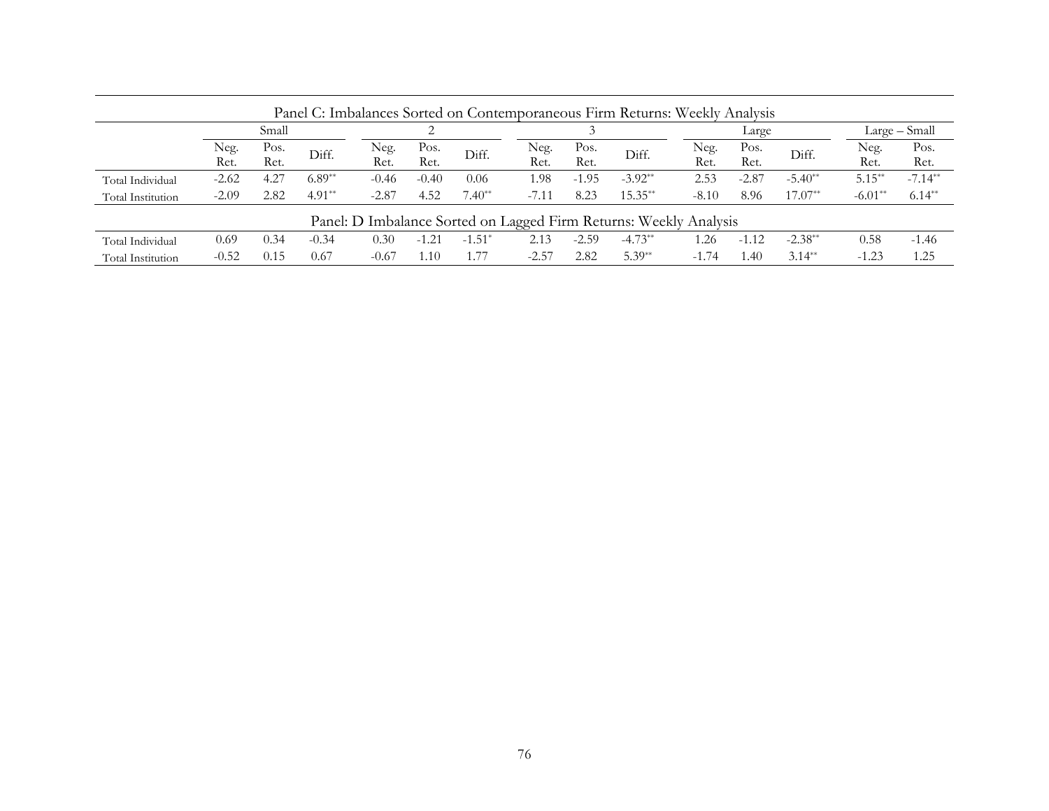Panel C: Imbalances Sorted on Contemporaneous Firm Returns: Weekly Analysis

| | Small | | | 2 | | | 3 | | | Large | | | Large – Small | |
|---|---|---|---|---|---|---|---|---|---|---|---|---|---|---|
| | Neg. Ret. | Pos. Ret. | Diff. | Neg. Ret. | Pos. Ret. | Diff. | Neg. Ret. | Pos. Ret. | Diff. | Neg. Ret. | Pos. Ret. | Diff. | Neg. Ret. | Pos. Ret. |
| Total Individual | -2.62 | 4.27 | 6.89** | -0.46 | -0.40 | 0.06 | 1.98 | -1.95 | -3.92** | 2.53 | -2.87 | -5.40** | 5.15** | -7.14** |
| Total Institution | -2.09 | 2.82 | 4.91** | -2.87 | 4.52 | 7.40** | -7.11 | 8.23 | 15.35** | -8.10 | 8.96 | 17.07** | -6.01** | 6.14** |

Panel: D Imbalance Sorted on Lagged Firm Returns: Weekly Analysis

| | Small | | | 2 | | | 3 | | | Large | | | Large – Small | |
|---|---|---|---|---|---|---|---|---|---|---|---|---|---|---|
| | Neg. Ret. | Pos. Ret. | Diff. | Neg. Ret. | Pos. Ret. | Diff. | Neg. Ret. | Pos. Ret. | Diff. | Neg. Ret. | Pos. Ret. | Diff. | Neg. Ret. | Pos. Ret. |
| Total Individual | 0.69 | 0.34 | -0.34 | 0.30 | -1.21 | -1.51* | 2.13 | -2.59 | -4.73** | 1.26 | -1.12 | -2.38** | 0.58 | -1.46 |
| Total Institution | -0.52 | 0.15 | 0.67 | -0.67 | 1.10 | 1.77 | -2.57 | 2.82 | 5.39** | -1.74 | 1.40 | 3.14** | -1.23 | 1.25 |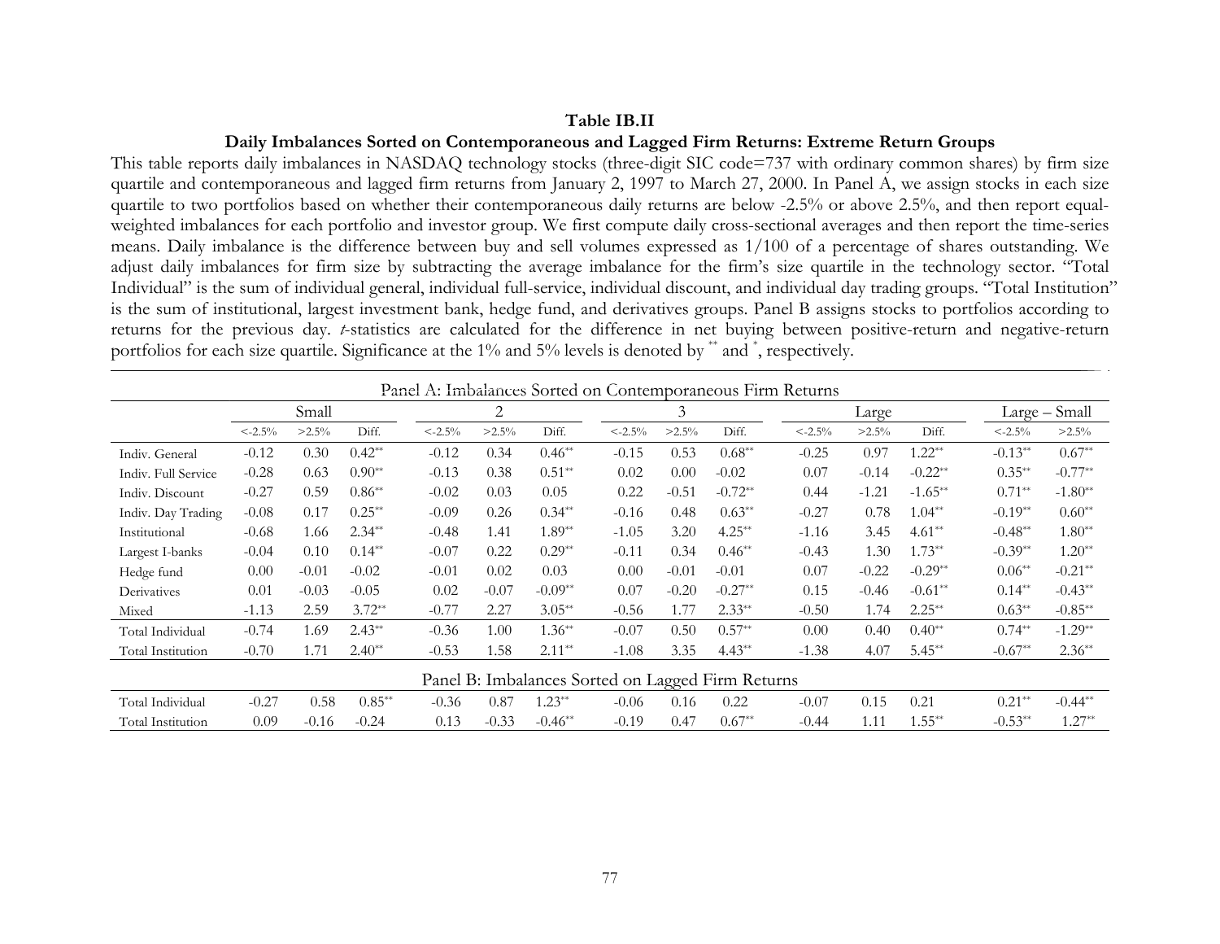**Table IB.II**

**Daily Imbalances Sorted on Contemporaneous and Lagged Firm Returns: Extreme Return Groups**

This table reports daily imbalances in NASDAQ technology stocks (three-digit SIC code=737 with ordinary common shares) by firm size quartile and contemporaneous and lagged firm returns from January 2, 1997 to March 27, 2000. In Panel A, we assign stocks in each size quartile to two portfolios based on whether their contemporaneous daily returns are below -2.5% or above 2.5%, and then report equal-weighted imbalances for each portfolio and investor group. We first compute daily cross-sectional averages and then report the time-series means. Daily imbalance is the difference between buy and sell volumes expressed as 1/100 of a percentage of shares outstanding. We adjust daily imbalances for firm size by subtracting the average imbalance for the firm's size quartile in the technology sector. "Total Individual" is the sum of individual general, individual full-service, individual discount, and individual day trading groups. "Total Institution" is the sum of institutional, largest investment bank, hedge fund, and derivatives groups. Panel B assigns stocks to portfolios according to returns for the previous day. *t*-statistics are calculated for the difference in net buying between positive-return and negative-return portfolios for each size quartile. Significance at the 1% and 5% levels is denoted by ** and *, respectively.

| | Small | | | 2 | | | 3 | | | Large | | | Large – Small | |
|---|---|---|---|---|---|---|---|---|---|---|---|---|---|---|
| | <-2.5% | >2.5% | Diff. | <-2.5% | >2.5% | Diff. | <-2.5% | >2.5% | Diff. | <-2.5% | >2.5% | Diff. | <-2.5% | >2.5% |
| **Panel A: Imbalances Sorted on Contemporaneous Firm Returns** | | | | | | | | | | | | | | |
| Indiv. General | -0.12 | 0.30 | 0.42** | -0.12 | 0.34 | 0.46** | -0.15 | 0.53 | 0.68** | -0.25 | 0.97 | 1.22** | -0.13** | 0.67** |
| Indiv. Full Service | -0.28 | 0.63 | 0.90** | -0.13 | 0.38 | 0.51** | 0.02 | 0.00 | -0.02 | 0.07 | -0.14 | -0.22** | 0.35** | -0.77** |
| Indiv. Discount | -0.27 | 0.59 | 0.86** | -0.02 | 0.03 | 0.05 | 0.22 | -0.51 | -0.72** | 0.44 | -1.21 | -1.65** | 0.71** | -1.80** |
| Indiv. Day Trading | -0.08 | 0.17 | 0.25** | -0.09 | 0.26 | 0.34** | -0.16 | 0.48 | 0.63** | -0.27 | 0.78 | 1.04** | -0.19** | 0.60** |
| Institutional | -0.68 | 1.66 | 2.34** | -0.48 | 1.41 | 1.89** | -1.05 | 3.20 | 4.25** | -1.16 | 3.45 | 4.61** | -0.48** | 1.80** |
| Largest I-banks | -0.04 | 0.10 | 0.14** | -0.07 | 0.22 | 0.29** | -0.11 | 0.34 | 0.46** | -0.43 | 1.30 | 1.73** | -0.39** | 1.20** |
| Hedge fund | 0.00 | -0.01 | -0.02 | -0.01 | 0.02 | 0.03 | 0.00 | -0.01 | -0.01 | 0.07 | -0.22 | -0.29** | 0.06** | -0.21** |
| Derivatives | 0.01 | -0.03 | -0.05 | 0.02 | -0.07 | -0.09** | 0.07 | -0.20 | -0.27** | 0.15 | -0.46 | -0.61** | 0.14** | -0.43** |
| Mixed | -1.13 | 2.59 | 3.72** | -0.77 | 2.27 | 3.05** | -0.56 | 1.77 | 2.33** | -0.50 | 1.74 | 2.25** | 0.63** | -0.85** |
| Total Individual | -0.74 | 1.69 | 2.43** | -0.36 | 1.00 | 1.36** | -0.07 | 0.50 | 0.57** | 0.00 | 0.40 | 0.40** | 0.74** | -1.29** |
| Total Institution | -0.70 | 1.71 | 2.40** | -0.53 | 1.58 | 2.11** | -1.08 | 3.35 | 4.43** | -1.38 | 4.07 | 5.45** | -0.67** | 2.36** |
| **Panel B: Imbalances Sorted on Lagged Firm Returns** | | | | | | | | | | | | | | |
| Total Individual | -0.27 | 0.58 | 0.85** | -0.36 | 0.87 | 1.23** | -0.06 | 0.16 | 0.22 | -0.07 | 0.15 | 0.21 | 0.21** | -0.44** |
| Total Institution | 0.09 | -0.16 | -0.24 | 0.13 | -0.33 | -0.46** | -0.19 | 0.47 | 0.67** | -0.44 | 1.11 | 1.55** | -0.53** | 1.27** |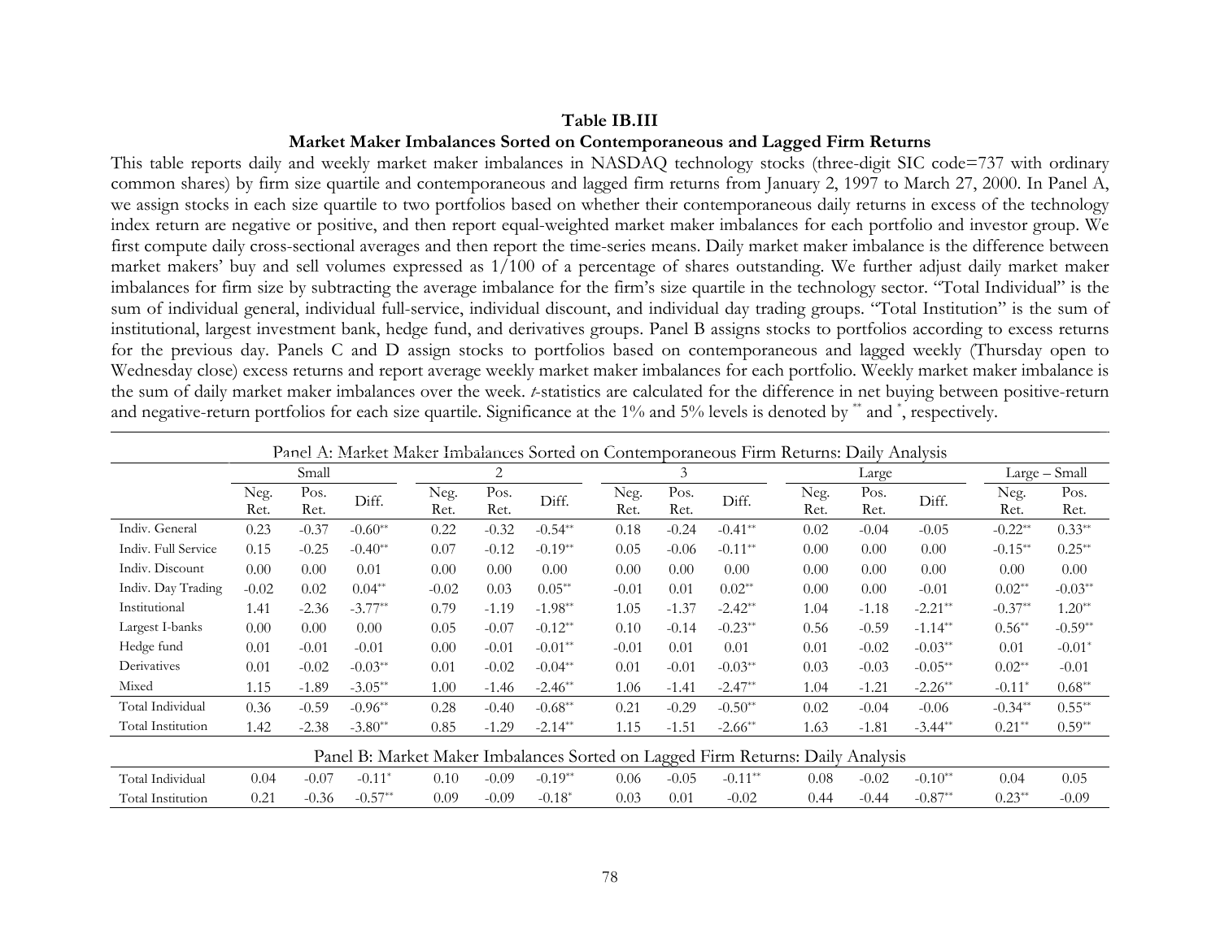**Table IB.III**

**Market Maker Imbalances Sorted on Contemporaneous and Lagged Firm Returns**

This table reports daily and weekly market maker imbalances in NASDAQ technology stocks (three-digit SIC code=737 with ordinary common shares) by firm size quartile and contemporaneous and lagged firm returns from January 2, 1997 to March 27, 2000. In Panel A, we assign stocks in each size quartile to two portfolios based on whether their contemporaneous daily returns in excess of the technology index return are negative or positive, and then report equal-weighted market maker imbalances for each portfolio and investor group. We first compute daily cross-sectional averages and then report the time-series means. Daily market maker imbalance is the difference between market makers' buy and sell volumes expressed as 1/100 of a percentage of shares outstanding. We further adjust daily market maker imbalances for firm size by subtracting the average imbalance for the firm's size quartile in the technology sector. "Total Individual" is the sum of individual general, individual full-service, individual discount, and individual day trading groups. "Total Institution" is the sum of institutional, largest investment bank, hedge fund, and derivatives groups. Panel B assigns stocks to portfolios according to excess returns for the previous day. Panels C and D assign stocks to portfolios based on contemporaneous and lagged weekly (Thursday open to Wednesday close) excess returns and report average weekly market maker imbalances for each portfolio. Weekly market maker imbalance is the sum of daily market maker imbalances over the week. *t*-statistics are calculated for the difference in net buying between positive-return and negative-return portfolios for each size quartile. Significance at the 1% and 5% levels is denoted by ** and *, respectively.

Panel A: Market Maker Imbalances Sorted on Contemporaneous Firm Returns: Daily Analysis

| | Small | | | 2 | | | 3 | | | Large | | | Large – Small | |
|---|---|---|---|---|---|---|---|---|---|---|---|---|---|---|
| | Neg. Ret. | Pos. Ret. | Diff. | Neg. Ret. | Pos. Ret. | Diff. | Neg. Ret. | Pos. Ret. | Diff. | Neg. Ret. | Pos. Ret. | Diff. | Neg. Ret. | Pos. Ret. |
| Indiv. General | 0.23 | -0.37 | -0.60** | 0.22 | -0.32 | -0.54** | 0.18 | -0.24 | -0.41** | 0.02 | -0.04 | -0.05 | -0.22** | 0.33** |
| Indiv. Full Service | 0.15 | -0.25 | -0.40** | 0.07 | -0.12 | -0.19** | 0.05 | -0.06 | -0.11** | 0.00 | 0.00 | 0.00 | -0.15** | 0.25** |
| Indiv. Discount | 0.00 | 0.00 | 0.01 | 0.00 | 0.00 | 0.00 | 0.00 | 0.00 | 0.00 | 0.00 | 0.00 | 0.00 | 0.00 | 0.00 |
| Indiv. Day Trading | -0.02 | 0.02 | 0.04** | -0.02 | 0.03 | 0.05** | -0.01 | 0.01 | 0.02** | 0.00 | 0.00 | -0.01 | 0.02** | -0.03** |
| Institutional | 1.41 | -2.36 | -3.77** | 0.79 | -1.19 | -1.98** | 1.05 | -1.37 | -2.42** | 1.04 | -1.18 | -2.21** | -0.37** | 1.20** |
| Largest I-banks | 0.00 | 0.00 | 0.00 | 0.05 | -0.07 | -0.12** | 0.10 | -0.14 | -0.23** | 0.56 | -0.59 | -1.14** | 0.56** | -0.59** |
| Hedge fund | 0.01 | -0.01 | -0.01 | 0.00 | -0.01 | -0.01** | -0.01 | 0.01 | 0.01 | 0.01 | -0.02 | -0.03** | 0.01 | -0.01* |
| Derivatives | 0.01 | -0.02 | -0.03** | 0.01 | -0.02 | -0.04** | 0.01 | -0.01 | -0.03** | 0.03 | -0.03 | -0.05** | 0.02** | -0.01 |
| Mixed | 1.15 | -1.89 | -3.05** | 1.00 | -1.46 | -2.46** | 1.06 | -1.41 | -2.47** | 1.04 | -1.21 | -2.26** | -0.11* | 0.68** |
| Total Individual | 0.36 | -0.59 | -0.96** | 0.28 | -0.40 | -0.68** | 0.21 | -0.29 | -0.50** | 0.02 | -0.04 | -0.06 | -0.34** | 0.55** |
| Total Institution | 1.42 | -2.38 | -3.80** | 0.85 | -1.29 | -2.14** | 1.15 | -1.51 | -2.66** | 1.63 | -1.81 | -3.44** | 0.21** | 0.59** |

Panel B: Market Maker Imbalances Sorted on Lagged Firm Returns: Daily Analysis

| | Small | | | 2 | | | 3 | | | Large | | | Large – Small | |
|---|---|---|---|---|---|---|---|---|---|---|---|---|---|---|
| | Neg. Ret. | Pos. Ret. | Diff. | Neg. Ret. | Pos. Ret. | Diff. | Neg. Ret. | Pos. Ret. | Diff. | Neg. Ret. | Pos. Ret. | Diff. | Neg. Ret. | Pos. Ret. |
| Total Individual | 0.04 | -0.07 | -0.11* | 0.10 | -0.09 | -0.19** | 0.06 | -0.05 | -0.11** | 0.08 | -0.02 | -0.10** | 0.04 | 0.05 |
| Total Institution | 0.21 | -0.36 | -0.57** | 0.09 | -0.09 | -0.18* | 0.03 | 0.01 | -0.02 | 0.44 | -0.44 | -0.87** | 0.23** | -0.09 |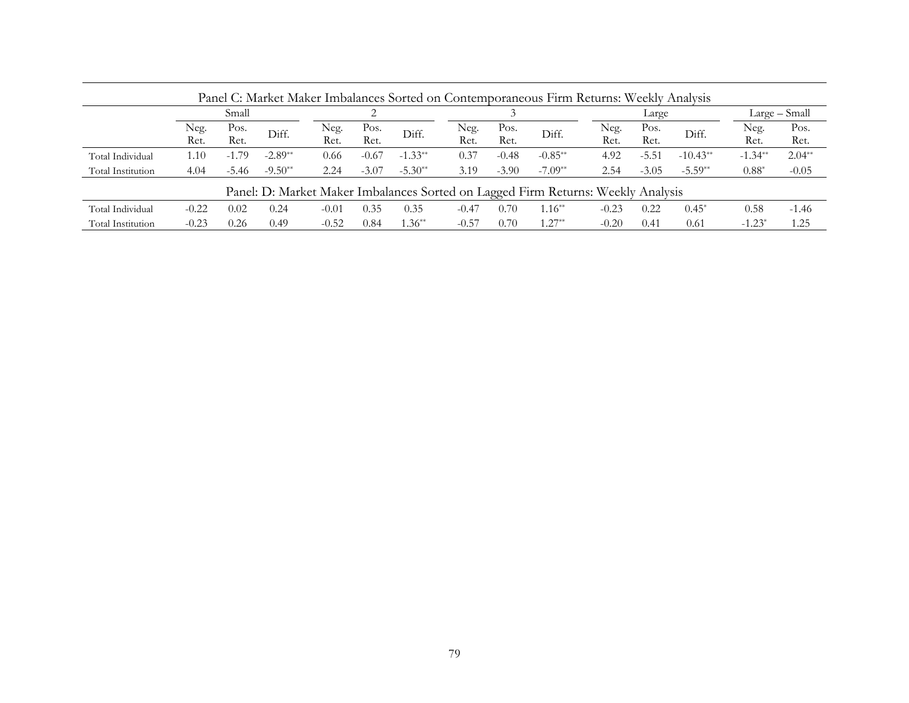| Panel C: Market Maker Imbalances Sorted on Contemporaneous Firm Returns: Weekly Analysis | | | | | | | | | | | | | | | |
|---|---|---|---|---|---|---|---|---|---|---|---|---|---|---|---|
| | Small | | | 2 | | | 3 | | | Large | | | Large – Small | |
| | Neg. Ret. | Pos. Ret. | Diff. | Neg. Ret. | Pos. Ret. | Diff. | Neg. Ret. | Pos. Ret. | Diff. | Neg. Ret. | Pos. Ret. | Diff. | Neg. Ret. | Pos. Ret. |
| Total Individual | 1.10 | -1.79 | -2.89** | 0.66 | -0.67 | -1.33** | 0.37 | -0.48 | -0.85** | 4.92 | -5.51 | -10.43** | -1.34** | 2.04** |
| Total Institution | 4.04 | -5.46 | -9.50** | 2.24 | -3.07 | -5.30** | 3.19 | -3.90 | -7.09** | 2.54 | -3.05 | -5.59** | 0.88* | -0.05 |
| **Panel: D: Market Maker Imbalances Sorted on Lagged Firm Returns: Weekly Analysis** | | | | | | | | | | | | | | |
| Total Individual | -0.22 | 0.02 | 0.24 | -0.01 | 0.35 | 0.35 | -0.47 | 0.70 | 1.16** | -0.23 | 0.22 | 0.45* | 0.58 | -1.46 |
| Total Institution | -0.23 | 0.26 | 0.49 | -0.52 | 0.84 | 1.36** | -0.57 | 0.70 | 1.27** | -0.20 | 0.41 | 0.61 | -1.23* | 1.25 |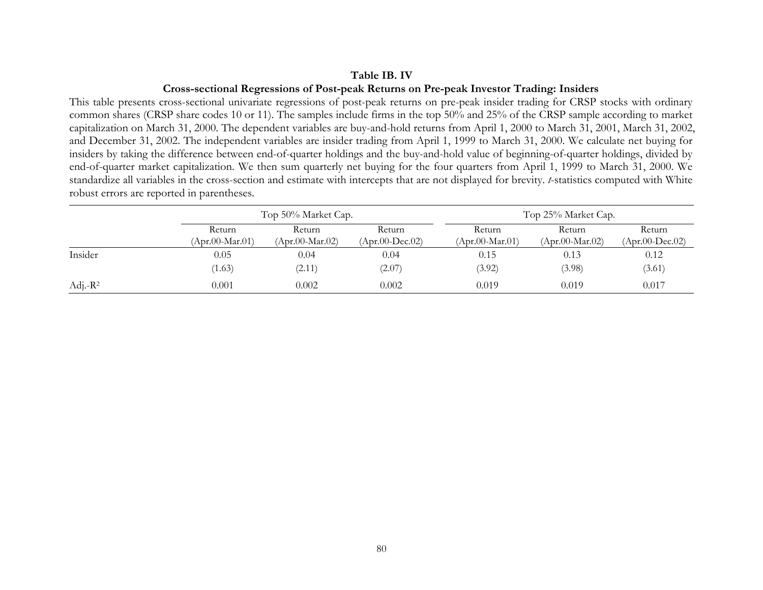**Table IB. IV**

**Cross-sectional Regressions of Post-peak Returns on Pre-peak Investor Trading: Insiders**

This table presents cross-sectional univariate regressions of post-peak returns on pre-peak insider trading for CRSP stocks with ordinary common shares (CRSP share codes 10 or 11). The samples include firms in the top 50% and 25% of the CRSP sample according to market capitalization on March 31, 2000. The dependent variables are buy-and-hold returns from April 1, 2000 to March 31, 2001, March 31, 2002, and December 31, 2002. The independent variables are insider trading from April 1, 1999 to March 31, 2000. We calculate net buying for insiders by taking the difference between end-of-quarter holdings and the buy-and-hold value of beginning-of-quarter holdings, divided by end-of-quarter market capitalization. We then sum quarterly net buying for the four quarters from April 1, 1999 to March 31, 2000. We standardize all variables in the cross-section and estimate with intercepts that are not displayed for brevity. *t*-statistics computed with White robust errors are reported in parentheses.

| | Top 50% Market Cap. | | | Top 25% Market Cap. | | |
|---|---|---|---|---|---|---|
| | Return (Apr.00-Mar.01) | Return (Apr.00-Mar.02) | Return (Apr.00-Dec.02) | Return (Apr.00-Mar.01) | Return (Apr.00-Mar.02) | Return (Apr.00-Dec.02) |
| Insider | 0.05 | 0.04 | 0.04 | 0.15 | 0.13 | 0.12 |
| | (1.63) | (2.11) | (2.07) | (3.92) | (3.98) | (3.61) |
| Adj.-$R^2$ | 0.001 | 0.002 | 0.002 | 0.019 | 0.019 | 0.017 |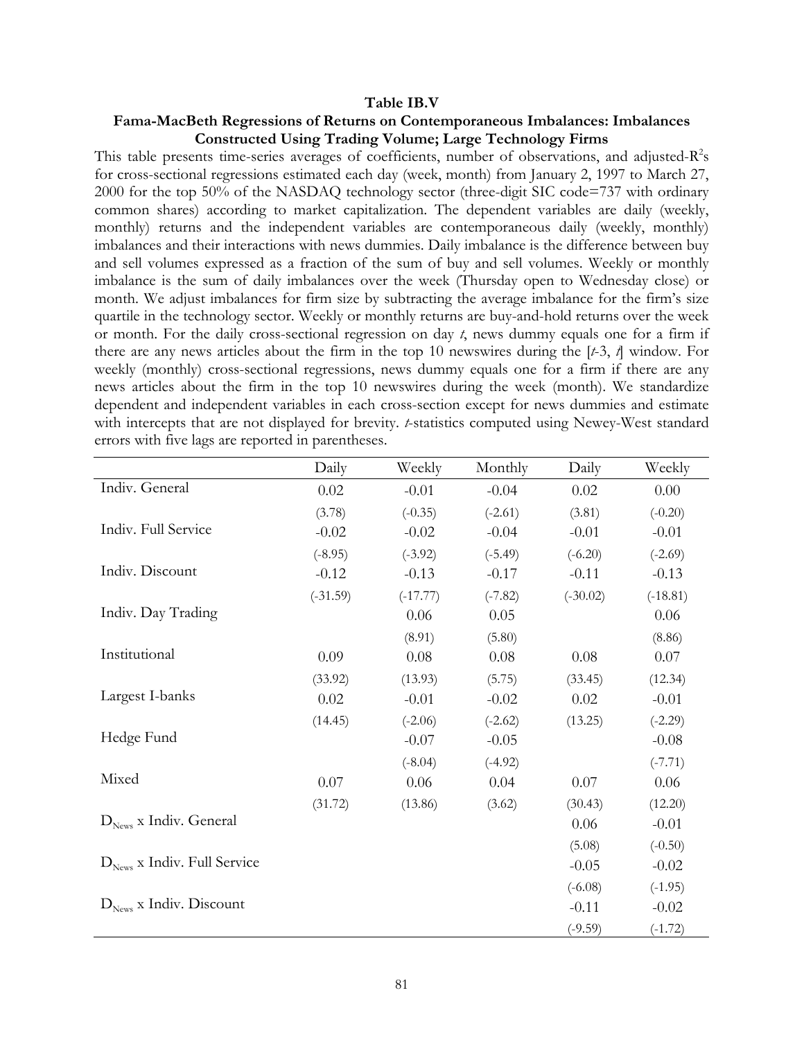**Table IB.V**

**Fama-MacBeth Regressions of Returns on Contemporaneous Imbalances: Imbalances Constructed Using Trading Volume; Large Technology Firms**

This table presents time-series averages of coefficients, number of observations, and adjusted-$R^2$s for cross-sectional regressions estimated each day (week, month) from January 2, 1997 to March 27, 2000 for the top 50% of the NASDAQ technology sector (three-digit SIC code=737 with ordinary common shares) according to market capitalization. The dependent variables are daily (weekly, monthly) returns and the independent variables are contemporaneous daily (weekly, monthly) imbalances and their interactions with news dummies. Daily imbalance is the difference between buy and sell volumes expressed as a fraction of the sum of buy and sell volumes. Weekly or monthly imbalance is the sum of daily imbalances over the week (Thursday open to Wednesday close) or month. We adjust imbalances for firm size by subtracting the average imbalance for the firm's size quartile in the technology sector. Weekly or monthly returns are buy-and-hold returns over the week or month. For the daily cross-sectional regression on day *t*, news dummy equals one for a firm if there are any news articles about the firm in the top 10 newswires during the [*t*-3, *t*] window. For weekly (monthly) cross-sectional regressions, news dummy equals one for a firm if there are any news articles about the firm in the top 10 newswires during the week (month). We standardize dependent and independent variables in each cross-section except for news dummies and estimate with intercepts that are not displayed for brevity. *t*-statistics computed using Newey-West standard errors with five lags are reported in parentheses.

| | Daily | Weekly | Monthly | Daily | Weekly |
|---|---|---|---|---|---|
| Indiv. General | 0.02 | -0.01 | -0.04 | 0.02 | 0.00 |
| | (3.78) | (-0.35) | (-2.61) | (3.81) | (-0.20) |
| Indiv. Full Service | -0.02 | -0.02 | -0.04 | -0.01 | -0.01 |
| | (-8.95) | (-3.92) | (-5.49) | (-6.20) | (-2.69) |
| Indiv. Discount | -0.12 | -0.13 | -0.17 | -0.11 | -0.13 |
| | (-31.59) | (-17.77) | (-7.82) | (-30.02) | (-18.81) |
| Indiv. Day Trading | | 0.06 | 0.05 | | 0.06 |
| | | (8.91) | (5.80) | | (8.86) |
| Institutional | 0.09 | 0.08 | 0.08 | 0.08 | 0.07 |
| | (33.92) | (13.93) | (5.75) | (33.45) | (12.34) |
| Largest I-banks | 0.02 | -0.01 | -0.02 | 0.02 | -0.01 |
| | (14.45) | (-2.06) | (-2.62) | (13.25) | (-2.29) |
| Hedge Fund | | -0.07 | -0.05 | | -0.08 |
| | | (-8.04) | (-4.92) | | (-7.71) |
| Mixed | 0.07 | 0.06 | 0.04 | 0.07 | 0.06 |
| | (31.72) | (13.86) | (3.62) | (30.43) | (12.20) |
| $D_{News}$ x Indiv. General | | | | 0.06 | -0.01 |
| | | | | (5.08) | (-0.50) |
| $D_{News}$ x Indiv. Full Service | | | | -0.05 | -0.02 |
| | | | | (-6.08) | (-1.95) |
| $D_{News}$ x Indiv. Discount | | | | -0.11 | -0.02 |
| | | | | (-9.59) | (-1.72) |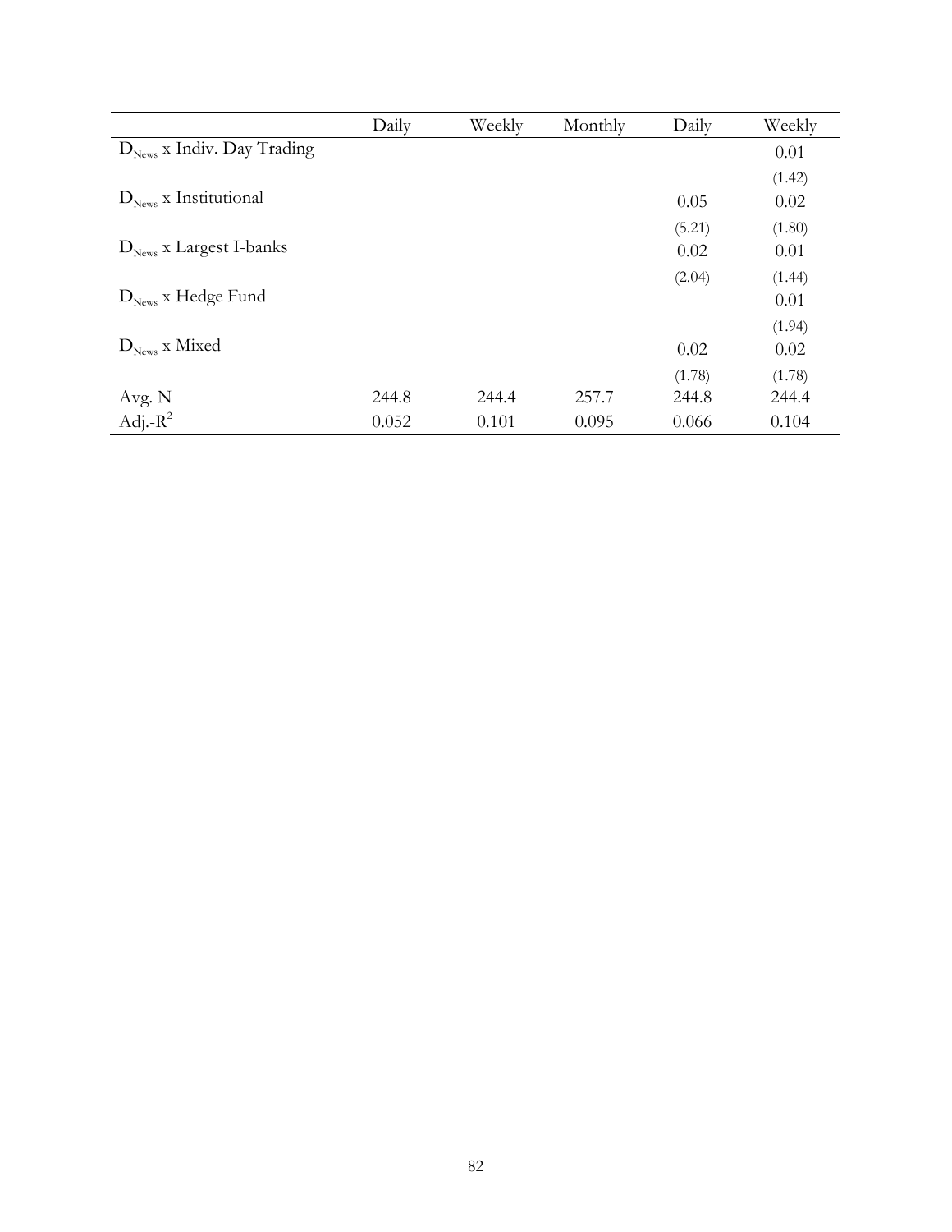| | Daily | Weekly | Monthly | Daily | Weekly |
|---|---|---|---|---|---|
| $D_{News}$ x Indiv. Day Trading | | | | | 0.01 |
| | | | | | (1.42) |
| $D_{News}$ x Institutional | | | | 0.05 | 0.02 |
| | | | | (5.21) | (1.80) |
| $D_{News}$ x Largest I-banks | | | | 0.02 | 0.01 |
| | | | | (2.04) | (1.44) |
| $D_{News}$ x Hedge Fund | | | | | 0.01 |
| | | | | | (1.94) |
| $D_{News}$ x Mixed | | | | 0.02 | 0.02 |
| | | | | (1.78) | (1.78) |
| Avg. N | 244.8 | 244.4 | 257.7 | 244.8 | 244.4 |
| Adj.-$R^2$ | 0.052 | 0.101 | 0.095 | 0.066 | 0.104 |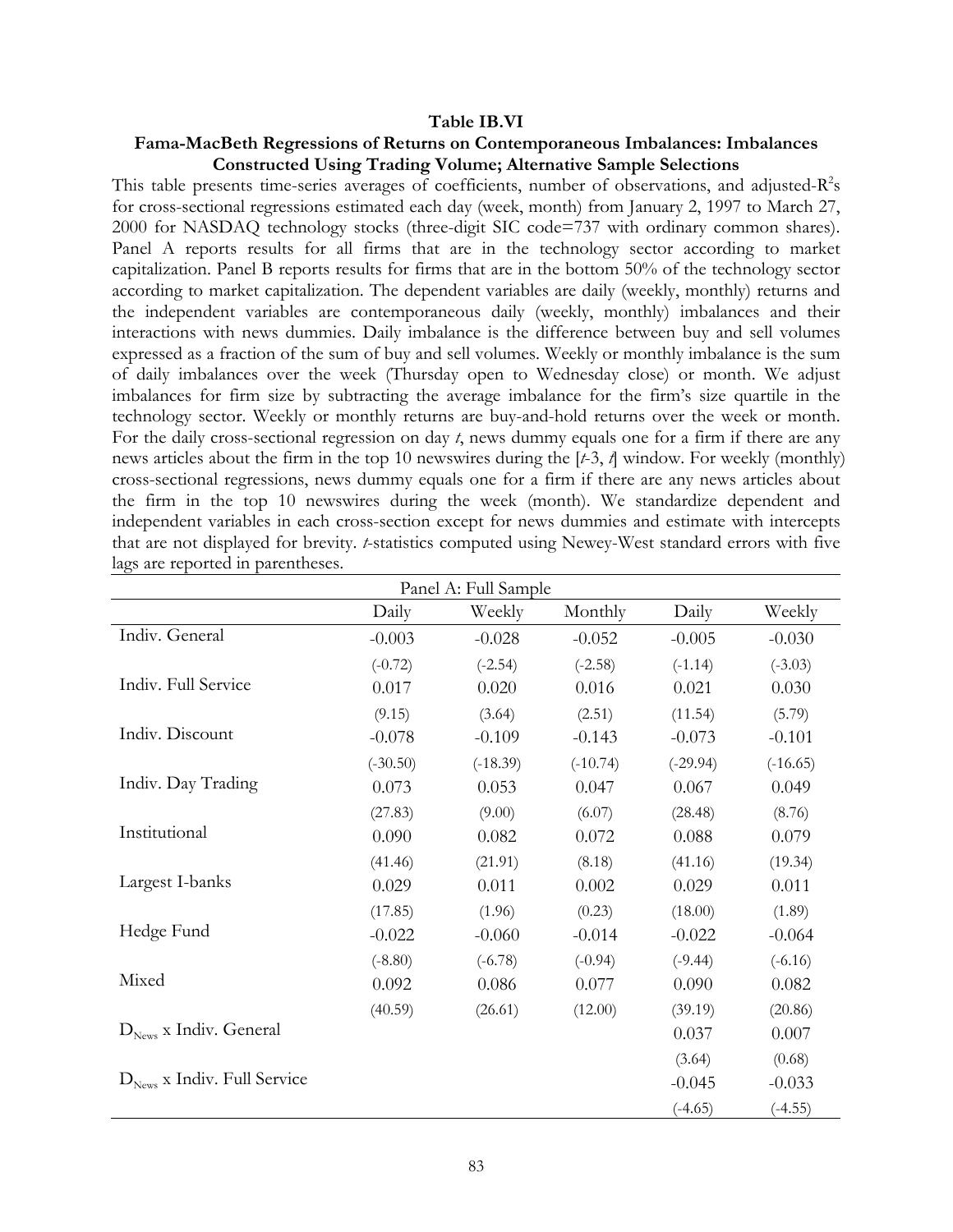**Table IB.VI**

**Fama-MacBeth Regressions of Returns on Contemporaneous Imbalances: Imbalances Constructed Using Trading Volume; Alternative Sample Selections**

This table presents time-series averages of coefficients, number of observations, and adjusted-$R^2$s for cross-sectional regressions estimated each day (week, month) from January 2, 1997 to March 27, 2000 for NASDAQ technology stocks (three-digit SIC code=737 with ordinary common shares). Panel A reports results for all firms that are in the technology sector according to market capitalization. Panel B reports results for firms that are in the bottom 50% of the technology sector according to market capitalization. The dependent variables are daily (weekly, monthly) returns and the independent variables are contemporaneous daily (weekly, monthly) imbalances and their interactions with news dummies. Daily imbalance is the difference between buy and sell volumes expressed as a fraction of the sum of buy and sell volumes. Weekly or monthly imbalance is the sum of daily imbalances over the week (Thursday open to Wednesday close) or month. We adjust imbalances for firm size by subtracting the average imbalance for the firm's size quartile in the technology sector. Weekly or monthly returns are buy-and-hold returns over the week or month. For the daily cross-sectional regression on day *t*, news dummy equals one for a firm if there are any news articles about the firm in the top 10 newswires during the [*t*-3, *t*] window. For weekly (monthly) cross-sectional regressions, news dummy equals one for a firm if there are any news articles about the firm in the top 10 newswires during the week (month). We standardize dependent and independent variables in each cross-section except for news dummies and estimate with intercepts that are not displayed for brevity. *t*-statistics computed using Newey-West standard errors with five lags are reported in parentheses.

| Panel A: Full Sample | | | | | |
|---|---|---|---|---|---|
| | Daily | Weekly | Monthly | Daily | Weekly |
| Indiv. General | -0.003 | -0.028 | -0.052 | -0.005 | -0.030 |
| | (-0.72) | (-2.54) | (-2.58) | (-1.14) | (-3.03) |
| Indiv. Full Service | 0.017 | 0.020 | 0.016 | 0.021 | 0.030 |
| | (9.15) | (3.64) | (2.51) | (11.54) | (5.79) |
| Indiv. Discount | -0.078 | -0.109 | -0.143 | -0.073 | -0.101 |
| | (-30.50) | (-18.39) | (-10.74) | (-29.94) | (-16.65) |
| Indiv. Day Trading | 0.073 | 0.053 | 0.047 | 0.067 | 0.049 |
| | (27.83) | (9.00) | (6.07) | (28.48) | (8.76) |
| Institutional | 0.090 | 0.082 | 0.072 | 0.088 | 0.079 |
| | (41.46) | (21.91) | (8.18) | (41.16) | (19.34) |
| Largest I-banks | 0.029 | 0.011 | 0.002 | 0.029 | 0.011 |
| | (17.85) | (1.96) | (0.23) | (18.00) | (1.89) |
| Hedge Fund | -0.022 | -0.060 | -0.014 | -0.022 | -0.064 |
| | (-8.80) | (-6.78) | (-0.94) | (-9.44) | (-6.16) |
| Mixed | 0.092 | 0.086 | 0.077 | 0.090 | 0.082 |
| | (40.59) | (26.61) | (12.00) | (39.19) | (20.86) |
| $D_{News}$ x Indiv. General | | | | 0.037 | 0.007 |
| | | | | (3.64) | (0.68) |
| $D_{News}$ x Indiv. Full Service | | | | -0.045 | -0.033 |
| | | | | (-4.65) | (-4.55) |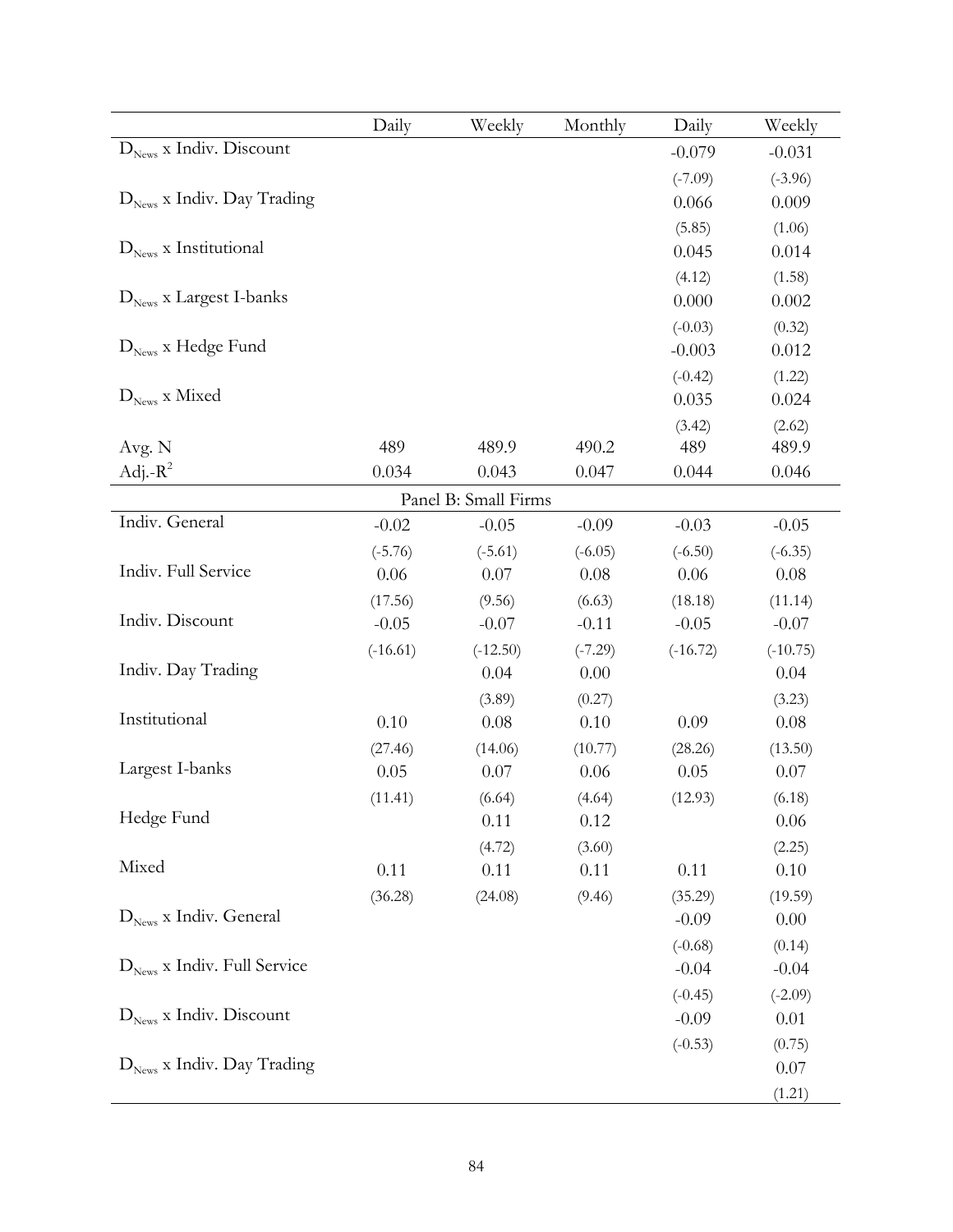| | Daily | Weekly | Monthly | Daily | Weekly |
|---|---|---|---|---|---|
| $D_{News}$ x Indiv. Discount | | | | -0.079 | -0.031 |
| | | | | (-7.09) | (-3.96) |
| $D_{News}$ x Indiv. Day Trading | | | | 0.066 | 0.009 |
| | | | | (5.85) | (1.06) |
| $D_{News}$ x Institutional | | | | 0.045 | 0.014 |
| | | | | (4.12) | (1.58) |
| $D_{News}$ x Largest I-banks | | | | 0.000 | 0.002 |
| | | | | (-0.03) | (0.32) |
| $D_{News}$ x Hedge Fund | | | | -0.003 | 0.012 |
| | | | | (-0.42) | (1.22) |
| $D_{News}$ x Mixed | | | | 0.035 | 0.024 |
| | | | | (3.42) | (2.62) |
| Avg. N | 489 | 489.9 | 490.2 | 489 | 489.9 |
| Adj.-$R^2$ | 0.034 | 0.043 | 0.047 | 0.044 | 0.046 |
| | | Panel B: Small Firms | | | |
| Indiv. General | -0.02 | -0.05 | -0.09 | -0.03 | -0.05 |
| | (-5.76) | (-5.61) | (-6.05) | (-6.50) | (-6.35) |
| Indiv. Full Service | 0.06 | 0.07 | 0.08 | 0.06 | 0.08 |
| | (17.56) | (9.56) | (6.63) | (18.18) | (11.14) |
| Indiv. Discount | -0.05 | -0.07 | -0.11 | -0.05 | -0.07 |
| | (-16.61) | (-12.50) | (-7.29) | (-16.72) | (-10.75) |
| Indiv. Day Trading | | 0.04 | 0.00 | | 0.04 |
| | | (3.89) | (0.27) | | (3.23) |
| Institutional | 0.10 | 0.08 | 0.10 | 0.09 | 0.08 |
| | (27.46) | (14.06) | (10.77) | (28.26) | (13.50) |
| Largest I-banks | 0.05 | 0.07 | 0.06 | 0.05 | 0.07 |
| | (11.41) | (6.64) | (4.64) | (12.93) | (6.18) |
| Hedge Fund | | 0.11 | 0.12 | | 0.06 |
| | | (4.72) | (3.60) | | (2.25) |
| Mixed | 0.11 | 0.11 | 0.11 | 0.11 | 0.10 |
| | (36.28) | (24.08) | (9.46) | (35.29) | (19.59) |
| $D_{News}$ x Indiv. General | | | | -0.09 | 0.00 |
| | | | | (-0.68) | (0.14) |
| $D_{News}$ x Indiv. Full Service | | | | -0.04 | -0.04 |
| | | | | (-0.45) | (-2.09) |
| $D_{News}$ x Indiv. Discount | | | | -0.09 | 0.01 |
| | | | | (-0.53) | (0.75) |
| $D_{News}$ x Indiv. Day Trading | | | | | 0.07 |
| | | | | | (1.21) |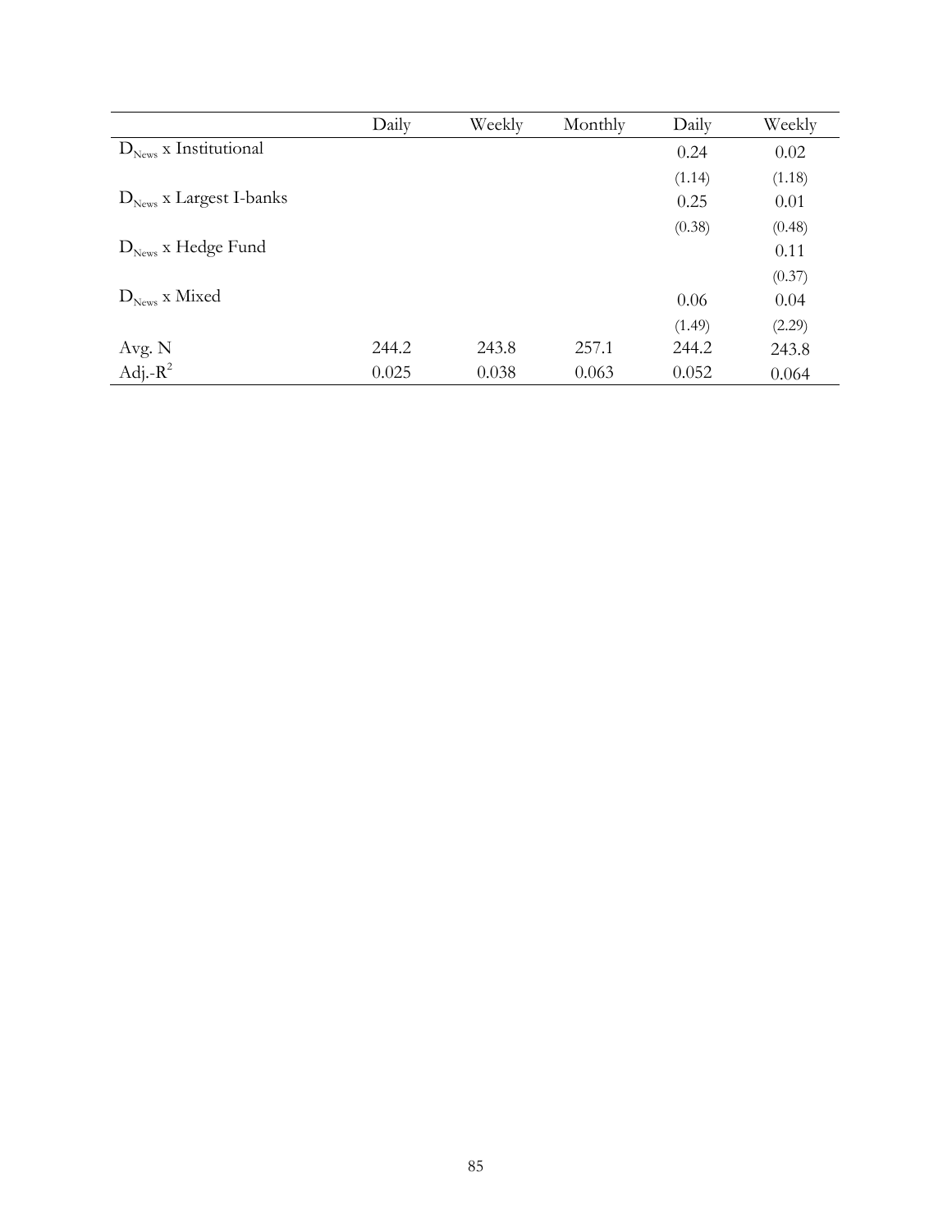| | Daily | Weekly | Monthly | Daily | Weekly |
|---|---|---|---|---|---|
| $D_{News}$ x Institutional | | | | 0.24 | 0.02 |
| | | | | (1.14) | (1.18) |
| $D_{News}$ x Largest I-banks | | | | 0.25 | 0.01 |
| | | | | (0.38) | (0.48) |
| $D_{News}$ x Hedge Fund | | | | | 0.11 |
| | | | | | (0.37) |
| $D_{News}$ x Mixed | | | | 0.06 | 0.04 |
| | | | | (1.49) | (2.29) |
| Avg. N | 244.2 | 243.8 | 257.1 | 244.2 | 243.8 |
| Adj.-$R^2$ | 0.025 | 0.038 | 0.063 | 0.052 | 0.064 |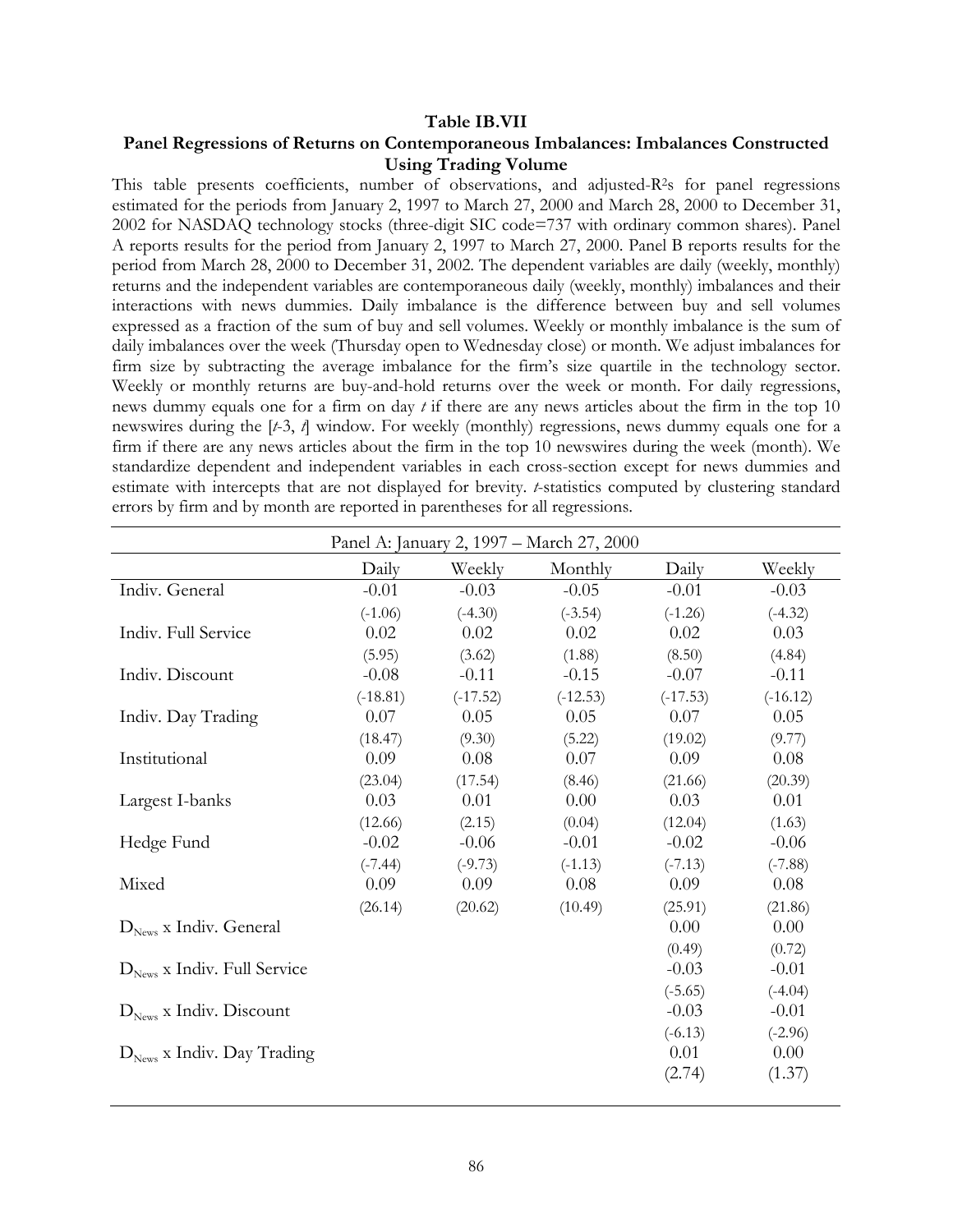**Table IB.VII**

**Panel Regressions of Returns on Contemporaneous Imbalances: Imbalances Constructed Using Trading Volume**

This table presents coefficients, number of observations, and adjusted-$R^2$s for panel regressions estimated for the periods from January 2, 1997 to March 27, 2000 and March 28, 2000 to December 31, 2002 for NASDAQ technology stocks (three-digit SIC code=737 with ordinary common shares). Panel A reports results for the period from January 2, 1997 to March 27, 2000. Panel B reports results for the period from March 28, 2000 to December 31, 2002. The dependent variables are daily (weekly, monthly) returns and the independent variables are contemporaneous daily (weekly, monthly) imbalances and their interactions with news dummies. Daily imbalance is the difference between buy and sell volumes expressed as a fraction of the sum of buy and sell volumes. Weekly or monthly imbalance is the sum of daily imbalances over the week (Thursday open to Wednesday close) or month. We adjust imbalances for firm size by subtracting the average imbalance for the firm's size quartile in the technology sector. Weekly or monthly returns are buy-and-hold returns over the week or month. For daily regressions, news dummy equals one for a firm on day *t* if there are any news articles about the firm in the top 10 newswires during the [*t*-3, *t*] window. For weekly (monthly) regressions, news dummy equals one for a firm if there are any news articles about the firm in the top 10 newswires during the week (month). We standardize dependent and independent variables in each cross-section except for news dummies and estimate with intercepts that are not displayed for brevity. *t*-statistics computed by clustering standard errors by firm and by month are reported in parentheses for all regressions.

| Panel A: January 2, 1997 – March 27, 2000 | | | | | |
|---|---|---|---|---|---|
| | Daily | Weekly | Monthly | Daily | Weekly |
| Indiv. General | -0.01 | -0.03 | -0.05 | -0.01 | -0.03 |
| | (-1.06) | (-4.30) | (-3.54) | (-1.26) | (-4.32) |
| Indiv. Full Service | 0.02 | 0.02 | 0.02 | 0.02 | 0.03 |
| | (5.95) | (3.62) | (1.88) | (8.50) | (4.84) |
| Indiv. Discount | -0.08 | -0.11 | -0.15 | -0.07 | -0.11 |
| | (-18.81) | (-17.52) | (-12.53) | (-17.53) | (-16.12) |
| Indiv. Day Trading | 0.07 | 0.05 | 0.05 | 0.07 | 0.05 |
| | (18.47) | (9.30) | (5.22) | (19.02) | (9.77) |
| Institutional | 0.09 | 0.08 | 0.07 | 0.09 | 0.08 |
| | (23.04) | (17.54) | (8.46) | (21.66) | (20.39) |
| Largest I-banks | 0.03 | 0.01 | 0.00 | 0.03 | 0.01 |
| | (12.66) | (2.15) | (0.04) | (12.04) | (1.63) |
| Hedge Fund | -0.02 | -0.06 | -0.01 | -0.02 | -0.06 |
| | (-7.44) | (-9.73) | (-1.13) | (-7.13) | (-7.88) |
| Mixed | 0.09 | 0.09 | 0.08 | 0.09 | 0.08 |
| | (26.14) | (20.62) | (10.49) | (25.91) | (21.86) |
| $D_{News}$ x Indiv. General | | | | 0.00 | 0.00 |
| | | | | (0.49) | (0.72) |
| $D_{News}$ x Indiv. Full Service | | | | -0.03 | -0.01 |
| | | | | (-5.65) | (-4.04) |
| $D_{News}$ x Indiv. Discount | | | | -0.03 | -0.01 |
| | | | | (-6.13) | (-2.96) |
| $D_{News}$ x Indiv. Day Trading | | | | 0.01 | 0.00 |
| | | | | (2.74) | (1.37) |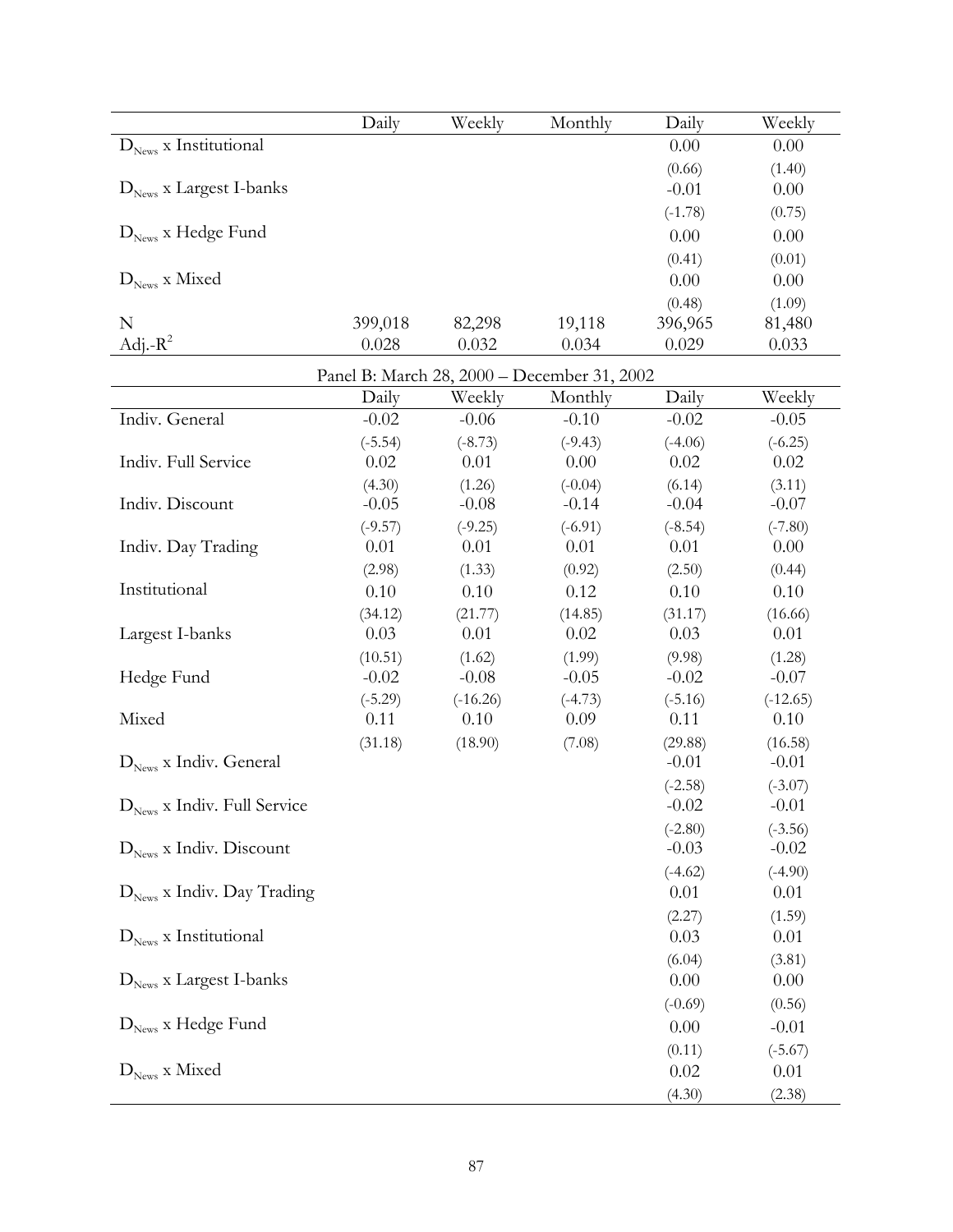| | Daily | Weekly | Monthly | Daily | Weekly |
|---|---|---|---|---|---|
| $D_{News}$ x Institutional | | | | 0.00 | 0.00 |
| | | | | (0.66) | (1.40) |
| $D_{News}$ x Largest I-banks | | | | -0.01 | 0.00 |
| | | | | (-1.78) | (0.75) |
| $D_{News}$ x Hedge Fund | | | | 0.00 | 0.00 |
| | | | | (0.41) | (0.01) |
| $D_{News}$ x Mixed | | | | 0.00 | 0.00 |
| | | | | (0.48) | (1.09) |
| N | 399,018 | 82,298 | 19,118 | 396,965 | 81,480 |
| Adj.-$R^2$ | 0.028 | 0.032 | 0.034 | 0.029 | 0.033 |

Panel B: March 28, 2000 – December 31, 2002

| | Daily | Weekly | Monthly | Daily | Weekly |
|---|---|---|---|---|---|
| Indiv. General | -0.02 | -0.06 | -0.10 | -0.02 | -0.05 |
| | (-5.54) | (-8.73) | (-9.43) | (-4.06) | (-6.25) |
| Indiv. Full Service | 0.02 | 0.01 | 0.00 | 0.02 | 0.02 |
| | (4.30) | (1.26) | (-0.04) | (6.14) | (3.11) |
| Indiv. Discount | -0.05 | -0.08 | -0.14 | -0.04 | -0.07 |
| | (-9.57) | (-9.25) | (-6.91) | (-8.54) | (-7.80) |
| Indiv. Day Trading | 0.01 | 0.01 | 0.01 | 0.01 | 0.00 |
| | (2.98) | (1.33) | (0.92) | (2.50) | (0.44) |
| Institutional | 0.10 | 0.10 | 0.12 | 0.10 | 0.10 |
| | (34.12) | (21.77) | (14.85) | (31.17) | (16.66) |
| Largest I-banks | 0.03 | 0.01 | 0.02 | 0.03 | 0.01 |
| | (10.51) | (1.62) | (1.99) | (9.98) | (1.28) |
| Hedge Fund | -0.02 | -0.08 | -0.05 | -0.02 | -0.07 |
| | (-5.29) | (-16.26) | (-4.73) | (-5.16) | (-12.65) |
| Mixed | 0.11 | 0.10 | 0.09 | 0.11 | 0.10 |
| | (31.18) | (18.90) | (7.08) | (29.88) | (16.58) |
| $D_{News}$ x Indiv. General | | | | -0.01 | -0.01 |
| | | | | (-2.58) | (-3.07) |
| $D_{News}$ x Indiv. Full Service | | | | -0.02 | -0.01 |
| | | | | (-2.80) | (-3.56) |
| $D_{News}$ x Indiv. Discount | | | | -0.03 | -0.02 |
| | | | | (-4.62) | (-4.90) |
| $D_{News}$ x Indiv. Day Trading | | | | 0.01 | 0.01 |
| | | | | (2.27) | (1.59) |
| $D_{News}$ x Institutional | | | | 0.03 | 0.01 |
| | | | | (6.04) | (3.81) |
| $D_{News}$ x Largest I-banks | | | | 0.00 | 0.00 |
| | | | | (-0.69) | (0.56) |
| $D_{News}$ x Hedge Fund | | | | 0.00 | -0.01 |
| | | | | (0.11) | (-5.67) |
| $D_{News}$ x Mixed | | | | 0.02 | 0.01 |
| | | | | (4.30) | (2.38) |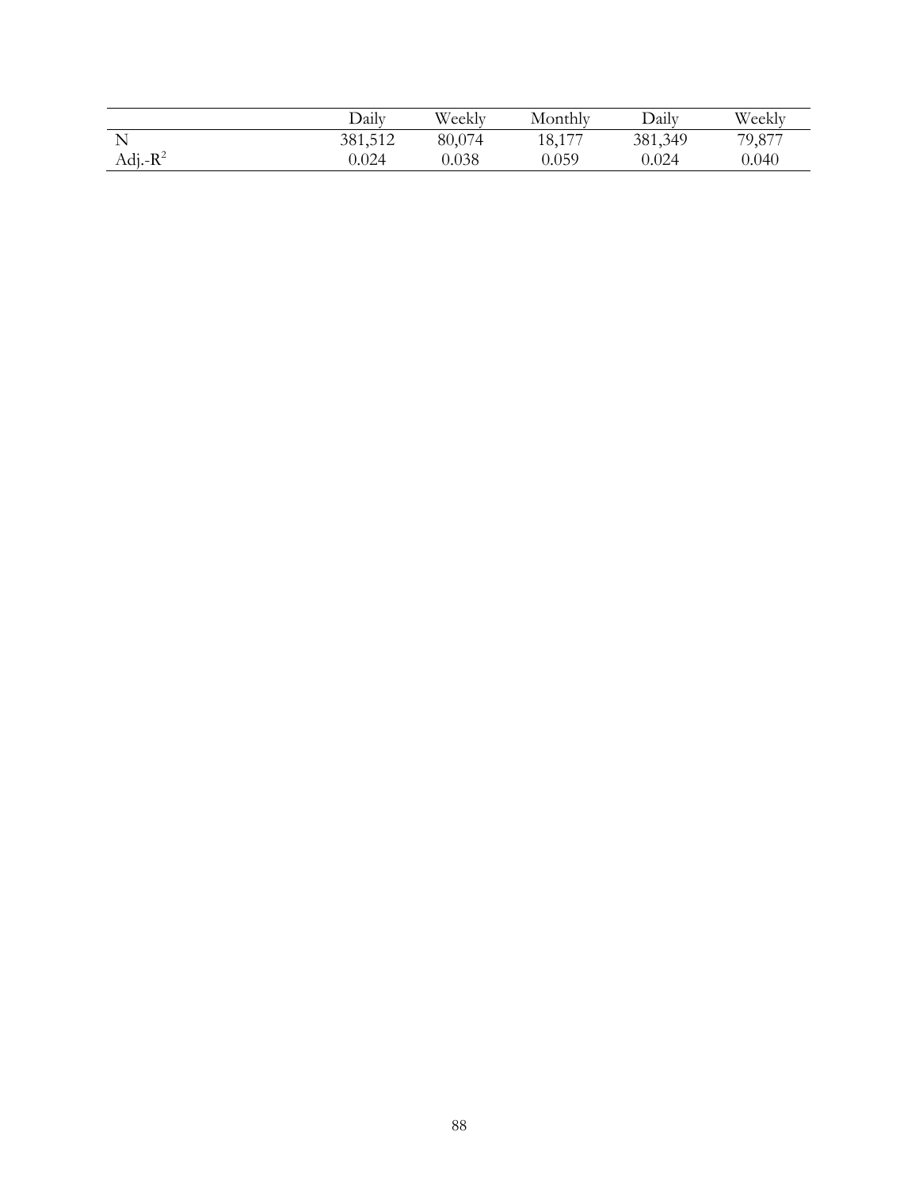| | Daily | Weekly | Monthly | Daily | Weekly |
|---|---|---|---|---|---|
| N | 381,512 | 80,074 | 18,177 | 381,349 | 79,877 |
| Adj.-$R^2$ | 0.024 | 0.038 | 0.059 | 0.024 | 0.040 |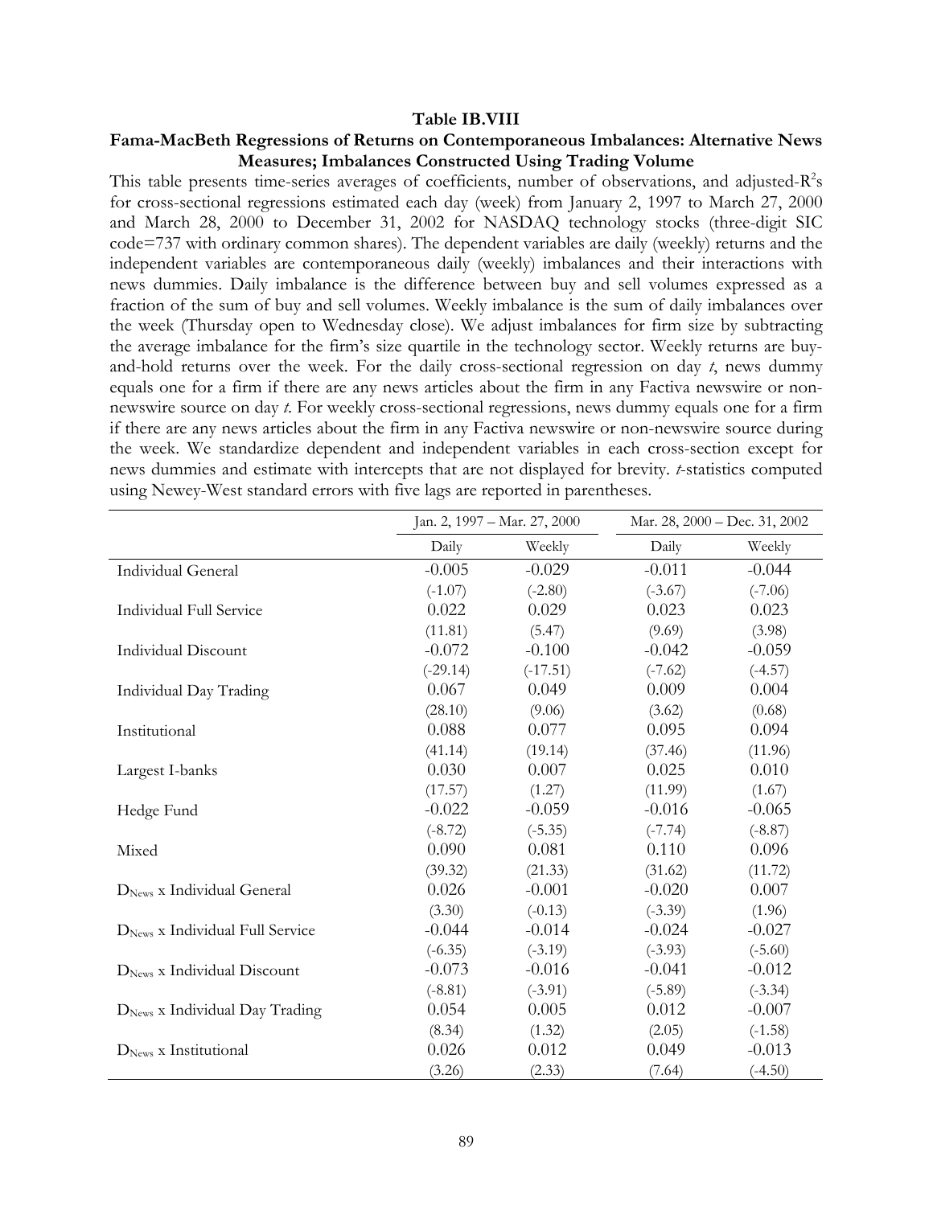**Table IB.VIII**

**Fama-MacBeth Regressions of Returns on Contemporaneous Imbalances: Alternative News Measures; Imbalances Constructed Using Trading Volume**

This table presents time-series averages of coefficients, number of observations, and adjusted-$R^2$s for cross-sectional regressions estimated each day (week) from January 2, 1997 to March 27, 2000 and March 28, 2000 to December 31, 2002 for NASDAQ technology stocks (three-digit SIC code=737 with ordinary common shares). The dependent variables are daily (weekly) returns and the independent variables are contemporaneous daily (weekly) imbalances and their interactions with news dummies. Daily imbalance is the difference between buy and sell volumes expressed as a fraction of the sum of buy and sell volumes. Weekly imbalance is the sum of daily imbalances over the week (Thursday open to Wednesday close). We adjust imbalances for firm size by subtracting the average imbalance for the firm's size quartile in the technology sector. Weekly returns are buy-and-hold returns over the week. For the daily cross-sectional regression on day *t*, news dummy equals one for a firm if there are any news articles about the firm in any Factiva newswire or non-newswire source on day *t*. For weekly cross-sectional regressions, news dummy equals one for a firm if there are any news articles about the firm in any Factiva newswire or non-newswire source during the week. We standardize dependent and independent variables in each cross-section except for news dummies and estimate with intercepts that are not displayed for brevity. *t*-statistics computed using Newey-West standard errors with five lags are reported in parentheses.

| | Jan. 2, 1997 – Mar. 27, 2000 | | Mar. 28, 2000 – Dec. 31, 2002 | |
|---|---|---|---|---|
| | Daily | Weekly | Daily | Weekly |
| Individual General | -0.005 | -0.029 | -0.011 | -0.044 |
| | (-1.07) | (-2.80) | (-3.67) | (-7.06) |
| Individual Full Service | 0.022 | 0.029 | 0.023 | 0.023 |
| | (11.81) | (5.47) | (9.69) | (3.98) |
| Individual Discount | -0.072 | -0.100 | -0.042 | -0.059 |
| | (-29.14) | (-17.51) | (-7.62) | (-4.57) |
| Individual Day Trading | 0.067 | 0.049 | 0.009 | 0.004 |
| | (28.10) | (9.06) | (3.62) | (0.68) |
| Institutional | 0.088 | 0.077 | 0.095 | 0.094 |
| | (41.14) | (19.14) | (37.46) | (11.96) |
| Largest I-banks | 0.030 | 0.007 | 0.025 | 0.010 |
| | (17.57) | (1.27) | (11.99) | (1.67) |
| Hedge Fund | -0.022 | -0.059 | -0.016 | -0.065 |
| | (-8.72) | (-5.35) | (-7.74) | (-8.87) |
| Mixed | 0.090 | 0.081 | 0.110 | 0.096 |
| | (39.32) | (21.33) | (31.62) | (11.72) |
| $D_{News}$ x Individual General | 0.026 | -0.001 | -0.020 | 0.007 |
| | (3.30) | (-0.13) | (-3.39) | (1.96) |
| $D_{News}$ x Individual Full Service | -0.044 | -0.014 | -0.024 | -0.027 |
| | (-6.35) | (-3.19) | (-3.93) | (-5.60) |
| $D_{News}$ x Individual Discount | -0.073 | -0.016 | -0.041 | -0.012 |
| | (-8.81) | (-3.91) | (-5.89) | (-3.34) |
| $D_{News}$ x Individual Day Trading | 0.054 | 0.005 | 0.012 | -0.007 |
| | (8.34) | (1.32) | (2.05) | (-1.58) |
| $D_{News}$ x Institutional | 0.026 | 0.012 | 0.049 | -0.013 |
| | (3.26) | (2.33) | (7.64) | (-4.50) |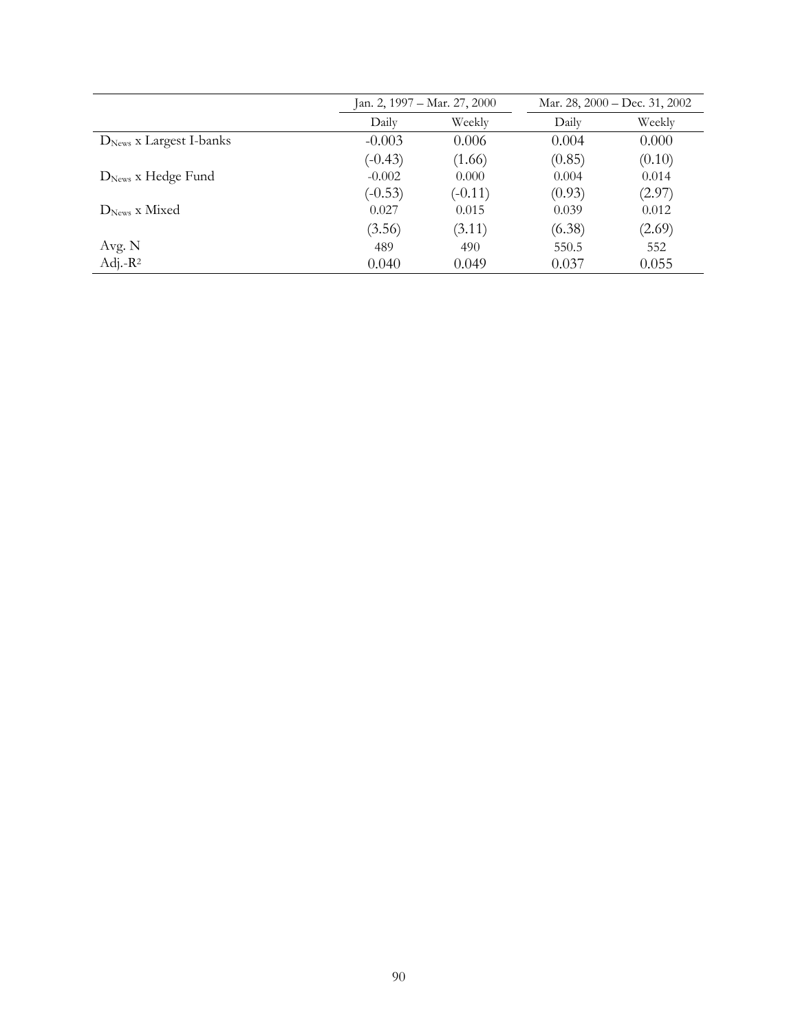| | Jan. 2, 1997 – Mar. 27, 2000 | | Mar. 28, 2000 – Dec. 31, 2002 | |
|---|---|---|---|---|
| | Daily | Weekly | Daily | Weekly |
| $D_{News}$ x Largest I-banks | -0.003 | 0.006 | 0.004 | 0.000 |
| | (-0.43) | (1.66) | (0.85) | (0.10) |
| $D_{News}$ x Hedge Fund | -0.002 | 0.000 | 0.004 | 0.014 |
| | (-0.53) | (-0.11) | (0.93) | (2.97) |
| $D_{News}$ x Mixed | 0.027 | 0.015 | 0.039 | 0.012 |
| | (3.56) | (3.11) | (6.38) | (2.69) |
| Avg. N | 489 | 490 | 550.5 | 552 |
| Adj.-$R^2$ | 0.040 | 0.049 | 0.037 | 0.055 |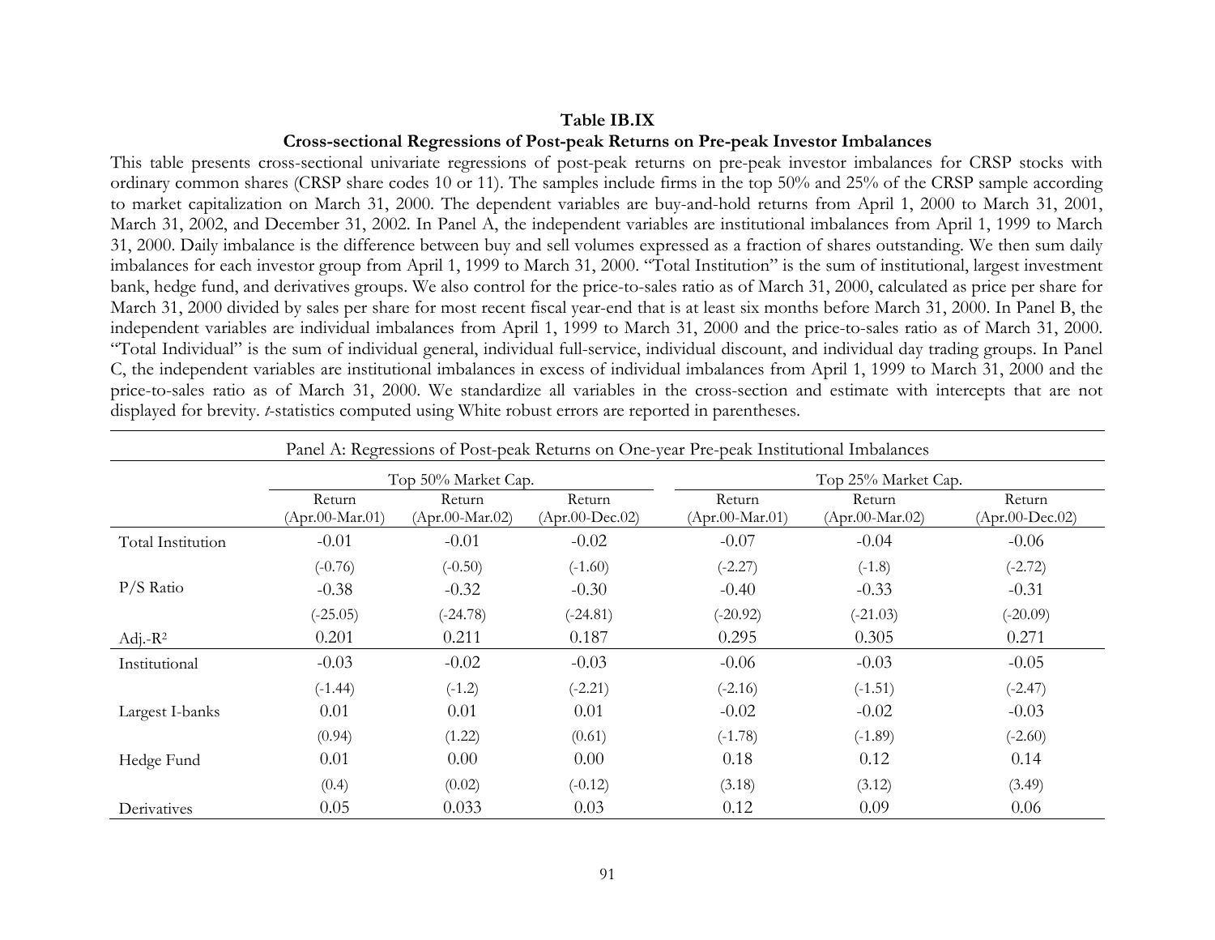**Table IB.IX**

**Cross-sectional Regressions of Post-peak Returns on Pre-peak Investor Imbalances**

This table presents cross-sectional univariate regressions of post-peak returns on pre-peak investor imbalances for CRSP stocks with ordinary common shares (CRSP share codes 10 or 11). The samples include firms in the top 50% and 25% of the CRSP sample according to market capitalization on March 31, 2000. The dependent variables are buy-and-hold returns from April 1, 2000 to March 31, 2001, March 31, 2002, and December 31, 2002. In Panel A, the independent variables are institutional imbalances from April 1, 1999 to March 31, 2000. Daily imbalance is the difference between buy and sell volumes expressed as a fraction of shares outstanding. We then sum daily imbalances for each investor group from April 1, 1999 to March 31, 2000. "Total Institution" is the sum of institutional, largest investment bank, hedge fund, and derivatives groups. We also control for the price-to-sales ratio as of March 31, 2000, calculated as price per share for March 31, 2000 divided by sales per share for most recent fiscal year-end that is at least six months before March 31, 2000. In Panel B, the independent variables are individual imbalances from April 1, 1999 to March 31, 2000 and the price-to-sales ratio as of March 31, 2000. "Total Individual" is the sum of individual general, individual full-service, individual discount, and individual day trading groups. In Panel C, the independent variables are institutional imbalances in excess of individual imbalances from April 1, 1999 to March 31, 2000 and the price-to-sales ratio as of March 31, 2000. We standardize all variables in the cross-section and estimate with intercepts that are not displayed for brevity. *t*-statistics computed using White robust errors are reported in parentheses.

Panel A: Regressions of Post-peak Returns on One-year Pre-peak Institutional Imbalances

| | Top 50% Market Cap. | | | Top 25% Market Cap. | | |
|---|---|---|---|---|---|---|
| | Return (Apr.00-Mar.01) | Return (Apr.00-Mar.02) | Return (Apr.00-Dec.02) | Return (Apr.00-Mar.01) | Return (Apr.00-Mar.02) | Return (Apr.00-Dec.02) |
| Total Institution | -0.01 | -0.01 | -0.02 | -0.07 | -0.04 | -0.06 |
| | (-0.76) | (-0.50) | (-1.60) | (-2.27) | (-1.8) | (-2.72) |
| P/S Ratio | -0.38 | -0.32 | -0.30 | -0.40 | -0.33 | -0.31 |
| | (-25.05) | (-24.78) | (-24.81) | (-20.92) | (-21.03) | (-20.09) |
| Adj.-$R^2$ | 0.201 | 0.211 | 0.187 | 0.295 | 0.305 | 0.271 |
| Institutional | -0.03 | -0.02 | -0.03 | -0.06 | -0.03 | -0.05 |
| | (-1.44) | (-1.2) | (-2.21) | (-2.16) | (-1.51) | (-2.47) |
| Largest I-banks | 0.01 | 0.01 | 0.01 | -0.02 | -0.02 | -0.03 |
| | (0.94) | (1.22) | (0.61) | (-1.78) | (-1.89) | (-2.60) |
| Hedge Fund | 0.01 | 0.00 | 0.00 | 0.18 | 0.12 | 0.14 |
| | (0.4) | (0.02) | (-0.12) | (3.18) | (3.12) | (3.49) |
| Derivatives | 0.05 | 0.033 | 0.03 | 0.12 | 0.09 | 0.06 |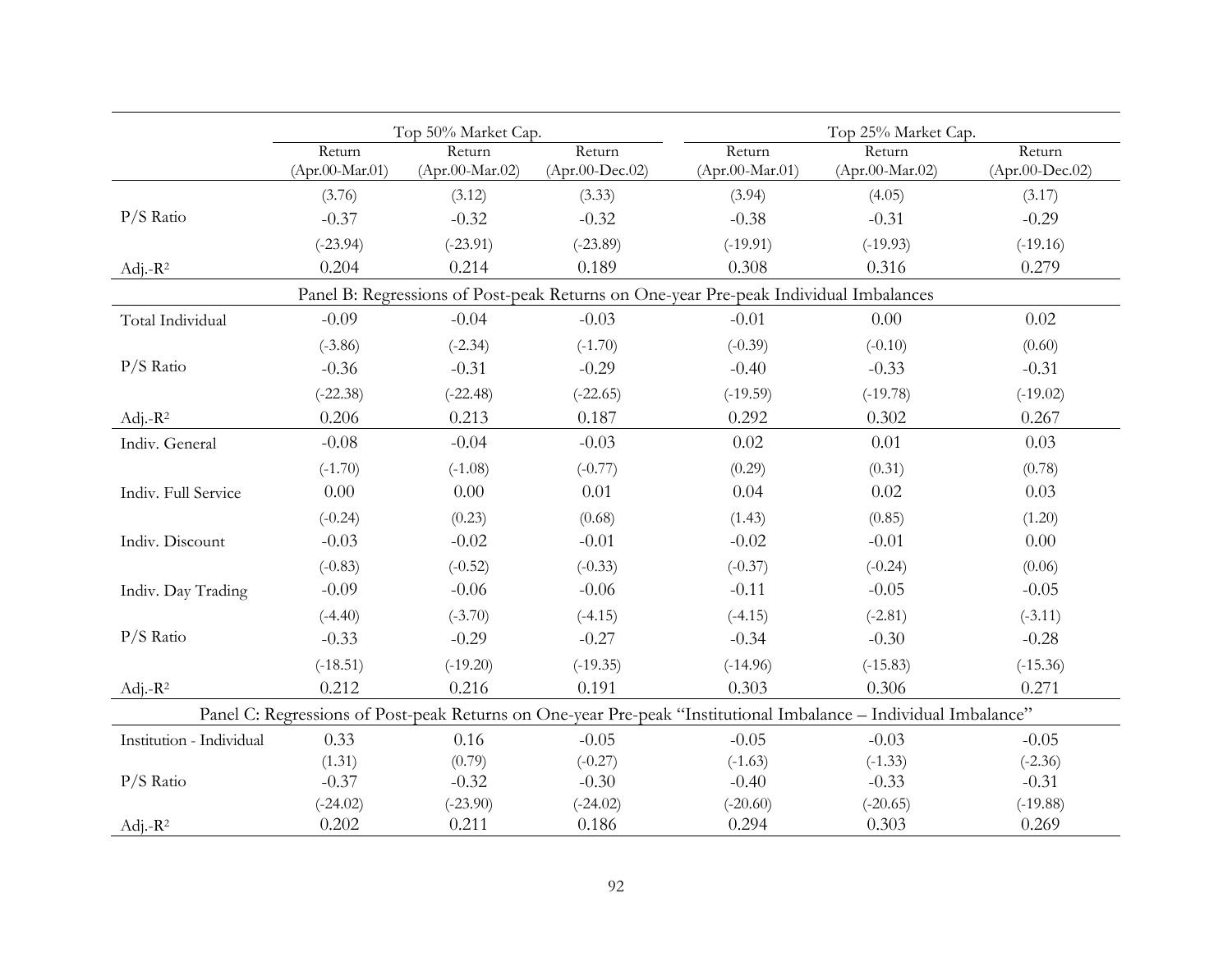| | Top 50% Market Cap. | | | Top 25% Market Cap. | | |
|---|---|---|---|---|---|---|
| | Return (Apr.00-Mar.01) | Return (Apr.00-Mar.02) | Return (Apr.00-Dec.02) | Return (Apr.00-Mar.01) | Return (Apr.00-Mar.02) | Return (Apr.00-Dec.02) |
| | (3.76) | (3.12) | (3.33) | (3.94) | (4.05) | (3.17) |
| P/S Ratio | -0.37 | -0.32 | -0.32 | -0.38 | -0.31 | -0.29 |
| | (-23.94) | (-23.91) | (-23.89) | (-19.91) | (-19.93) | (-19.16) |
| Adj.-$R^2$ | 0.204 | 0.214 | 0.189 | 0.308 | 0.316 | 0.279 |
| **Panel B: Regressions of Post-peak Returns on One-year Pre-peak Individual Imbalances** | | | | | | |
| Total Individual | -0.09 | -0.04 | -0.03 | -0.01 | 0.00 | 0.02 |
| | (-3.86) | (-2.34) | (-1.70) | (-0.39) | (-0.10) | (0.60) |
| P/S Ratio | -0.36 | -0.31 | -0.29 | -0.40 | -0.33 | -0.31 |
| | (-22.38) | (-22.48) | (-22.65) | (-19.59) | (-19.78) | (-19.02) |
| Adj.-$R^2$ | 0.206 | 0.213 | 0.187 | 0.292 | 0.302 | 0.267 |
| Indiv. General | -0.08 | -0.04 | -0.03 | 0.02 | 0.01 | 0.03 |
| | (-1.70) | (-1.08) | (-0.77) | (0.29) | (0.31) | (0.78) |
| Indiv. Full Service | 0.00 | 0.00 | 0.01 | 0.04 | 0.02 | 0.03 |
| | (-0.24) | (0.23) | (0.68) | (1.43) | (0.85) | (1.20) |
| Indiv. Discount | -0.03 | -0.02 | -0.01 | -0.02 | -0.01 | 0.00 |
| | (-0.83) | (-0.52) | (-0.33) | (-0.37) | (-0.24) | (0.06) |
| Indiv. Day Trading | -0.09 | -0.06 | -0.06 | -0.11 | -0.05 | -0.05 |
| | (-4.40) | (-3.70) | (-4.15) | (-4.15) | (-2.81) | (-3.11) |
| P/S Ratio | -0.33 | -0.29 | -0.27 | -0.34 | -0.30 | -0.28 |
| | (-18.51) | (-19.20) | (-19.35) | (-14.96) | (-15.83) | (-15.36) |
| Adj.-$R^2$ | 0.212 | 0.216 | 0.191 | 0.303 | 0.306 | 0.271 |
| **Panel C: Regressions of Post-peak Returns on One-year Pre-peak "Institutional Imbalance – Individual Imbalance"** | | | | | | |
| Institution - Individual | 0.33 | 0.16 | -0.05 | -0.05 | -0.03 | -0.05 |
| | (1.31) | (0.79) | (-0.27) | (-1.63) | (-1.33) | (-2.36) |
| P/S Ratio | -0.37 | -0.32 | -0.30 | -0.40 | -0.33 | -0.31 |
| | (-24.02) | (-23.90) | (-24.02) | (-20.60) | (-20.65) | (-19.88) |
| Adj.-$R^2$ | 0.202 | 0.211 | 0.186 | 0.294 | 0.303 | 0.269 |